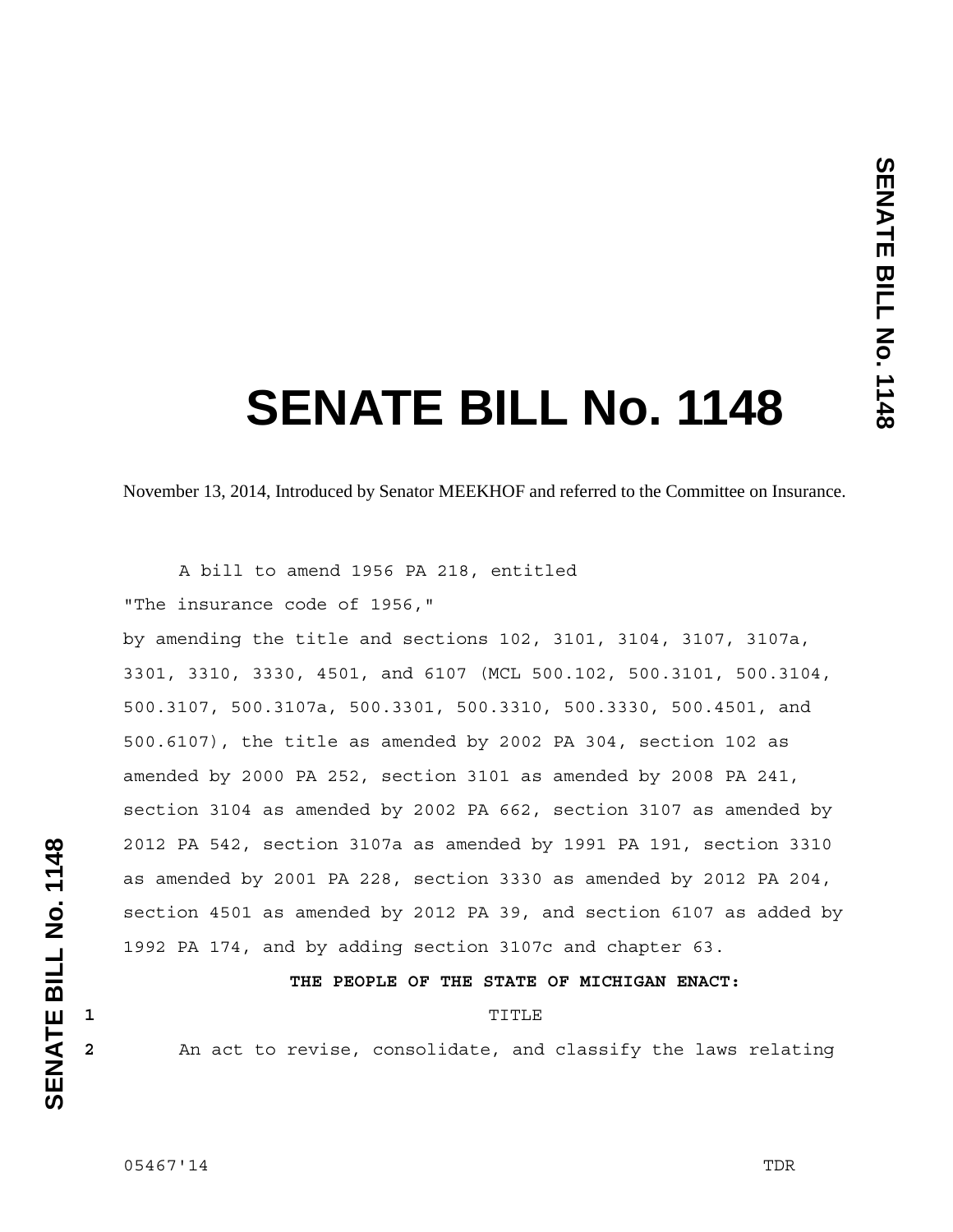# SENATE BILL No. 1148

November 13, 2014, Introduced by Senator MEEKHOF and referred to the Committee on Insurance.

A bill to amend 1956 PA 218, entitled

"The insurance code of 1956,"

by amending the title and sections 102, 3101, 3104, 3107, 3107a, 3301, 3310, 3330, 4501, and 6107 (MCL 500.102, 500.3101, 500.3104, 500.3107, 500.3107a, 500.3301, 500.3310, 500.3330, 500.4501, and 500.6107), the title as amended by 2002 PA 304, section 102 as amended by 2000 PA 252, section 3101 as amended by 2008 PA 241, section 3104 as amended by 2002 PA 662, section 3107 as amended by 2012 PA 542, section 3107a as amended by 1991 PA 191, section 3310 as amended by 2001 PA 228, section 3330 as amended by 2012 PA 204, section 4501 as amended by 2012 PA 39, and section 6107 as added by 1992 PA 174, and by adding section 3107c and chapter 63.

**THE PEOPLE OF THE STATE OF MICHIGAN ENACT:**

TITLE

An act to revise, consolidate, and classify the laws relating

05467'14 TDR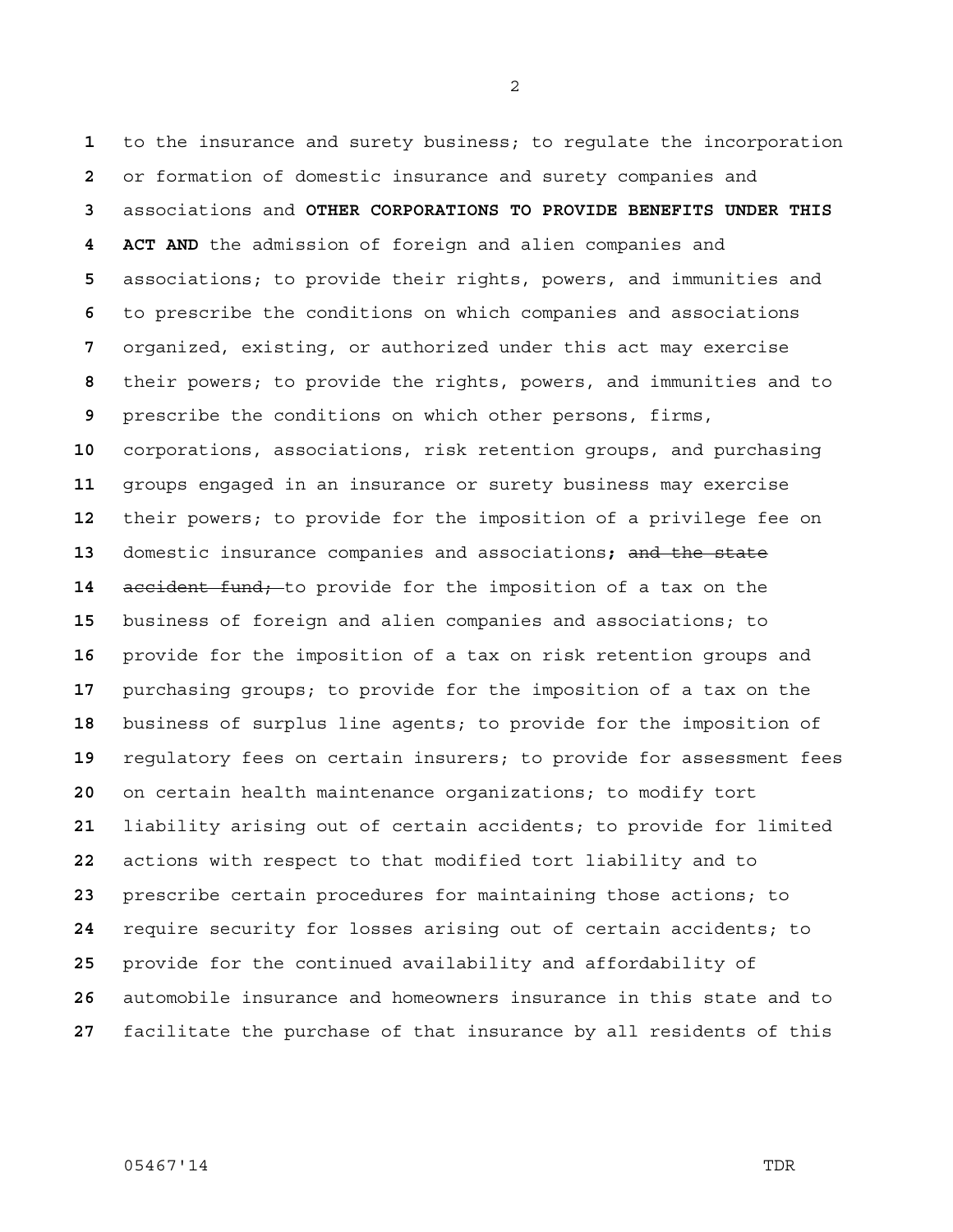to the insurance and surety business; to regulate the incorporation or formation of domestic insurance and surety companies and associations and **OTHER CORPORATIONS TO PROVIDE BENEFITS UNDER THIS ACT AND** the admission of foreign and alien companies and associations; to provide their rights, powers, and immunities and to prescribe the conditions on which companies and associations organized, existing, or authorized under this act may exercise their powers; to provide the rights, powers, and immunities and to prescribe the conditions on which other persons, firms, corporations, associations, risk retention groups, and purchasing groups engaged in an insurance or surety business may exercise their powers; to provide for the imposition of a privilege fee on domestic insurance companies and associations**;** ~~and the state accident fund;~~ to provide for the imposition of a tax on the business of foreign and alien companies and associations; to provide for the imposition of a tax on risk retention groups and purchasing groups; to provide for the imposition of a tax on the business of surplus line agents; to provide for the imposition of regulatory fees on certain insurers; to provide for assessment fees on certain health maintenance organizations; to modify tort liability arising out of certain accidents; to provide for limited actions with respect to that modified tort liability and to prescribe certain procedures for maintaining those actions; to require security for losses arising out of certain accidents; to provide for the continued availability and affordability of automobile insurance and homeowners insurance in this state and to facilitate the purchase of that insurance by all residents of this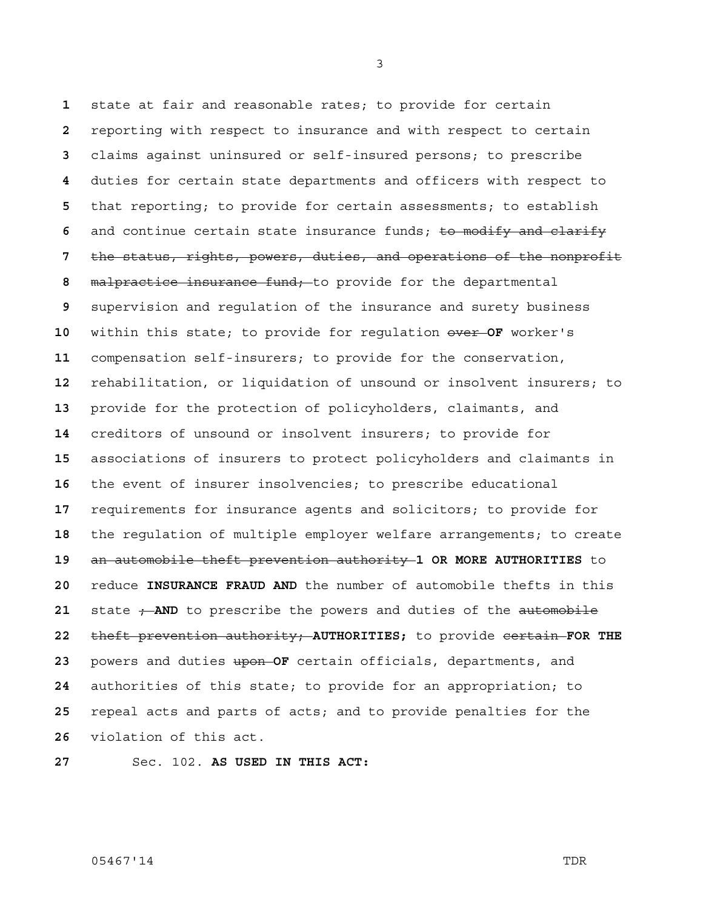state at fair and reasonable rates; to provide for certain reporting with respect to insurance and with respect to certain claims against uninsured or self-insured persons; to prescribe duties for certain state departments and officers with respect to that reporting; to provide for certain assessments; to establish and continue certain state insurance funds; ~~to modify and clarify the status, rights, powers, duties, and operations of the nonprofit malpractice insurance fund;~~ to provide for the departmental supervision and regulation of the insurance and surety business within this state; to provide for regulation ~~over~~ **OF** worker's compensation self-insurers; to provide for the conservation, rehabilitation, or liquidation of unsound or insolvent insurers; to provide for the protection of policyholders, claimants, and creditors of unsound or insolvent insurers; to provide for associations of insurers to protect policyholders and claimants in the event of insurer insolvencies; to prescribe educational requirements for insurance agents and solicitors; to provide for the regulation of multiple employer welfare arrangements; to create ~~an automobile theft prevention authority~~ **1 OR MORE AUTHORITIES** to reduce **INSURANCE FRAUD AND** the number of automobile thefts in this state ~~;~~ **AND** to prescribe the powers and duties of the ~~automobile theft prevention authority;~~ **AUTHORITIES;** to provide ~~certain~~ **FOR THE** powers and duties ~~upon~~ **OF** certain officials, departments, and authorities of this state; to provide for an appropriation; to repeal acts and parts of acts; and to provide penalties for the violation of this act.

Sec. 102. **AS USED IN THIS ACT:**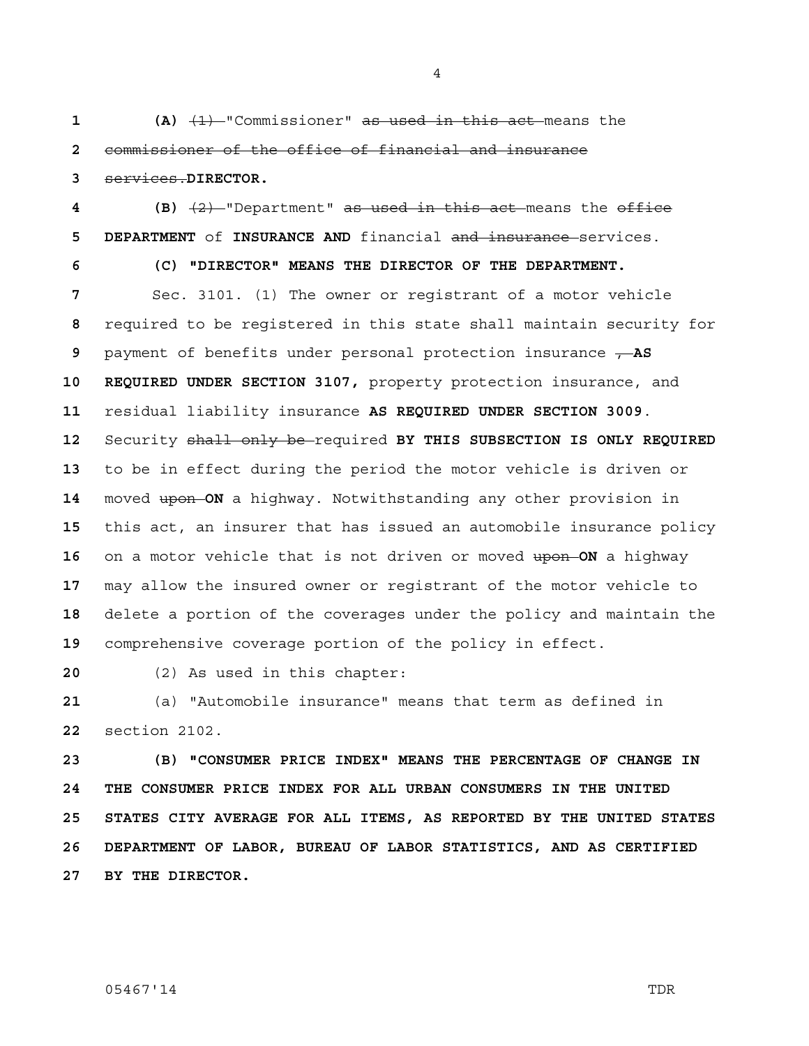**(A)** ~~(1)~~ "Commissioner" ~~as used in this act~~ means the ~~commissioner of the office of financial and insurance services.~~**DIRECTOR.**

**(B)** ~~(2)~~ "Department" ~~as used in this act~~ means the ~~office~~ **DEPARTMENT** of **INSURANCE AND** financial ~~and insurance~~ services.

**(C) "DIRECTOR" MEANS THE DIRECTOR OF THE DEPARTMENT.**

Sec. 3101. (1) The owner or registrant of a motor vehicle required to be registered in this state shall maintain security for payment of benefits under personal protection insurance ~~,~~ **AS REQUIRED UNDER SECTION 3107,** property protection insurance, and residual liability insurance **AS REQUIRED UNDER SECTION 3009**. Security ~~shall only be~~ required **BY THIS SUBSECTION IS ONLY REQUIRED** to be in effect during the period the motor vehicle is driven or moved ~~upon~~ **ON** a highway. Notwithstanding any other provision in this act, an insurer that has issued an automobile insurance policy on a motor vehicle that is not driven or moved ~~upon~~ **ON** a highway may allow the insured owner or registrant of the motor vehicle to delete a portion of the coverages under the policy and maintain the comprehensive coverage portion of the policy in effect.

(2) As used in this chapter:

(a) "Automobile insurance" means that term as defined in section 2102.

**(B) "CONSUMER PRICE INDEX" MEANS THE PERCENTAGE OF CHANGE IN THE CONSUMER PRICE INDEX FOR ALL URBAN CONSUMERS IN THE UNITED STATES CITY AVERAGE FOR ALL ITEMS, AS REPORTED BY THE UNITED STATES DEPARTMENT OF LABOR, BUREAU OF LABOR STATISTICS, AND AS CERTIFIED BY THE DIRECTOR.**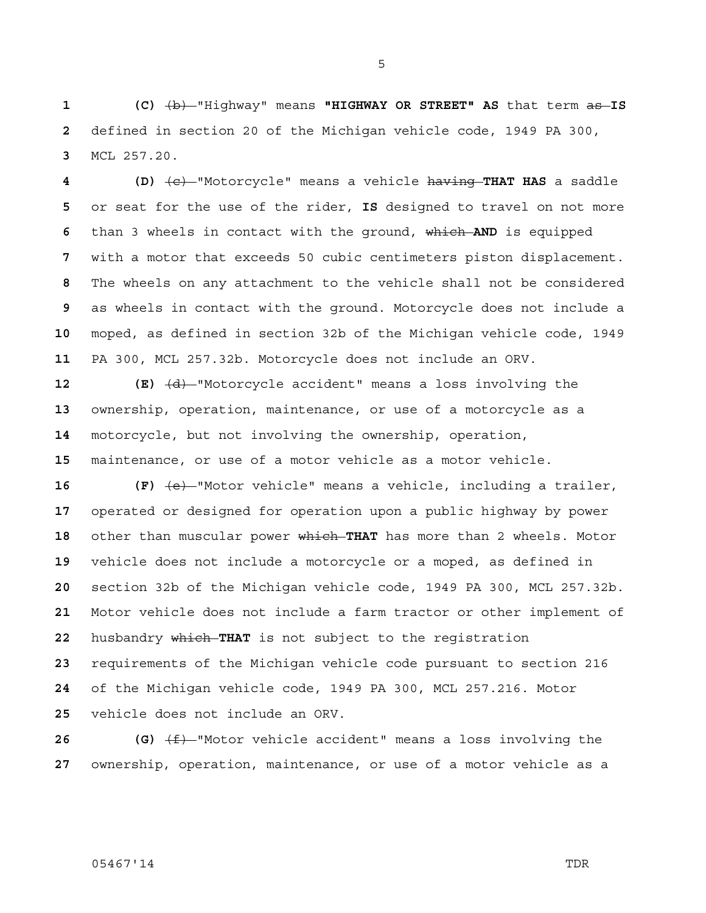**(C)** ~~(b)~~ "Highway" means **"HIGHWAY OR STREET" AS** that term ~~as~~ **IS** defined in section 20 of the Michigan vehicle code, 1949 PA 300, MCL 257.20.

**(D)** ~~(c)~~ "Motorcycle" means a vehicle ~~having~~ **THAT HAS** a saddle or seat for the use of the rider, **IS** designed to travel on not more than 3 wheels in contact with the ground, ~~which~~ **AND** is equipped with a motor that exceeds 50 cubic centimeters piston displacement. The wheels on any attachment to the vehicle shall not be considered as wheels in contact with the ground. Motorcycle does not include a moped, as defined in section 32b of the Michigan vehicle code, 1949 PA 300, MCL 257.32b. Motorcycle does not include an ORV.

**(E)** ~~(d)~~ "Motorcycle accident" means a loss involving the ownership, operation, maintenance, or use of a motorcycle as a motorcycle, but not involving the ownership, operation, maintenance, or use of a motor vehicle as a motor vehicle.

**(F)** ~~(e)~~ "Motor vehicle" means a vehicle, including a trailer, operated or designed for operation upon a public highway by power other than muscular power ~~which~~ **THAT** has more than 2 wheels. Motor vehicle does not include a motorcycle or a moped, as defined in section 32b of the Michigan vehicle code, 1949 PA 300, MCL 257.32b. Motor vehicle does not include a farm tractor or other implement of husbandry ~~which~~ **THAT** is not subject to the registration requirements of the Michigan vehicle code pursuant to section 216 of the Michigan vehicle code, 1949 PA 300, MCL 257.216. Motor vehicle does not include an ORV.

**(G)** ~~(f)~~ "Motor vehicle accident" means a loss involving the ownership, operation, maintenance, or use of a motor vehicle as a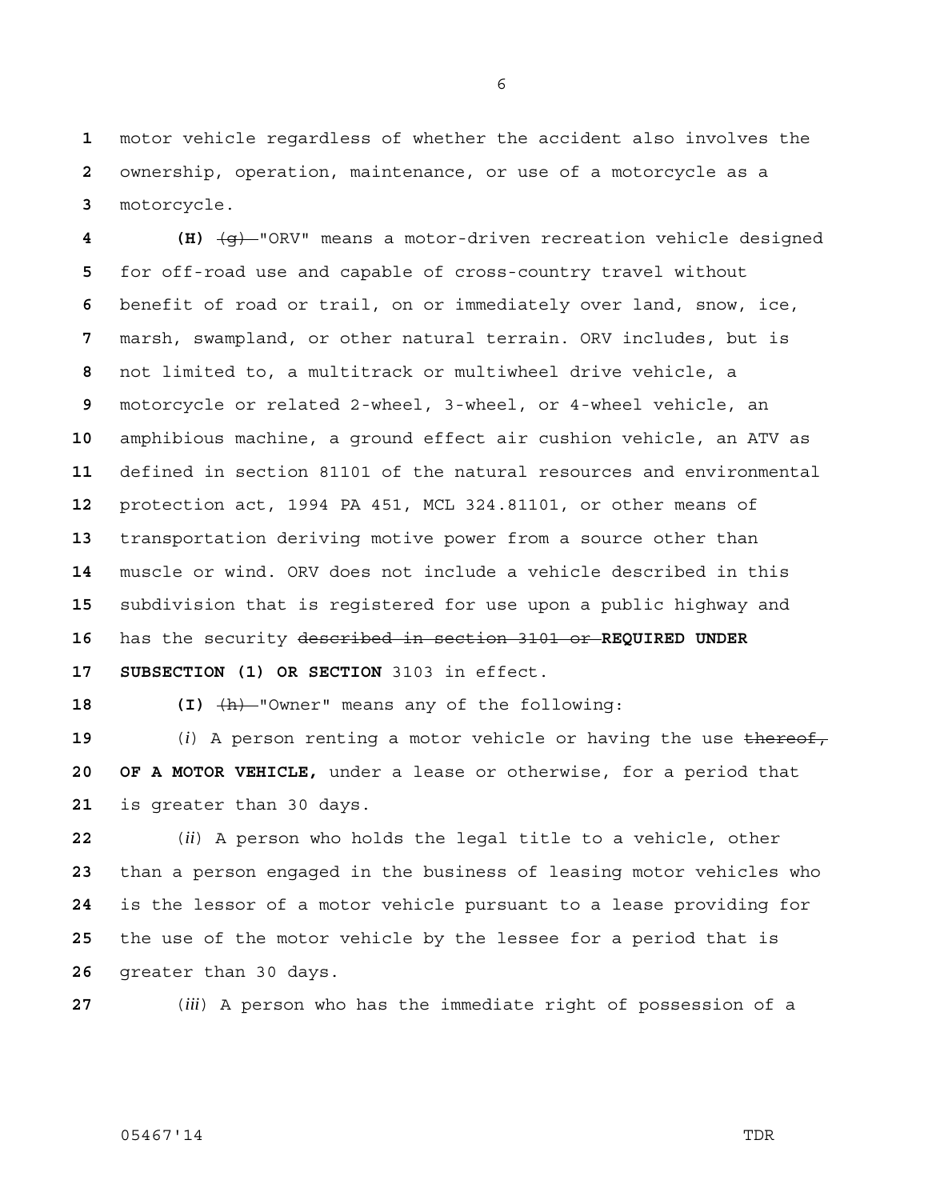motor vehicle regardless of whether the accident also involves the ownership, operation, maintenance, or use of a motorcycle as a motorcycle.

**(H)** ~~(g)~~ "ORV" means a motor-driven recreation vehicle designed for off-road use and capable of cross-country travel without benefit of road or trail, on or immediately over land, snow, ice, marsh, swampland, or other natural terrain. ORV includes, but is not limited to, a multitrack or multiwheel drive vehicle, a motorcycle or related 2-wheel, 3-wheel, or 4-wheel vehicle, an amphibious machine, a ground effect air cushion vehicle, an ATV as defined in section 81101 of the natural resources and environmental protection act, 1994 PA 451, MCL 324.81101, or other means of transportation deriving motive power from a source other than muscle or wind. ORV does not include a vehicle described in this subdivision that is registered for use upon a public highway and has the security ~~described in section 3101 or~~ **REQUIRED UNDER SUBSECTION (1) OR SECTION** 3103 in effect.

**(I)** ~~(h)~~ "Owner" means any of the following:

(*i*) A person renting a motor vehicle or having the use ~~thereof,~~ **OF A MOTOR VEHICLE,** under a lease or otherwise, for a period that is greater than 30 days.

(*ii*) A person who holds the legal title to a vehicle, other than a person engaged in the business of leasing motor vehicles who is the lessor of a motor vehicle pursuant to a lease providing for the use of the motor vehicle by the lessee for a period that is greater than 30 days.

(*iii*) A person who has the immediate right of possession of a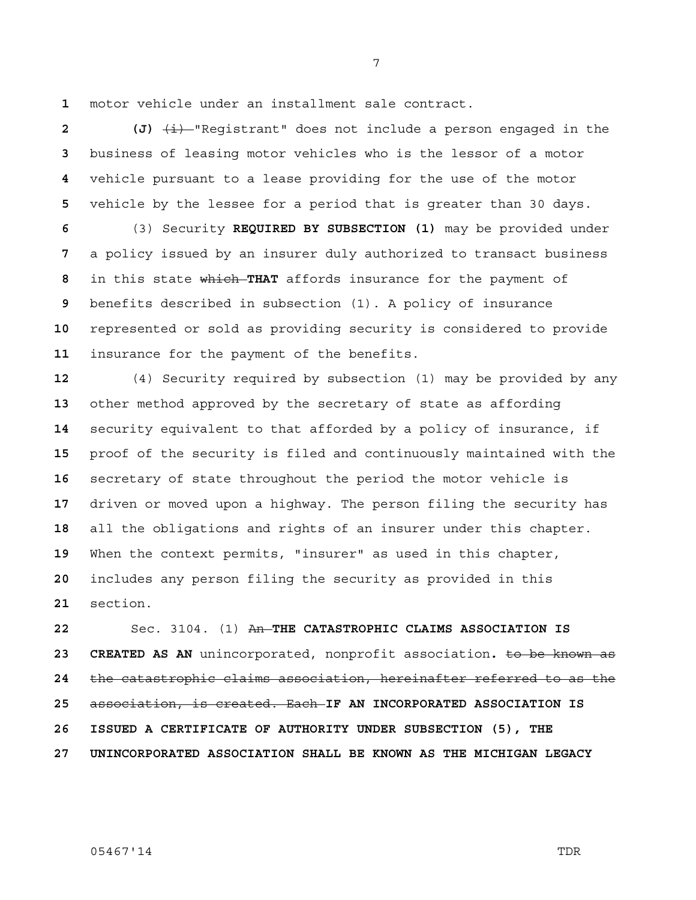motor vehicle under an installment sale contract.

**(J)** ~~(i)~~ "Registrant" does not include a person engaged in the business of leasing motor vehicles who is the lessor of a motor vehicle pursuant to a lease providing for the use of the motor vehicle by the lessee for a period that is greater than 30 days.

(3) Security **REQUIRED BY SUBSECTION (1)** may be provided under a policy issued by an insurer duly authorized to transact business in this state ~~which~~ **THAT** affords insurance for the payment of benefits described in subsection (1). A policy of insurance represented or sold as providing security is considered to provide insurance for the payment of the benefits.

(4) Security required by subsection (1) may be provided by any other method approved by the secretary of state as affording security equivalent to that afforded by a policy of insurance, if proof of the security is filed and continuously maintained with the secretary of state throughout the period the motor vehicle is driven or moved upon a highway. The person filing the security has all the obligations and rights of an insurer under this chapter. When the context permits, "insurer" as used in this chapter, includes any person filing the security as provided in this section.

Sec. 3104. (1) ~~An~~ **THE CATASTROPHIC CLAIMS ASSOCIATION IS CREATED AS AN** unincorporated, nonprofit association**.** ~~to be known as the catastrophic claims association, hereinafter referred to as the association, is created. Each~~ **IF AN INCORPORATED ASSOCIATION IS ISSUED A CERTIFICATE OF AUTHORITY UNDER SUBSECTION (5), THE UNINCORPORATED ASSOCIATION SHALL BE KNOWN AS THE MICHIGAN LEGACY**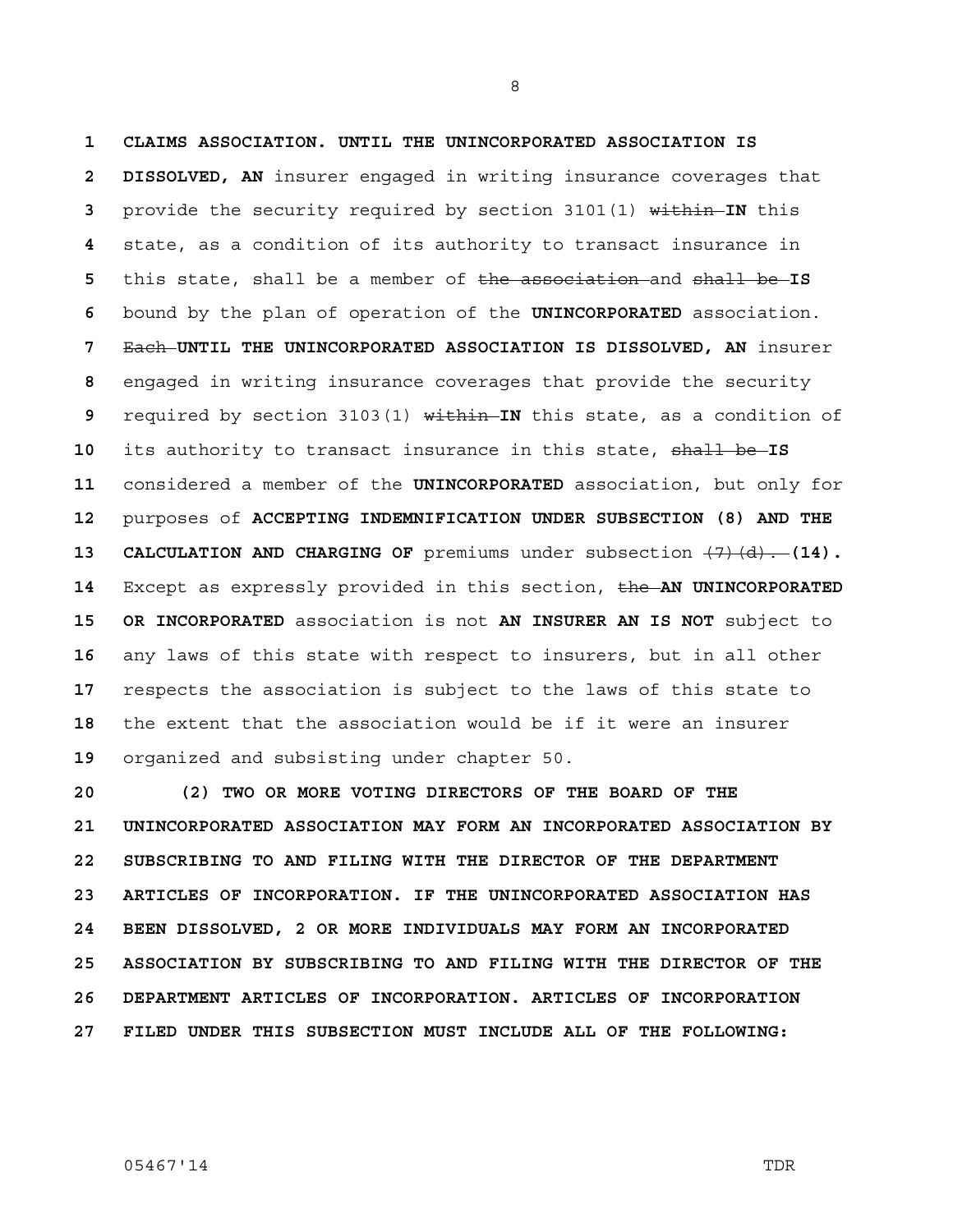**CLAIMS ASSOCIATION. UNTIL THE UNINCORPORATED ASSOCIATION IS DISSOLVED, AN** insurer engaged in writing insurance coverages that provide the security required by section 3101(1) ~~within~~ **IN** this state, as a condition of its authority to transact insurance in this state, shall be a member of ~~the association~~ and ~~shall be~~ **IS** bound by the plan of operation of the **UNINCORPORATED** association. ~~Each~~ **UNTIL THE UNINCORPORATED ASSOCIATION IS DISSOLVED, AN** insurer engaged in writing insurance coverages that provide the security required by section 3103(1) ~~within~~ **IN** this state, as a condition of its authority to transact insurance in this state, ~~shall be~~ **IS** considered a member of the **UNINCORPORATED** association, but only for purposes of **ACCEPTING INDEMNIFICATION UNDER SUBSECTION (8) AND THE CALCULATION AND CHARGING OF** premiums under subsection ~~(7)(d).~~ **(14).** Except as expressly provided in this section, ~~the~~ **AN UNINCORPORATED OR INCORPORATED** association is not **AN INSURER AN IS NOT** subject to any laws of this state with respect to insurers, but in all other respects the association is subject to the laws of this state to the extent that the association would be if it were an insurer organized and subsisting under chapter 50.

**(2) TWO OR MORE VOTING DIRECTORS OF THE BOARD OF THE UNINCORPORATED ASSOCIATION MAY FORM AN INCORPORATED ASSOCIATION BY SUBSCRIBING TO AND FILING WITH THE DIRECTOR OF THE DEPARTMENT ARTICLES OF INCORPORATION. IF THE UNINCORPORATED ASSOCIATION HAS BEEN DISSOLVED, 2 OR MORE INDIVIDUALS MAY FORM AN INCORPORATED ASSOCIATION BY SUBSCRIBING TO AND FILING WITH THE DIRECTOR OF THE DEPARTMENT ARTICLES OF INCORPORATION. ARTICLES OF INCORPORATION FILED UNDER THIS SUBSECTION MUST INCLUDE ALL OF THE FOLLOWING:**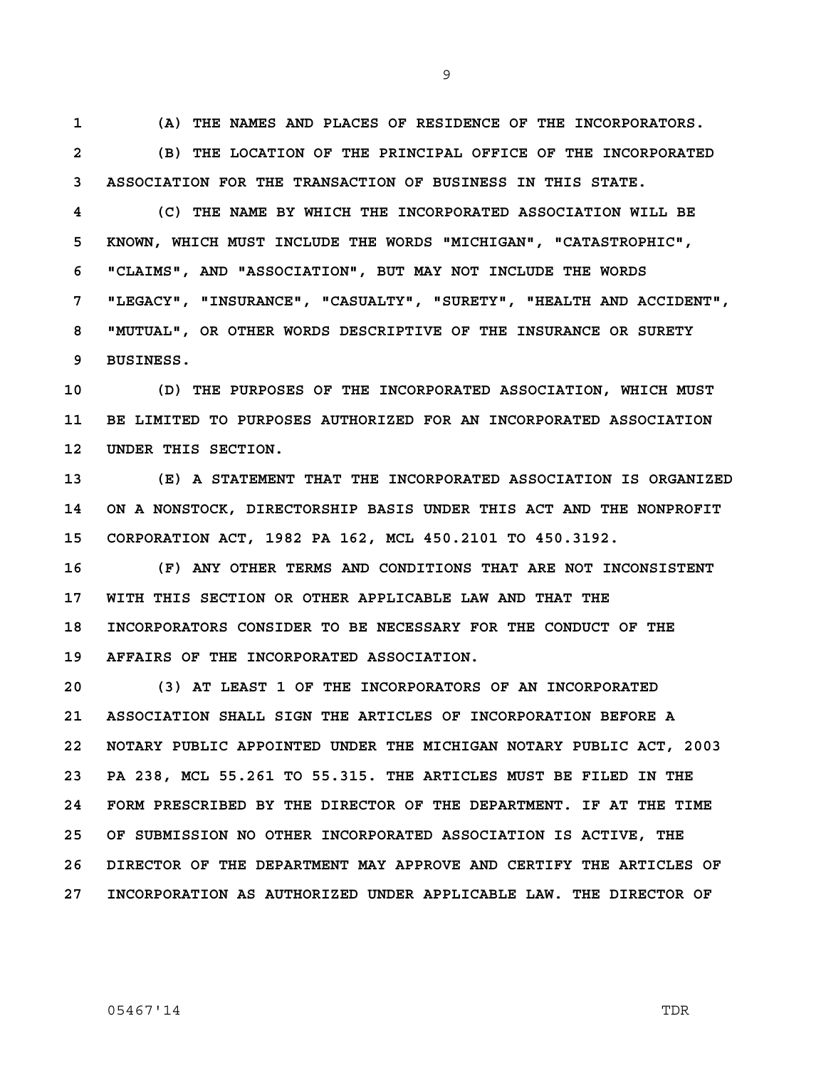(A) THE NAMES AND PLACES OF RESIDENCE OF THE INCORPORATORS.

(B) THE LOCATION OF THE PRINCIPAL OFFICE OF THE INCORPORATED ASSOCIATION FOR THE TRANSACTION OF BUSINESS IN THIS STATE.

(C) THE NAME BY WHICH THE INCORPORATED ASSOCIATION WILL BE KNOWN, WHICH MUST INCLUDE THE WORDS "MICHIGAN", "CATASTROPHIC", "CLAIMS", AND "ASSOCIATION", BUT MAY NOT INCLUDE THE WORDS "LEGACY", "INSURANCE", "CASUALTY", "SURETY", "HEALTH AND ACCIDENT", "MUTUAL", OR OTHER WORDS DESCRIPTIVE OF THE INSURANCE OR SURETY BUSINESS.

(D) THE PURPOSES OF THE INCORPORATED ASSOCIATION, WHICH MUST BE LIMITED TO PURPOSES AUTHORIZED FOR AN INCORPORATED ASSOCIATION UNDER THIS SECTION.

(E) A STATEMENT THAT THE INCORPORATED ASSOCIATION IS ORGANIZED ON A NONSTOCK, DIRECTORSHIP BASIS UNDER THIS ACT AND THE NONPROFIT CORPORATION ACT, 1982 PA 162, MCL 450.2101 TO 450.3192.

(F) ANY OTHER TERMS AND CONDITIONS THAT ARE NOT INCONSISTENT WITH THIS SECTION OR OTHER APPLICABLE LAW AND THAT THE INCORPORATORS CONSIDER TO BE NECESSARY FOR THE CONDUCT OF THE AFFAIRS OF THE INCORPORATED ASSOCIATION.

(3) AT LEAST 1 OF THE INCORPORATORS OF AN INCORPORATED ASSOCIATION SHALL SIGN THE ARTICLES OF INCORPORATION BEFORE A NOTARY PUBLIC APPOINTED UNDER THE MICHIGAN NOTARY PUBLIC ACT, 2003 PA 238, MCL 55.261 TO 55.315. THE ARTICLES MUST BE FILED IN THE FORM PRESCRIBED BY THE DIRECTOR OF THE DEPARTMENT. IF AT THE TIME OF SUBMISSION NO OTHER INCORPORATED ASSOCIATION IS ACTIVE, THE DIRECTOR OF THE DEPARTMENT MAY APPROVE AND CERTIFY THE ARTICLES OF INCORPORATION AS AUTHORIZED UNDER APPLICABLE LAW. THE DIRECTOR OF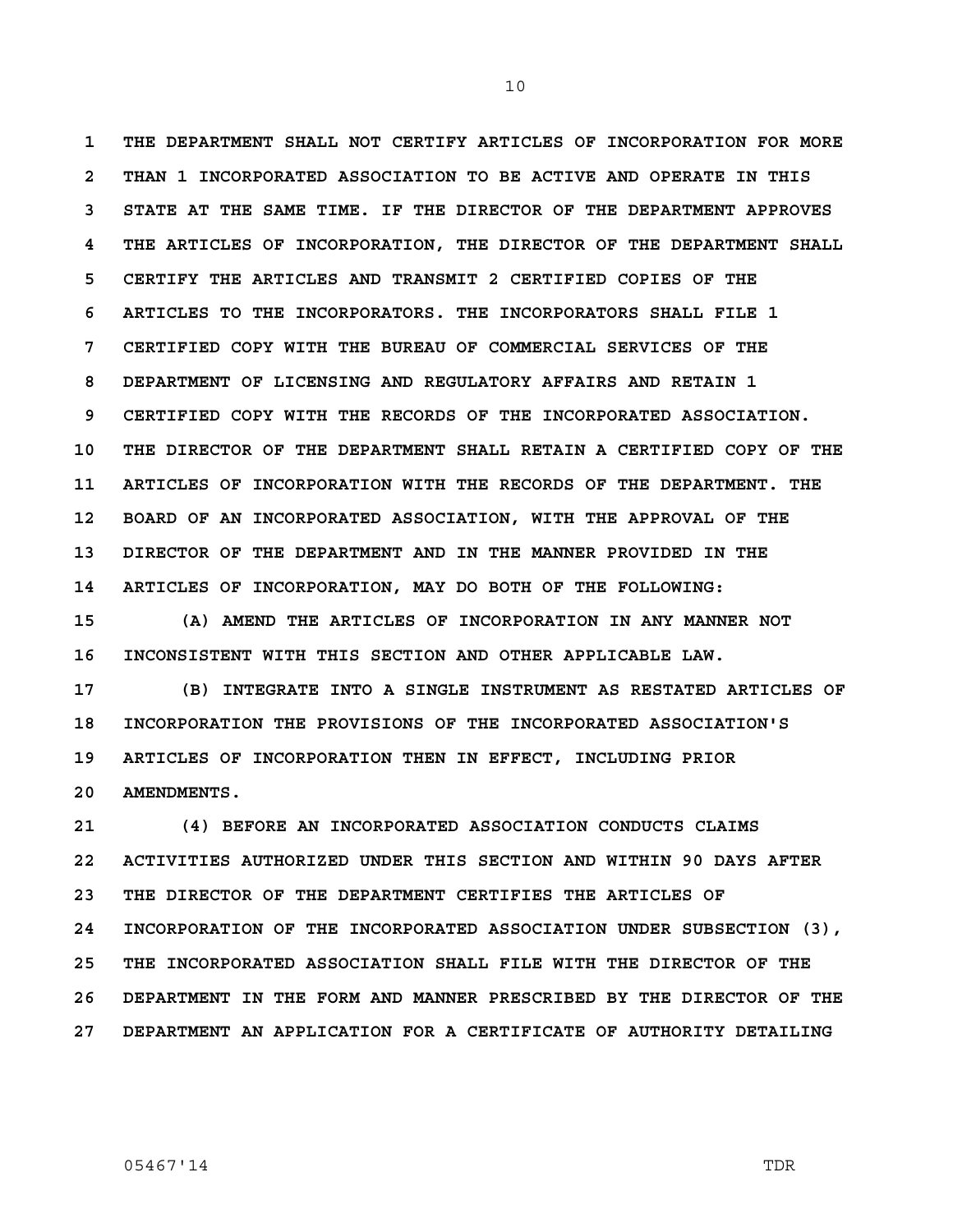THE DEPARTMENT SHALL NOT CERTIFY ARTICLES OF INCORPORATION FOR MORE THAN 1 INCORPORATED ASSOCIATION TO BE ACTIVE AND OPERATE IN THIS STATE AT THE SAME TIME. IF THE DIRECTOR OF THE DEPARTMENT APPROVES THE ARTICLES OF INCORPORATION, THE DIRECTOR OF THE DEPARTMENT SHALL CERTIFY THE ARTICLES AND TRANSMIT 2 CERTIFIED COPIES OF THE ARTICLES TO THE INCORPORATORS. THE INCORPORATORS SHALL FILE 1 CERTIFIED COPY WITH THE BUREAU OF COMMERCIAL SERVICES OF THE DEPARTMENT OF LICENSING AND REGULATORY AFFAIRS AND RETAIN 1 CERTIFIED COPY WITH THE RECORDS OF THE INCORPORATED ASSOCIATION. THE DIRECTOR OF THE DEPARTMENT SHALL RETAIN A CERTIFIED COPY OF THE ARTICLES OF INCORPORATION WITH THE RECORDS OF THE DEPARTMENT. THE BOARD OF AN INCORPORATED ASSOCIATION, WITH THE APPROVAL OF THE DIRECTOR OF THE DEPARTMENT AND IN THE MANNER PROVIDED IN THE ARTICLES OF INCORPORATION, MAY DO BOTH OF THE FOLLOWING:

(A) AMEND THE ARTICLES OF INCORPORATION IN ANY MANNER NOT INCONSISTENT WITH THIS SECTION AND OTHER APPLICABLE LAW.

(B) INTEGRATE INTO A SINGLE INSTRUMENT AS RESTATED ARTICLES OF INCORPORATION THE PROVISIONS OF THE INCORPORATED ASSOCIATION'S ARTICLES OF INCORPORATION THEN IN EFFECT, INCLUDING PRIOR AMENDMENTS.

(4) BEFORE AN INCORPORATED ASSOCIATION CONDUCTS CLAIMS ACTIVITIES AUTHORIZED UNDER THIS SECTION AND WITHIN 90 DAYS AFTER THE DIRECTOR OF THE DEPARTMENT CERTIFIES THE ARTICLES OF INCORPORATION OF THE INCORPORATED ASSOCIATION UNDER SUBSECTION (3), THE INCORPORATED ASSOCIATION SHALL FILE WITH THE DIRECTOR OF THE DEPARTMENT IN THE FORM AND MANNER PRESCRIBED BY THE DIRECTOR OF THE DEPARTMENT AN APPLICATION FOR A CERTIFICATE OF AUTHORITY DETAILING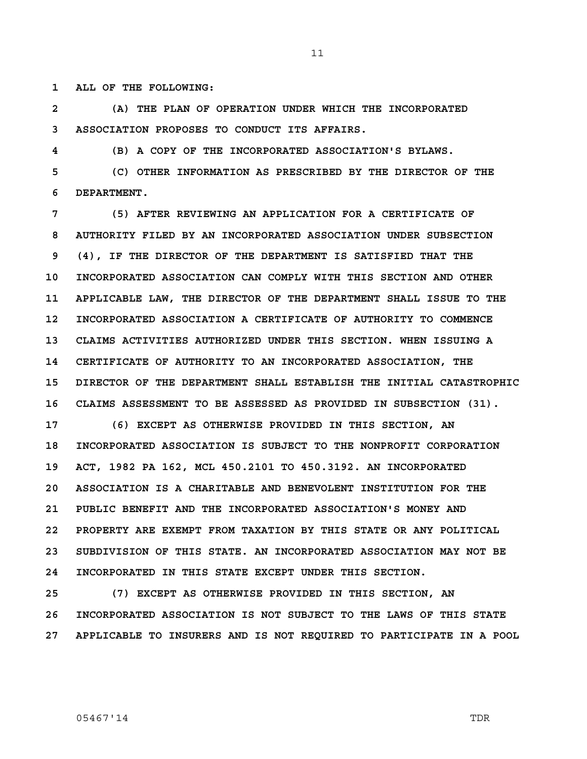ALL OF THE FOLLOWING:

(A) THE PLAN OF OPERATION UNDER WHICH THE INCORPORATED ASSOCIATION PROPOSES TO CONDUCT ITS AFFAIRS.

(B) A COPY OF THE INCORPORATED ASSOCIATION'S BYLAWS.

(C) OTHER INFORMATION AS PRESCRIBED BY THE DIRECTOR OF THE DEPARTMENT.

(5) AFTER REVIEWING AN APPLICATION FOR A CERTIFICATE OF AUTHORITY FILED BY AN INCORPORATED ASSOCIATION UNDER SUBSECTION (4), IF THE DIRECTOR OF THE DEPARTMENT IS SATISFIED THAT THE INCORPORATED ASSOCIATION CAN COMPLY WITH THIS SECTION AND OTHER APPLICABLE LAW, THE DIRECTOR OF THE DEPARTMENT SHALL ISSUE TO THE INCORPORATED ASSOCIATION A CERTIFICATE OF AUTHORITY TO COMMENCE CLAIMS ACTIVITIES AUTHORIZED UNDER THIS SECTION. WHEN ISSUING A CERTIFICATE OF AUTHORITY TO AN INCORPORATED ASSOCIATION, THE DIRECTOR OF THE DEPARTMENT SHALL ESTABLISH THE INITIAL CATASTROPHIC CLAIMS ASSESSMENT TO BE ASSESSED AS PROVIDED IN SUBSECTION (31).

(6) EXCEPT AS OTHERWISE PROVIDED IN THIS SECTION, AN INCORPORATED ASSOCIATION IS SUBJECT TO THE NONPROFIT CORPORATION ACT, 1982 PA 162, MCL 450.2101 TO 450.3192. AN INCORPORATED ASSOCIATION IS A CHARITABLE AND BENEVOLENT INSTITUTION FOR THE PUBLIC BENEFIT AND THE INCORPORATED ASSOCIATION'S MONEY AND PROPERTY ARE EXEMPT FROM TAXATION BY THIS STATE OR ANY POLITICAL SUBDIVISION OF THIS STATE. AN INCORPORATED ASSOCIATION MAY NOT BE INCORPORATED IN THIS STATE EXCEPT UNDER THIS SECTION.

(7) EXCEPT AS OTHERWISE PROVIDED IN THIS SECTION, AN INCORPORATED ASSOCIATION IS NOT SUBJECT TO THE LAWS OF THIS STATE APPLICABLE TO INSURERS AND IS NOT REQUIRED TO PARTICIPATE IN A POOL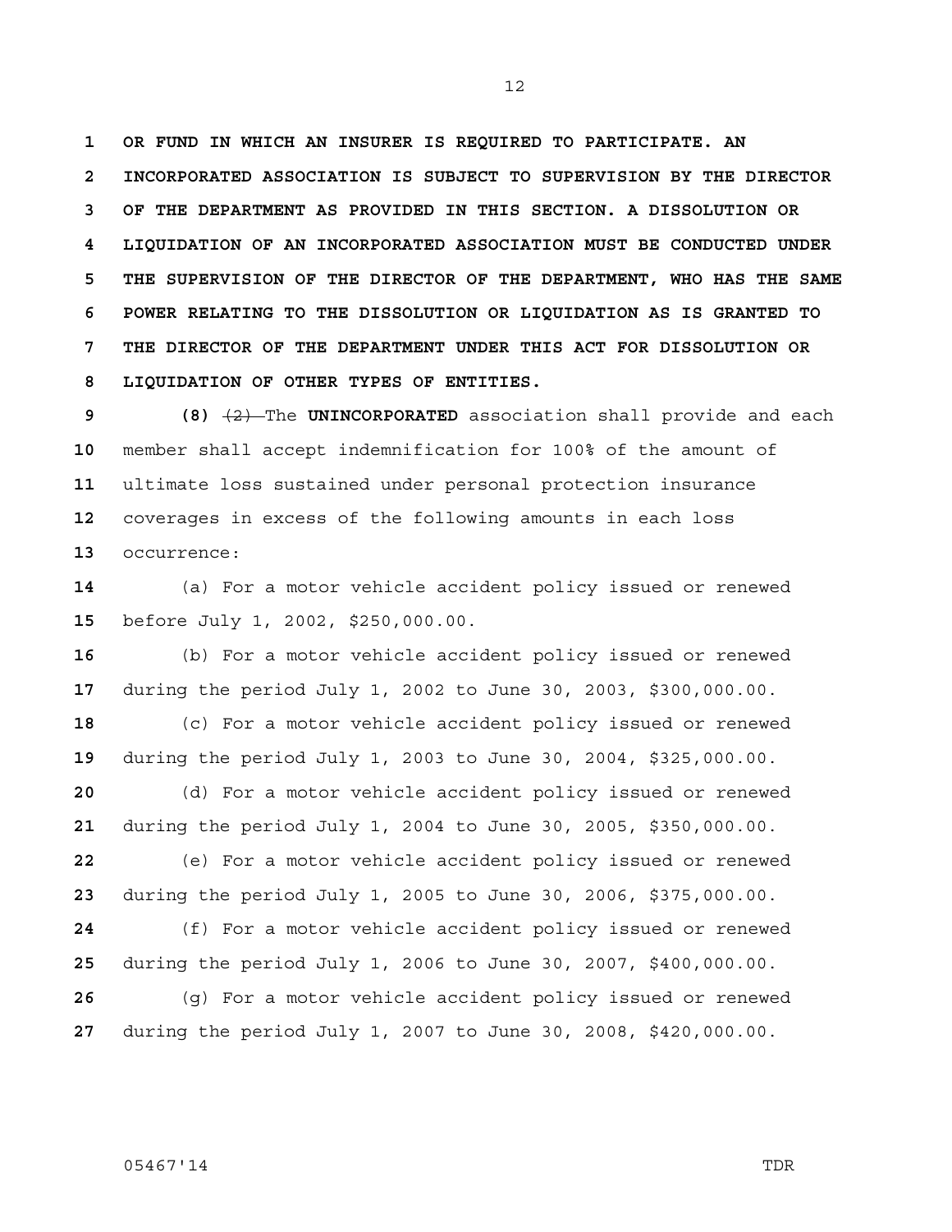**OR FUND IN WHICH AN INSURER IS REQUIRED TO PARTICIPATE. AN INCORPORATED ASSOCIATION IS SUBJECT TO SUPERVISION BY THE DIRECTOR OF THE DEPARTMENT AS PROVIDED IN THIS SECTION. A DISSOLUTION OR LIQUIDATION OF AN INCORPORATED ASSOCIATION MUST BE CONDUCTED UNDER THE SUPERVISION OF THE DIRECTOR OF THE DEPARTMENT, WHO HAS THE SAME POWER RELATING TO THE DISSOLUTION OR LIQUIDATION AS IS GRANTED TO THE DIRECTOR OF THE DEPARTMENT UNDER THIS ACT FOR DISSOLUTION OR LIQUIDATION OF OTHER TYPES OF ENTITIES.**

**(8)** ~~(2)~~ The **UNINCORPORATED** association shall provide and each member shall accept indemnification for 100% of the amount of ultimate loss sustained under personal protection insurance coverages in excess of the following amounts in each loss occurrence:

(a) For a motor vehicle accident policy issued or renewed before July 1, 2002, $250,000.00.

(b) For a motor vehicle accident policy issued or renewed during the period July 1, 2002 to June 30, 2003, $300,000.00.

(c) For a motor vehicle accident policy issued or renewed during the period July 1, 2003 to June 30, 2004, $325,000.00.

(d) For a motor vehicle accident policy issued or renewed during the period July 1, 2004 to June 30, 2005, $350,000.00.

(e) For a motor vehicle accident policy issued or renewed during the period July 1, 2005 to June 30, 2006, $375,000.00.

(f) For a motor vehicle accident policy issued or renewed during the period July 1, 2006 to June 30, 2007, $400,000.00.

(g) For a motor vehicle accident policy issued or renewed during the period July 1, 2007 to June 30, 2008, $420,000.00.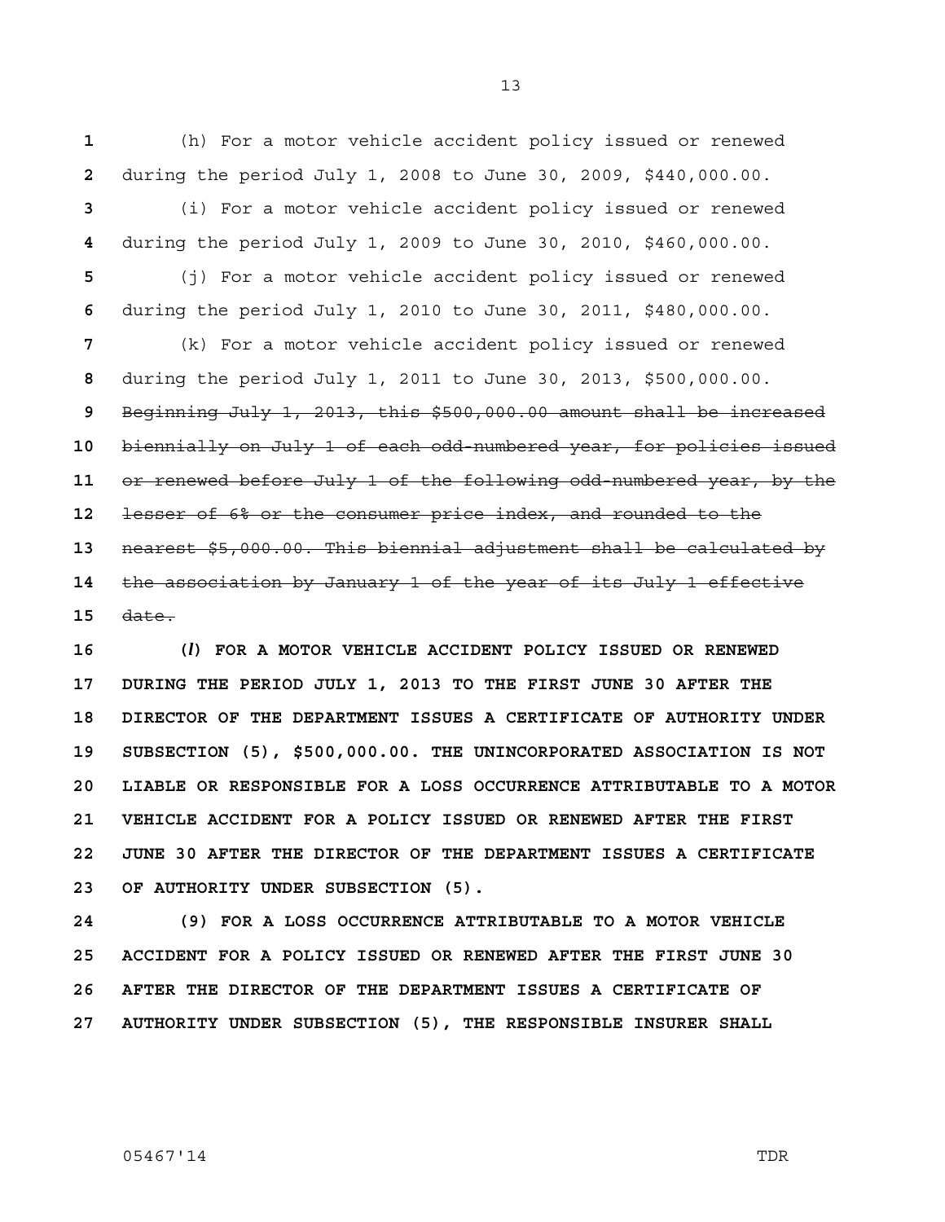(h) For a motor vehicle accident policy issued or renewed during the period July 1, 2008 to June 30, 2009, $440,000.00.

(i) For a motor vehicle accident policy issued or renewed during the period July 1, 2009 to June 30, 2010, $460,000.00.

(j) For a motor vehicle accident policy issued or renewed during the period July 1, 2010 to June 30, 2011, $480,000.00.

(k) For a motor vehicle accident policy issued or renewed during the period July 1, 2011 to June 30, 2013, $500,000.00. ~~Beginning July 1, 2013, this $500,000.00 amount shall be increased biennially on July 1 of each odd-numbered year, for policies issued or renewed before July 1 of the following odd-numbered year, by the lesser of 6% or the consumer price index, and rounded to the nearest $5,000.00. This biennial adjustment shall be calculated by the association by January 1 of the year of its July 1 effective date.~~

**(*l*) FOR A MOTOR VEHICLE ACCIDENT POLICY ISSUED OR RENEWED DURING THE PERIOD JULY 1, 2013 TO THE FIRST JUNE 30 AFTER THE DIRECTOR OF THE DEPARTMENT ISSUES A CERTIFICATE OF AUTHORITY UNDER SUBSECTION (5), $500,000.00. THE UNINCORPORATED ASSOCIATION IS NOT LIABLE OR RESPONSIBLE FOR A LOSS OCCURRENCE ATTRIBUTABLE TO A MOTOR VEHICLE ACCIDENT FOR A POLICY ISSUED OR RENEWED AFTER THE FIRST JUNE 30 AFTER THE DIRECTOR OF THE DEPARTMENT ISSUES A CERTIFICATE OF AUTHORITY UNDER SUBSECTION (5).**

**(9) FOR A LOSS OCCURRENCE ATTRIBUTABLE TO A MOTOR VEHICLE ACCIDENT FOR A POLICY ISSUED OR RENEWED AFTER THE FIRST JUNE 30 AFTER THE DIRECTOR OF THE DEPARTMENT ISSUES A CERTIFICATE OF AUTHORITY UNDER SUBSECTION (5), THE RESPONSIBLE INSURER SHALL**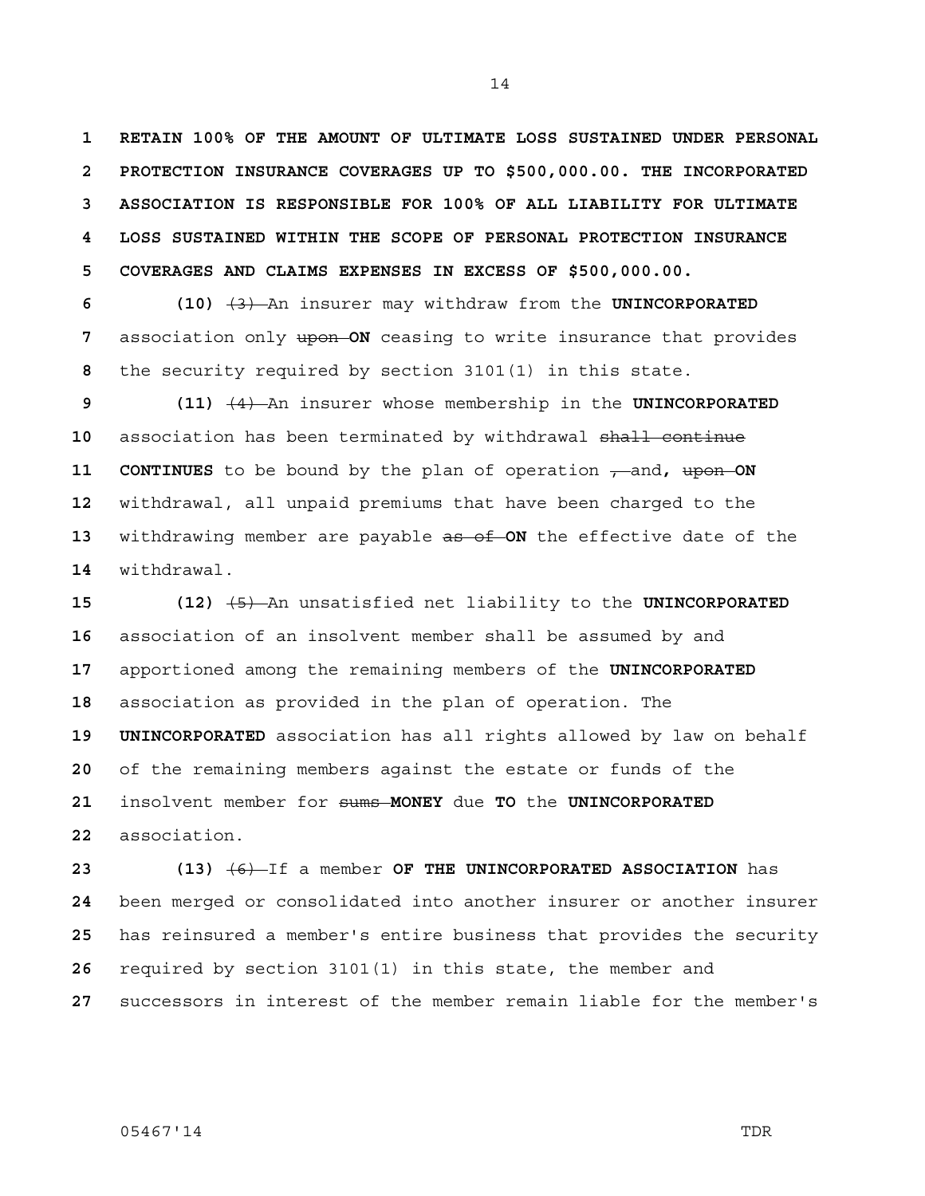**RETAIN 100% OF THE AMOUNT OF ULTIMATE LOSS SUSTAINED UNDER PERSONAL PROTECTION INSURANCE COVERAGES UP TO $500,000.00. THE INCORPORATED ASSOCIATION IS RESPONSIBLE FOR 100% OF ALL LIABILITY FOR ULTIMATE LOSS SUSTAINED WITHIN THE SCOPE OF PERSONAL PROTECTION INSURANCE COVERAGES AND CLAIMS EXPENSES IN EXCESS OF $500,000.00.**

**(10)** ~~(3)~~ An insurer may withdraw from the **UNINCORPORATED** association only ~~upon~~ **ON** ceasing to write insurance that provides the security required by section 3101(1) in this state.

**(11)** ~~(4)~~ An insurer whose membership in the **UNINCORPORATED** association has been terminated by withdrawal ~~shall continue~~ **CONTINUES** to be bound by the plan of operation ~~,~~ and**,** ~~upon~~ **ON** withdrawal, all unpaid premiums that have been charged to the withdrawing member are payable ~~as of~~ **ON** the effective date of the withdrawal.

**(12)** ~~(5)~~ An unsatisfied net liability to the **UNINCORPORATED** association of an insolvent member shall be assumed by and apportioned among the remaining members of the **UNINCORPORATED** association as provided in the plan of operation. The **UNINCORPORATED** association has all rights allowed by law on behalf of the remaining members against the estate or funds of the insolvent member for ~~sums~~ **MONEY** due **TO** the **UNINCORPORATED** association.

**(13)** ~~(6)~~ If a member **OF THE UNINCORPORATED ASSOCIATION** has been merged or consolidated into another insurer or another insurer has reinsured a member's entire business that provides the security required by section 3101(1) in this state, the member and successors in interest of the member remain liable for the member's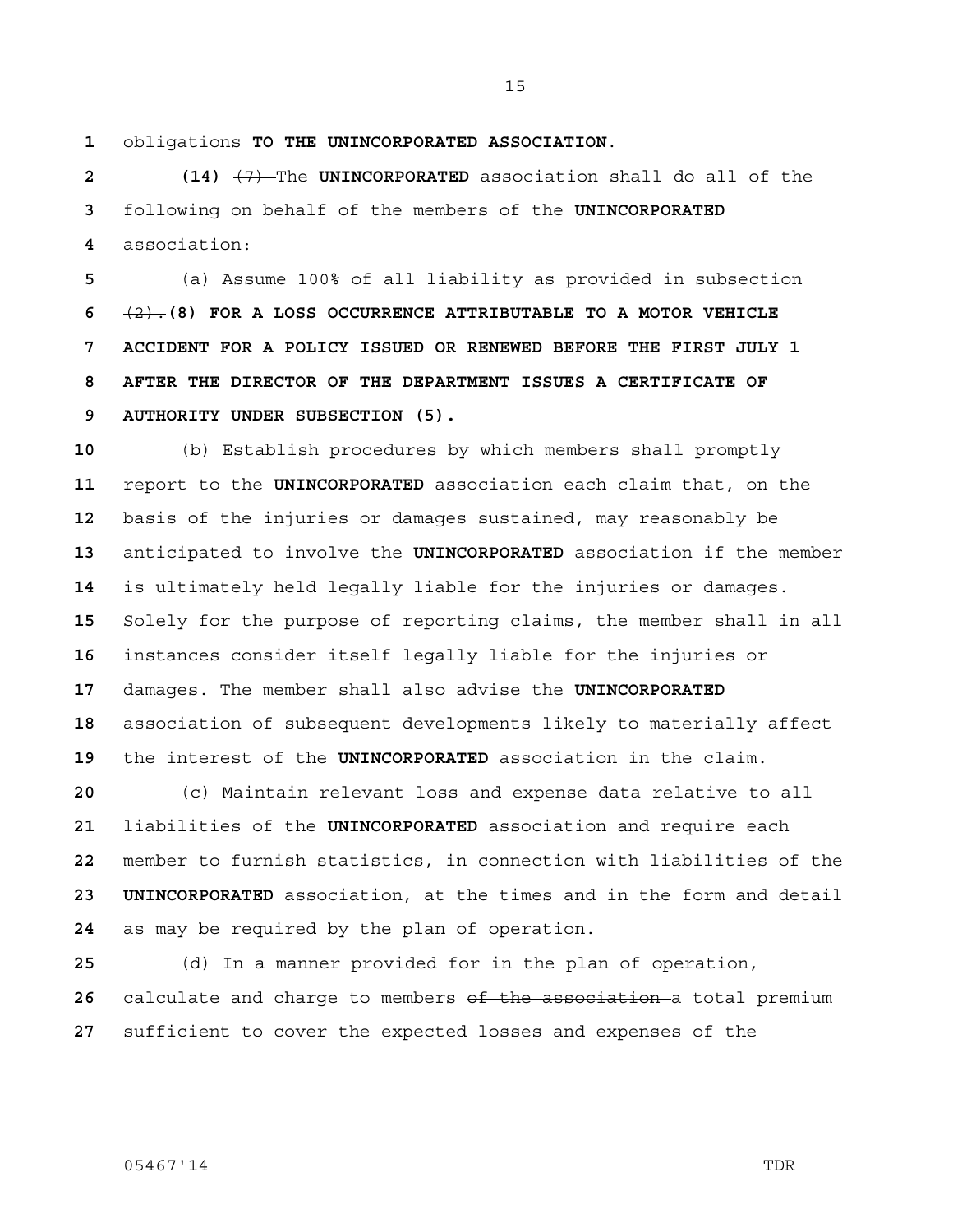obligations **TO THE UNINCORPORATED ASSOCIATION**.

**(14)** ~~(7)~~ The **UNINCORPORATED** association shall do all of the following on behalf of the members of the **UNINCORPORATED** association:

(a) Assume 100% of all liability as provided in subsection ~~(2).~~ **(8) FOR A LOSS OCCURRENCE ATTRIBUTABLE TO A MOTOR VEHICLE ACCIDENT FOR A POLICY ISSUED OR RENEWED BEFORE THE FIRST JULY 1 AFTER THE DIRECTOR OF THE DEPARTMENT ISSUES A CERTIFICATE OF AUTHORITY UNDER SUBSECTION (5).**

(b) Establish procedures by which members shall promptly report to the **UNINCORPORATED** association each claim that, on the basis of the injuries or damages sustained, may reasonably be anticipated to involve the **UNINCORPORATED** association if the member is ultimately held legally liable for the injuries or damages. Solely for the purpose of reporting claims, the member shall in all instances consider itself legally liable for the injuries or damages. The member shall also advise the **UNINCORPORATED** association of subsequent developments likely to materially affect the interest of the **UNINCORPORATED** association in the claim.

(c) Maintain relevant loss and expense data relative to all liabilities of the **UNINCORPORATED** association and require each member to furnish statistics, in connection with liabilities of the **UNINCORPORATED** association, at the times and in the form and detail as may be required by the plan of operation.

(d) In a manner provided for in the plan of operation, calculate and charge to members ~~of the association~~ a total premium sufficient to cover the expected losses and expenses of the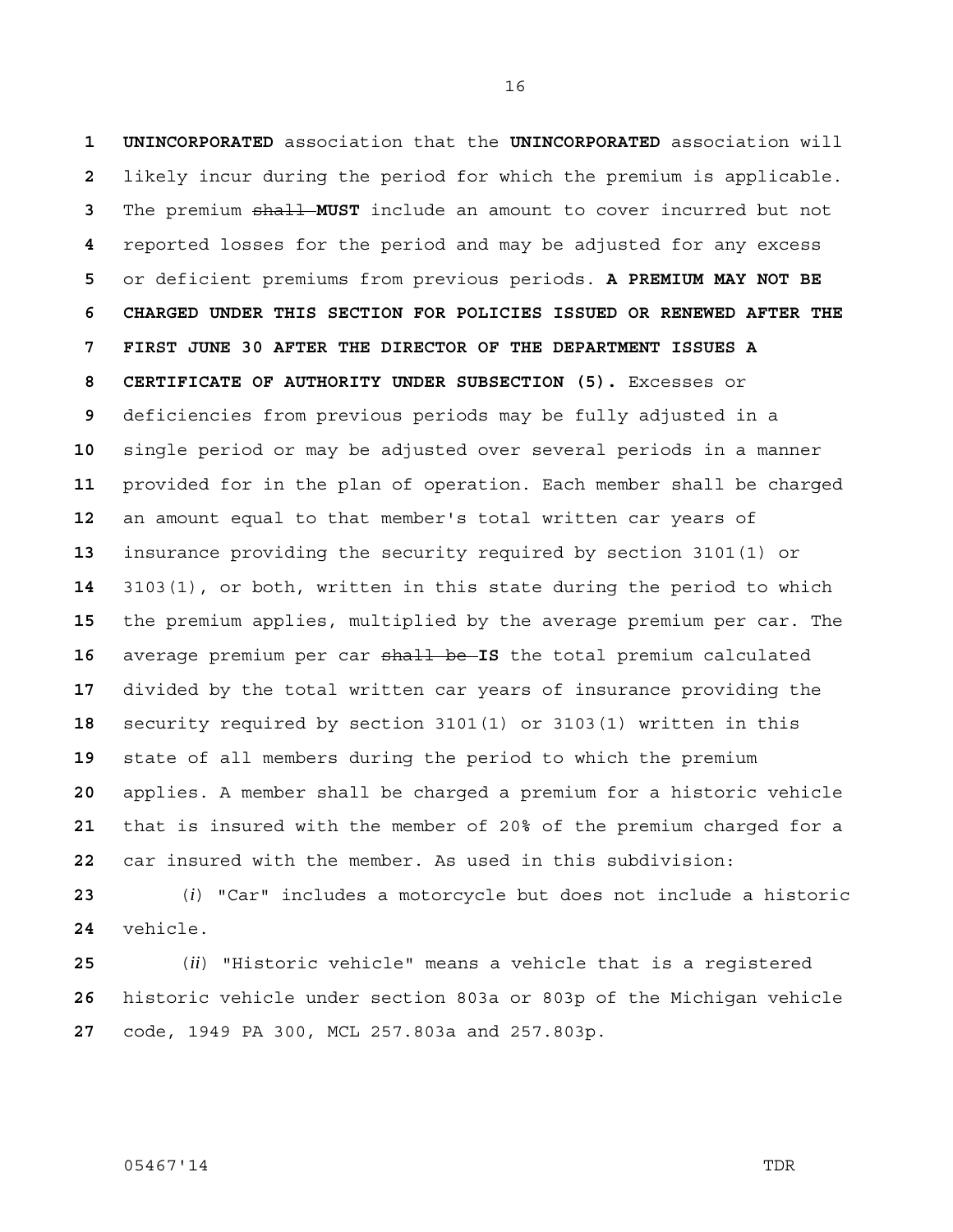**UNINCORPORATED** association that the **UNINCORPORATED** association will likely incur during the period for which the premium is applicable. The premium ~~shall~~ **MUST** include an amount to cover incurred but not reported losses for the period and may be adjusted for any excess or deficient premiums from previous periods. **A PREMIUM MAY NOT BE CHARGED UNDER THIS SECTION FOR POLICIES ISSUED OR RENEWED AFTER THE FIRST JUNE 30 AFTER THE DIRECTOR OF THE DEPARTMENT ISSUES A CERTIFICATE OF AUTHORITY UNDER SUBSECTION (5).** Excesses or deficiencies from previous periods may be fully adjusted in a single period or may be adjusted over several periods in a manner provided for in the plan of operation. Each member shall be charged an amount equal to that member's total written car years of insurance providing the security required by section 3101(1) or 3103(1), or both, written in this state during the period to which the premium applies, multiplied by the average premium per car. The average premium per car ~~shall be~~ **IS** the total premium calculated divided by the total written car years of insurance providing the security required by section 3101(1) or 3103(1) written in this state of all members during the period to which the premium applies. A member shall be charged a premium for a historic vehicle that is insured with the member of 20% of the premium charged for a car insured with the member. As used in this subdivision:

(*i*) "Car" includes a motorcycle but does not include a historic vehicle.

(*ii*) "Historic vehicle" means a vehicle that is a registered historic vehicle under section 803a or 803p of the Michigan vehicle code, 1949 PA 300, MCL 257.803a and 257.803p.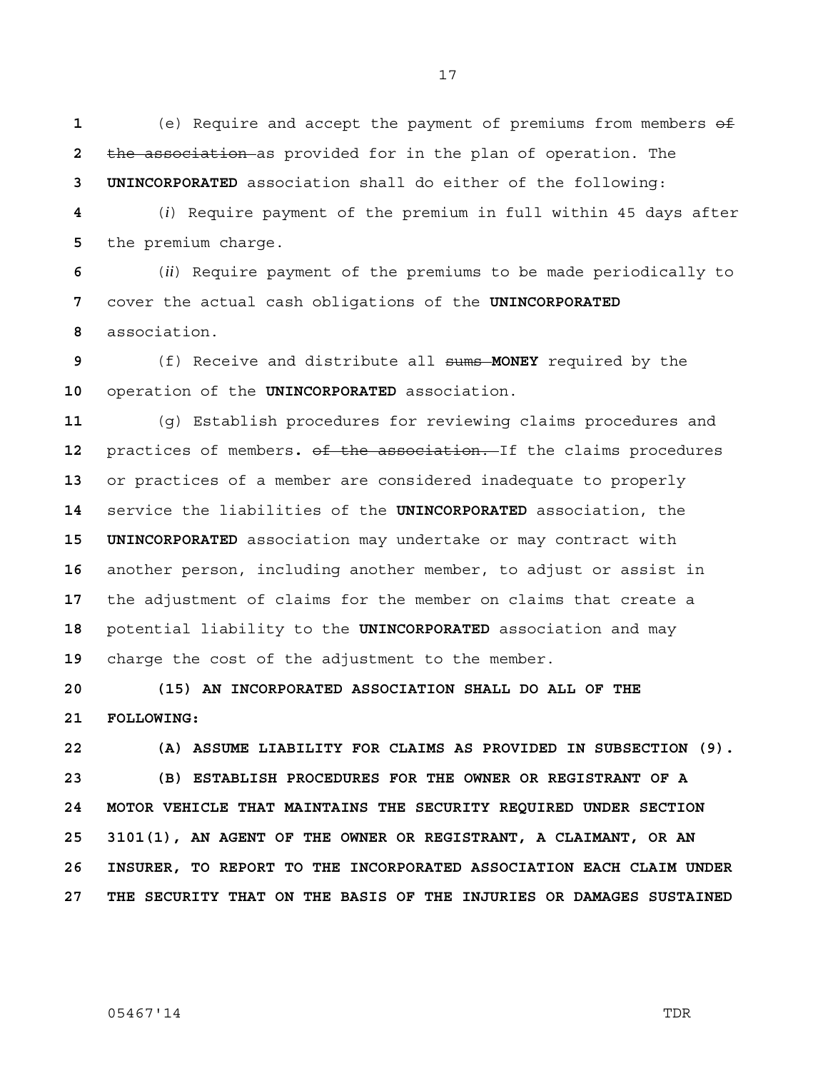(e) Require and accept the payment of premiums from members ~~of the association~~ as provided for in the plan of operation. The **UNINCORPORATED** association shall do either of the following:

(*i*) Require payment of the premium in full within 45 days after the premium charge.

(*ii*) Require payment of the premiums to be made periodically to cover the actual cash obligations of the **UNINCORPORATED** association.

(f) Receive and distribute all ~~sums~~ **MONEY** required by the operation of the **UNINCORPORATED** association.

(g) Establish procedures for reviewing claims procedures and practices of members**.** ~~of the association.~~ If the claims procedures or practices of a member are considered inadequate to properly service the liabilities of the **UNINCORPORATED** association, the **UNINCORPORATED** association may undertake or may contract with another person, including another member, to adjust or assist in the adjustment of claims for the member on claims that create a potential liability to the **UNINCORPORATED** association and may charge the cost of the adjustment to the member.

**(15) AN INCORPORATED ASSOCIATION SHALL DO ALL OF THE FOLLOWING:**

**(A) ASSUME LIABILITY FOR CLAIMS AS PROVIDED IN SUBSECTION (9).**

**(B) ESTABLISH PROCEDURES FOR THE OWNER OR REGISTRANT OF A MOTOR VEHICLE THAT MAINTAINS THE SECURITY REQUIRED UNDER SECTION 3101(1), AN AGENT OF THE OWNER OR REGISTRANT, A CLAIMANT, OR AN INSURER, TO REPORT TO THE INCORPORATED ASSOCIATION EACH CLAIM UNDER THE SECURITY THAT ON THE BASIS OF THE INJURIES OR DAMAGES SUSTAINED**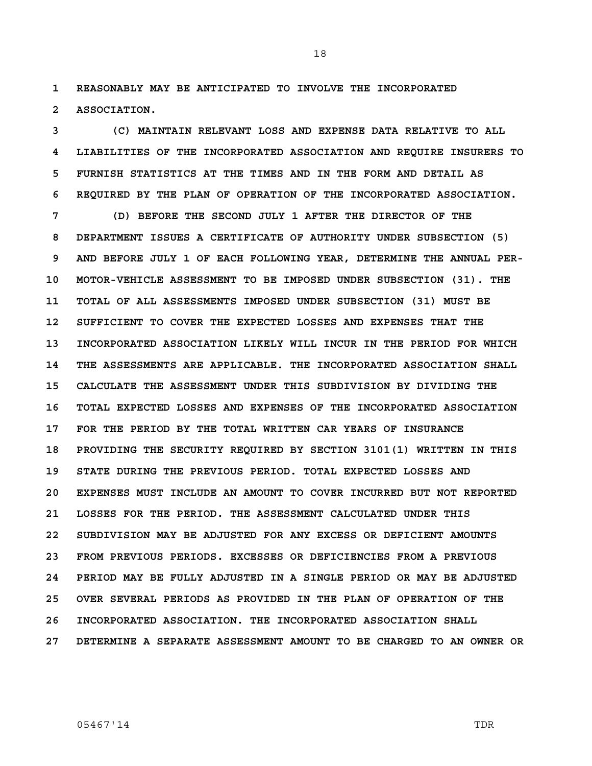**REASONABLY MAY BE ANTICIPATED TO INVOLVE THE INCORPORATED ASSOCIATION.**

**(C) MAINTAIN RELEVANT LOSS AND EXPENSE DATA RELATIVE TO ALL LIABILITIES OF THE INCORPORATED ASSOCIATION AND REQUIRE INSURERS TO FURNISH STATISTICS AT THE TIMES AND IN THE FORM AND DETAIL AS REQUIRED BY THE PLAN OF OPERATION OF THE INCORPORATED ASSOCIATION.**

**(D) BEFORE THE SECOND JULY 1 AFTER THE DIRECTOR OF THE DEPARTMENT ISSUES A CERTIFICATE OF AUTHORITY UNDER SUBSECTION (5) AND BEFORE JULY 1 OF EACH FOLLOWING YEAR, DETERMINE THE ANNUAL PER-MOTOR-VEHICLE ASSESSMENT TO BE IMPOSED UNDER SUBSECTION (31). THE TOTAL OF ALL ASSESSMENTS IMPOSED UNDER SUBSECTION (31) MUST BE SUFFICIENT TO COVER THE EXPECTED LOSSES AND EXPENSES THAT THE INCORPORATED ASSOCIATION LIKELY WILL INCUR IN THE PERIOD FOR WHICH THE ASSESSMENTS ARE APPLICABLE. THE INCORPORATED ASSOCIATION SHALL CALCULATE THE ASSESSMENT UNDER THIS SUBDIVISION BY DIVIDING THE TOTAL EXPECTED LOSSES AND EXPENSES OF THE INCORPORATED ASSOCIATION FOR THE PERIOD BY THE TOTAL WRITTEN CAR YEARS OF INSURANCE PROVIDING THE SECURITY REQUIRED BY SECTION 3101(1) WRITTEN IN THIS STATE DURING THE PREVIOUS PERIOD. TOTAL EXPECTED LOSSES AND EXPENSES MUST INCLUDE AN AMOUNT TO COVER INCURRED BUT NOT REPORTED LOSSES FOR THE PERIOD. THE ASSESSMENT CALCULATED UNDER THIS SUBDIVISION MAY BE ADJUSTED FOR ANY EXCESS OR DEFICIENT AMOUNTS FROM PREVIOUS PERIODS. EXCESSES OR DEFICIENCIES FROM A PREVIOUS PERIOD MAY BE FULLY ADJUSTED IN A SINGLE PERIOD OR MAY BE ADJUSTED OVER SEVERAL PERIODS AS PROVIDED IN THE PLAN OF OPERATION OF THE INCORPORATED ASSOCIATION. THE INCORPORATED ASSOCIATION SHALL DETERMINE A SEPARATE ASSESSMENT AMOUNT TO BE CHARGED TO AN OWNER OR**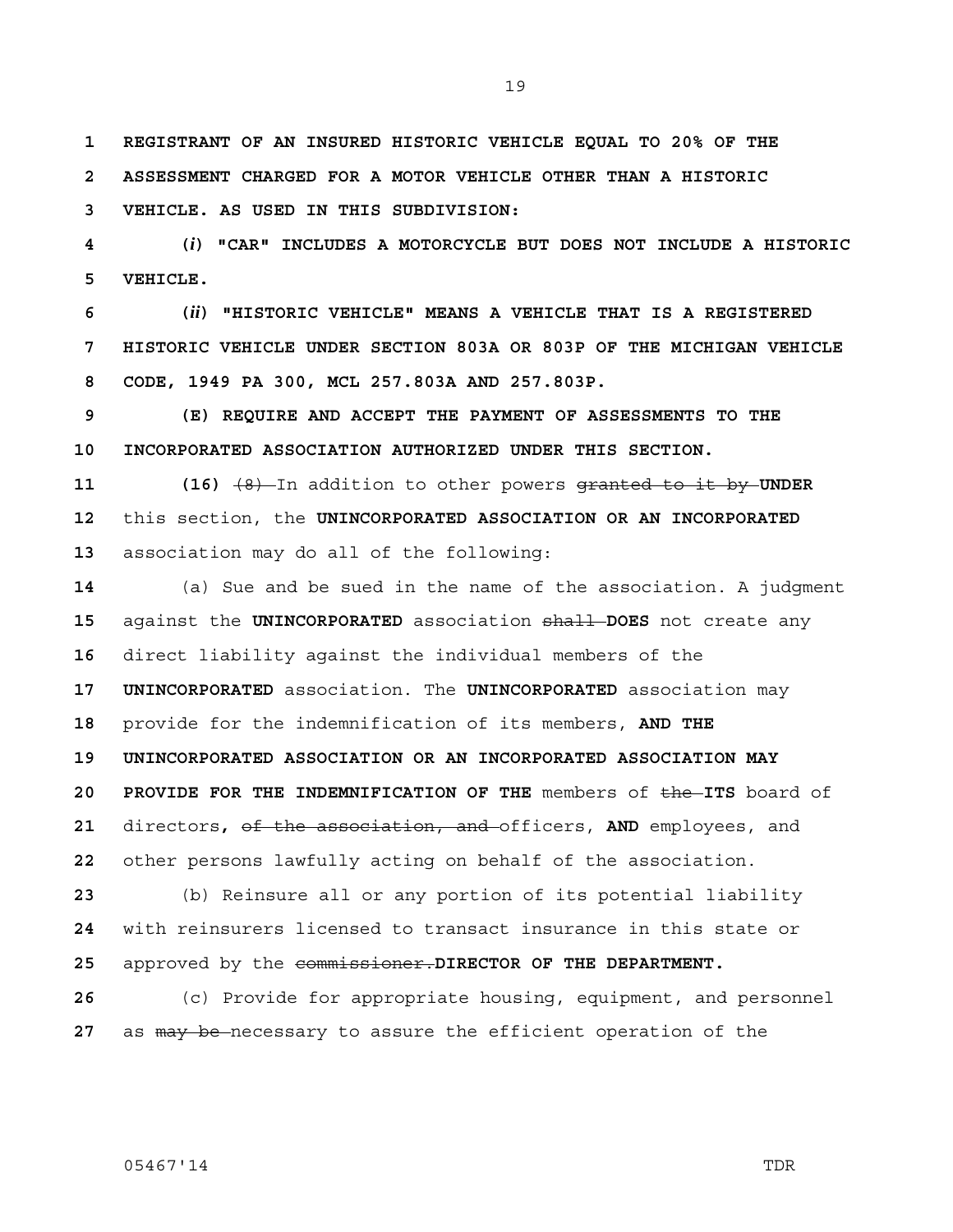**REGISTRANT OF AN INSURED HISTORIC VEHICLE EQUAL TO 20% OF THE ASSESSMENT CHARGED FOR A MOTOR VEHICLE OTHER THAN A HISTORIC VEHICLE. AS USED IN THIS SUBDIVISION:**

**(*i*) "CAR" INCLUDES A MOTORCYCLE BUT DOES NOT INCLUDE A HISTORIC VEHICLE.**

**(*ii*) "HISTORIC VEHICLE" MEANS A VEHICLE THAT IS A REGISTERED HISTORIC VEHICLE UNDER SECTION 803A OR 803P OF THE MICHIGAN VEHICLE CODE, 1949 PA 300, MCL 257.803A AND 257.803P.**

**(E) REQUIRE AND ACCEPT THE PAYMENT OF ASSESSMENTS TO THE INCORPORATED ASSOCIATION AUTHORIZED UNDER THIS SECTION.**

**(16)** ~~(8)~~ In addition to other powers ~~granted to it by~~ **UNDER** this section, the **UNINCORPORATED ASSOCIATION OR AN INCORPORATED** association may do all of the following:

(a) Sue and be sued in the name of the association. A judgment against the **UNINCORPORATED** association ~~shall~~ **DOES** not create any direct liability against the individual members of the **UNINCORPORATED** association. The **UNINCORPORATED** association may provide for the indemnification of its members, **AND THE UNINCORPORATED ASSOCIATION OR AN INCORPORATED ASSOCIATION MAY PROVIDE FOR THE INDEMNIFICATION OF THE** members of ~~the~~ **ITS** board of directors**,** ~~of the association, and~~ officers, **AND** employees, and other persons lawfully acting on behalf of the association.

(b) Reinsure all or any portion of its potential liability with reinsurers licensed to transact insurance in this state or approved by the ~~commissioner.~~**DIRECTOR OF THE DEPARTMENT.**

(c) Provide for appropriate housing, equipment, and personnel as ~~may be~~ necessary to assure the efficient operation of the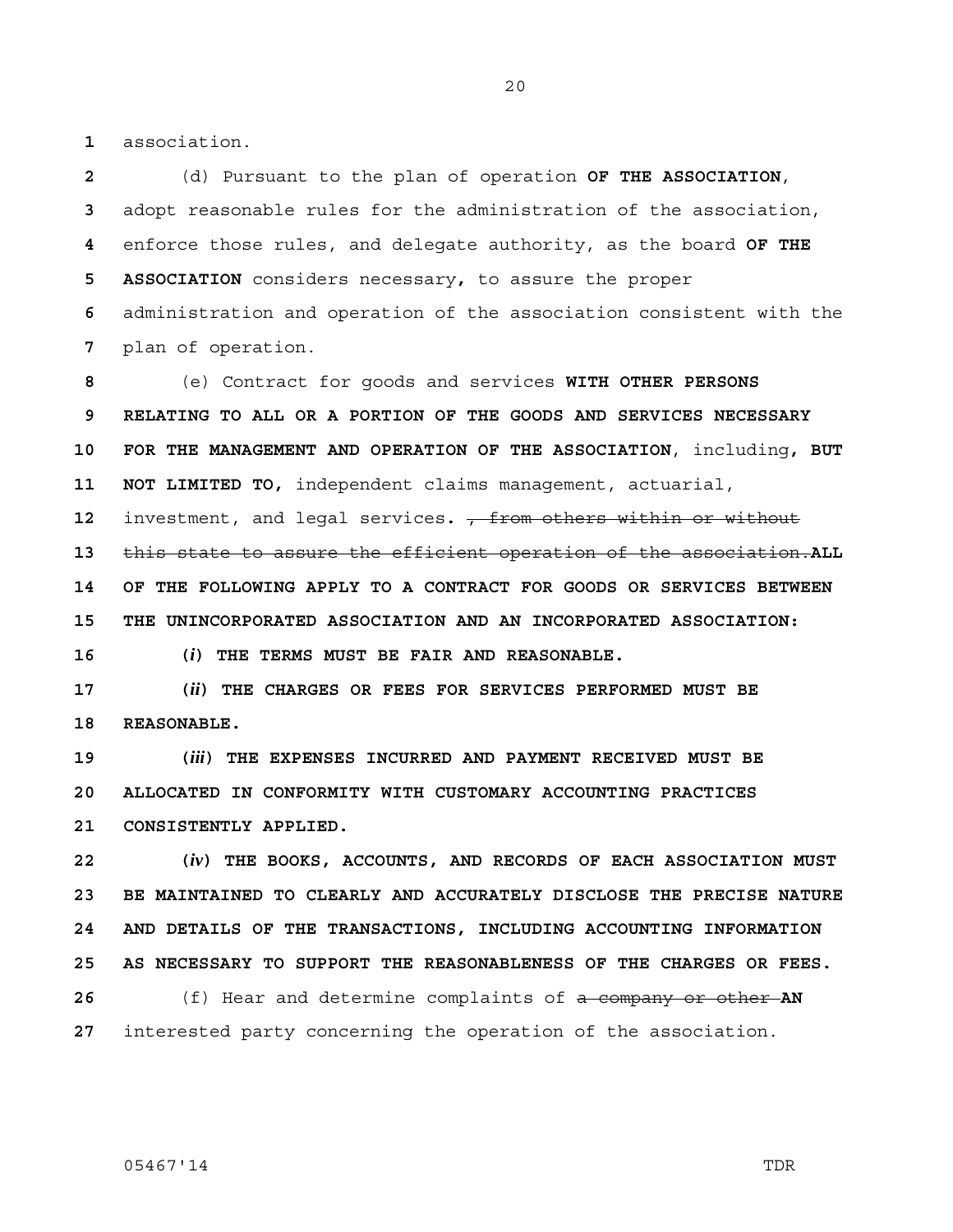association.

(d) Pursuant to the plan of operation **OF THE ASSOCIATION**, adopt reasonable rules for the administration of the association, enforce those rules, and delegate authority, as the board **OF THE ASSOCIATION** considers necessary**,** to assure the proper administration and operation of the association consistent with the plan of operation.

(e) Contract for goods and services **WITH OTHER PERSONS RELATING TO ALL OR A PORTION OF THE GOODS AND SERVICES NECESSARY FOR THE MANAGEMENT AND OPERATION OF THE ASSOCIATION**, including**, BUT NOT LIMITED TO,** independent claims management, actuarial, investment, and legal services**.** ~~, from others within or without this state to assure the efficient operation of the association.~~**ALL OF THE FOLLOWING APPLY TO A CONTRACT FOR GOODS OR SERVICES BETWEEN THE UNINCORPORATED ASSOCIATION AND AN INCORPORATED ASSOCIATION:**

**(*i*) THE TERMS MUST BE FAIR AND REASONABLE.**

**(*ii*) THE CHARGES OR FEES FOR SERVICES PERFORMED MUST BE REASONABLE.**

**(*iii*) THE EXPENSES INCURRED AND PAYMENT RECEIVED MUST BE ALLOCATED IN CONFORMITY WITH CUSTOMARY ACCOUNTING PRACTICES CONSISTENTLY APPLIED.**

**(*iv*) THE BOOKS, ACCOUNTS, AND RECORDS OF EACH ASSOCIATION MUST BE MAINTAINED TO CLEARLY AND ACCURATELY DISCLOSE THE PRECISE NATURE AND DETAILS OF THE TRANSACTIONS, INCLUDING ACCOUNTING INFORMATION AS NECESSARY TO SUPPORT THE REASONABLENESS OF THE CHARGES OR FEES.**

(f) Hear and determine complaints of ~~a company or other~~ **AN** interested party concerning the operation of the association.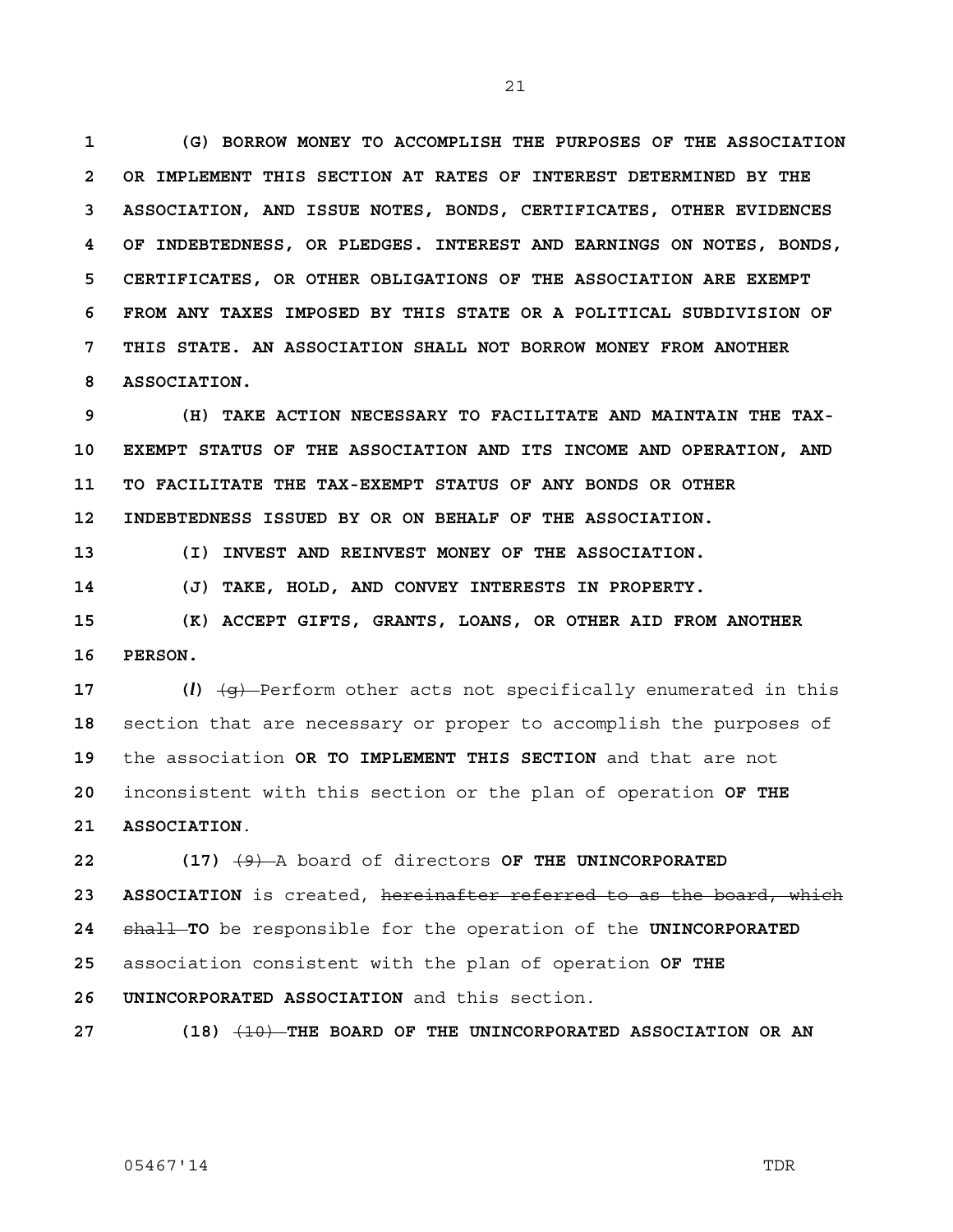**(G) BORROW MONEY TO ACCOMPLISH THE PURPOSES OF THE ASSOCIATION OR IMPLEMENT THIS SECTION AT RATES OF INTEREST DETERMINED BY THE ASSOCIATION, AND ISSUE NOTES, BONDS, CERTIFICATES, OTHER EVIDENCES OF INDEBTEDNESS, OR PLEDGES. INTEREST AND EARNINGS ON NOTES, BONDS, CERTIFICATES, OR OTHER OBLIGATIONS OF THE ASSOCIATION ARE EXEMPT FROM ANY TAXES IMPOSED BY THIS STATE OR A POLITICAL SUBDIVISION OF THIS STATE. AN ASSOCIATION SHALL NOT BORROW MONEY FROM ANOTHER ASSOCIATION.**

**(H) TAKE ACTION NECESSARY TO FACILITATE AND MAINTAIN THE TAX-EXEMPT STATUS OF THE ASSOCIATION AND ITS INCOME AND OPERATION, AND TO FACILITATE THE TAX-EXEMPT STATUS OF ANY BONDS OR OTHER INDEBTEDNESS ISSUED BY OR ON BEHALF OF THE ASSOCIATION.**

**(I) INVEST AND REINVEST MONEY OF THE ASSOCIATION.**

**(J) TAKE, HOLD, AND CONVEY INTERESTS IN PROPERTY.**

**(K) ACCEPT GIFTS, GRANTS, LOANS, OR OTHER AID FROM ANOTHER PERSON.**

**(*l*)** ~~(g)~~ Perform other acts not specifically enumerated in this section that are necessary or proper to accomplish the purposes of the association **OR TO IMPLEMENT THIS SECTION** and that are not inconsistent with this section or the plan of operation **OF THE ASSOCIATION**.

**(17)** ~~(9)~~ A board of directors **OF THE UNINCORPORATED ASSOCIATION** is created, ~~hereinafter referred to as the board, which shall~~ **TO** be responsible for the operation of the **UNINCORPORATED** association consistent with the plan of operation **OF THE UNINCORPORATED ASSOCIATION** and this section.

**(18)** ~~(10)~~ **THE BOARD OF THE UNINCORPORATED ASSOCIATION OR AN**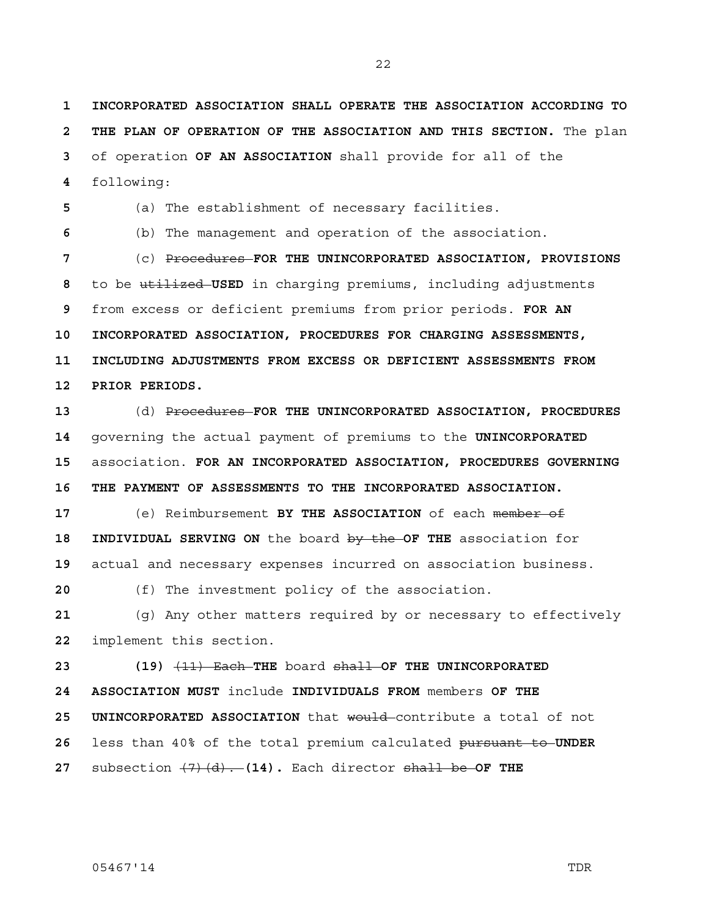**INCORPORATED ASSOCIATION SHALL OPERATE THE ASSOCIATION ACCORDING TO THE PLAN OF OPERATION OF THE ASSOCIATION AND THIS SECTION.** The plan of operation **OF AN ASSOCIATION** shall provide for all of the following:

(a) The establishment of necessary facilities.

(b) The management and operation of the association.

(c) ~~Procedures~~ **FOR THE UNINCORPORATED ASSOCIATION, PROVISIONS** to be ~~utilized~~ **USED** in charging premiums, including adjustments from excess or deficient premiums from prior periods. **FOR AN INCORPORATED ASSOCIATION, PROCEDURES FOR CHARGING ASSESSMENTS, INCLUDING ADJUSTMENTS FROM EXCESS OR DEFICIENT ASSESSMENTS FROM PRIOR PERIODS.**

(d) ~~Procedures~~ **FOR THE UNINCORPORATED ASSOCIATION, PROCEDURES** governing the actual payment of premiums to the **UNINCORPORATED** association. **FOR AN INCORPORATED ASSOCIATION, PROCEDURES GOVERNING THE PAYMENT OF ASSESSMENTS TO THE INCORPORATED ASSOCIATION.**

(e) Reimbursement **BY THE ASSOCIATION** of each ~~member of~~ **INDIVIDUAL SERVING ON** the board ~~by the~~ **OF THE** association for actual and necessary expenses incurred on association business.

(f) The investment policy of the association.

(g) Any other matters required by or necessary to effectively implement this section.

**(19)** ~~(11) Each~~ **THE** board ~~shall~~ **OF THE UNINCORPORATED ASSOCIATION MUST** include **INDIVIDUALS FROM** members **OF THE UNINCORPORATED ASSOCIATION** that ~~would~~ contribute a total of not less than 40% of the total premium calculated ~~pursuant to~~ **UNDER** subsection ~~(7)(d).~~ **(14).** Each director ~~shall be~~ **OF THE**

05467'14 TDR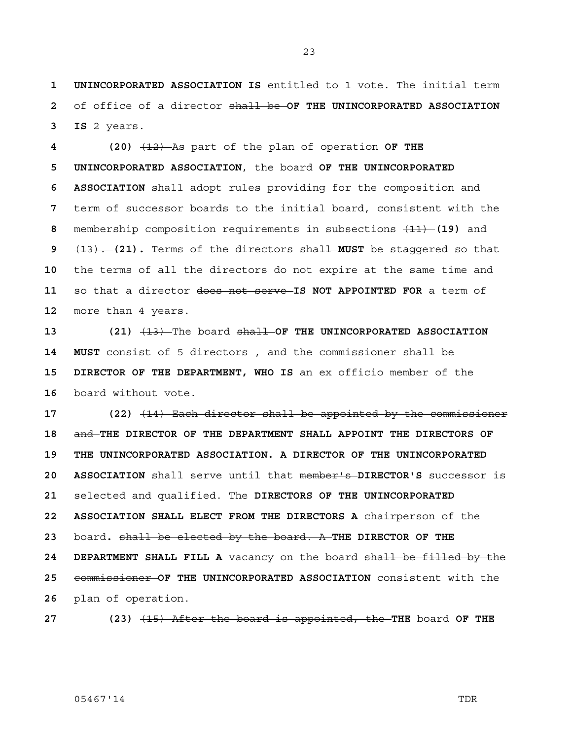**UNINCORPORATED ASSOCIATION IS** entitled to 1 vote. The initial term of office of a director ~~shall be~~ **OF THE UNINCORPORATED ASSOCIATION IS** 2 years.

**(20)** ~~(12)~~ As part of the plan of operation **OF THE UNINCORPORATED ASSOCIATION**, the board **OF THE UNINCORPORATED ASSOCIATION** shall adopt rules providing for the composition and term of successor boards to the initial board, consistent with the membership composition requirements in subsections ~~(11)~~ **(19)** and ~~(13).~~ **(21).** Terms of the directors ~~shall~~ **MUST** be staggered so that the terms of all the directors do not expire at the same time and so that a director ~~does not serve~~ **IS NOT APPOINTED FOR** a term of more than 4 years.

**(21)** ~~(13)~~ The board ~~shall~~ **OF THE UNINCORPORATED ASSOCIATION MUST** consist of 5 directors ~~,~~ and the ~~commissioner shall be~~ **DIRECTOR OF THE DEPARTMENT, WHO IS** an ex officio member of the board without vote.

**(22)** ~~(14) Each director shall be appointed by the commissioner and~~ **THE DIRECTOR OF THE DEPARTMENT SHALL APPOINT THE DIRECTORS OF THE UNINCORPORATED ASSOCIATION. A DIRECTOR OF THE UNINCORPORATED ASSOCIATION** shall serve until that ~~member's~~ **DIRECTOR'S** successor is selected and qualified. The **DIRECTORS OF THE UNINCORPORATED ASSOCIATION SHALL ELECT FROM THE DIRECTORS A** chairperson of the board**.** ~~shall be elected by the board. A~~ **THE DIRECTOR OF THE DEPARTMENT SHALL FILL A** vacancy on the board ~~shall be filled by the commissioner~~ **OF THE UNINCORPORATED ASSOCIATION** consistent with the plan of operation.

**(23)** ~~(15) After the board is appointed, the~~ **THE** board **OF THE**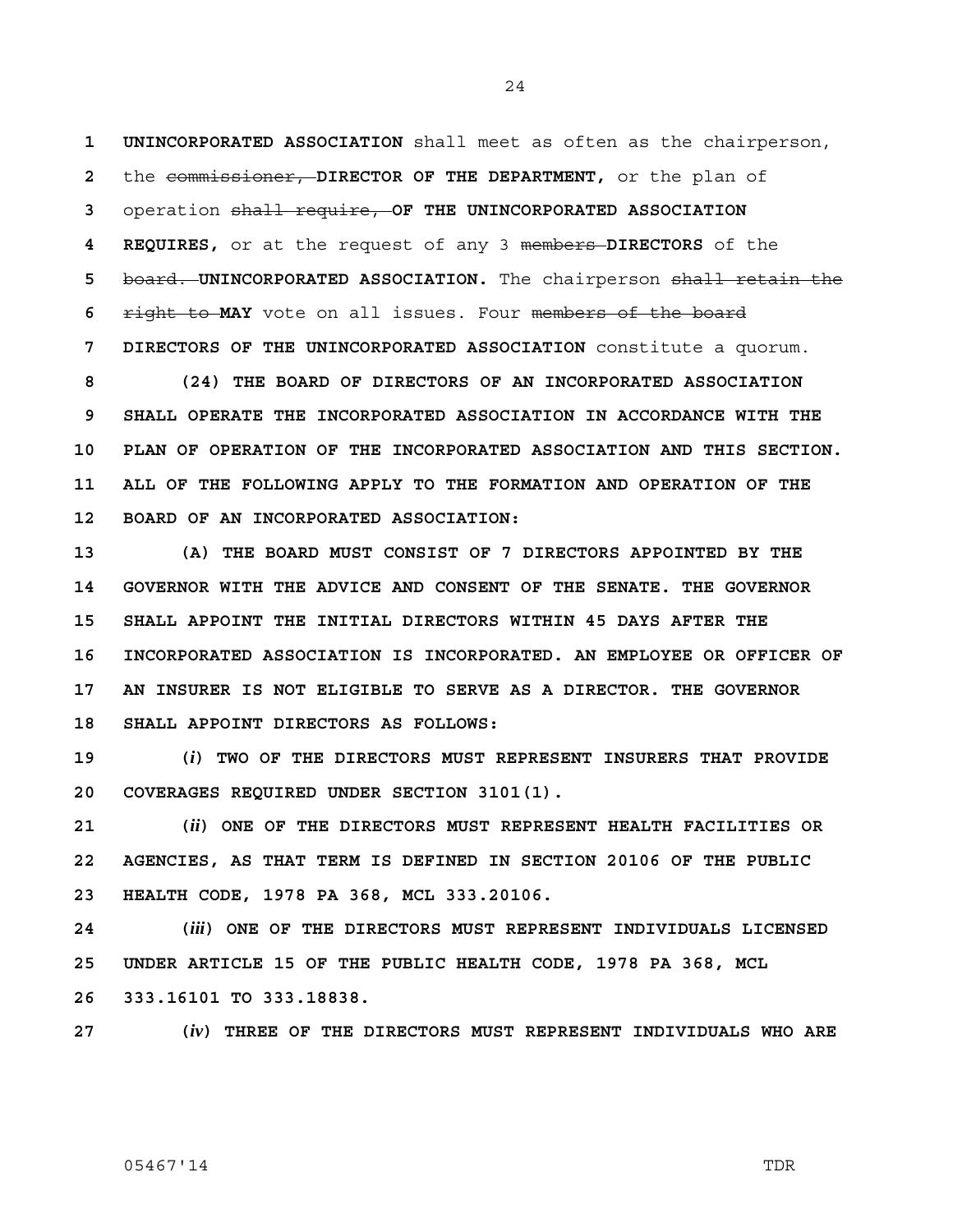**UNINCORPORATED ASSOCIATION** shall meet as often as the chairperson, the ~~commissioner,~~ **DIRECTOR OF THE DEPARTMENT,** or the plan of operation ~~shall require,~~ **OF THE UNINCORPORATED ASSOCIATION REQUIRES,** or at the request of any 3 ~~members~~ **DIRECTORS** of the ~~board.~~ **UNINCORPORATED ASSOCIATION.** The chairperson ~~shall retain the right to~~ **MAY** vote on all issues. Four ~~members of the board~~ **DIRECTORS OF THE UNINCORPORATED ASSOCIATION** constitute a quorum.

**(24) THE BOARD OF DIRECTORS OF AN INCORPORATED ASSOCIATION SHALL OPERATE THE INCORPORATED ASSOCIATION IN ACCORDANCE WITH THE PLAN OF OPERATION OF THE INCORPORATED ASSOCIATION AND THIS SECTION. ALL OF THE FOLLOWING APPLY TO THE FORMATION AND OPERATION OF THE BOARD OF AN INCORPORATED ASSOCIATION:**

**(A) THE BOARD MUST CONSIST OF 7 DIRECTORS APPOINTED BY THE GOVERNOR WITH THE ADVICE AND CONSENT OF THE SENATE. THE GOVERNOR SHALL APPOINT THE INITIAL DIRECTORS WITHIN 45 DAYS AFTER THE INCORPORATED ASSOCIATION IS INCORPORATED. AN EMPLOYEE OR OFFICER OF AN INSURER IS NOT ELIGIBLE TO SERVE AS A DIRECTOR. THE GOVERNOR SHALL APPOINT DIRECTORS AS FOLLOWS:**

**(*i*) TWO OF THE DIRECTORS MUST REPRESENT INSURERS THAT PROVIDE COVERAGES REQUIRED UNDER SECTION 3101(1).**

**(*ii*) ONE OF THE DIRECTORS MUST REPRESENT HEALTH FACILITIES OR AGENCIES, AS THAT TERM IS DEFINED IN SECTION 20106 OF THE PUBLIC HEALTH CODE, 1978 PA 368, MCL 333.20106.**

**(*iii*) ONE OF THE DIRECTORS MUST REPRESENT INDIVIDUALS LICENSED UNDER ARTICLE 15 OF THE PUBLIC HEALTH CODE, 1978 PA 368, MCL 333.16101 TO 333.18838.**

**(*iv*) THREE OF THE DIRECTORS MUST REPRESENT INDIVIDUALS WHO ARE**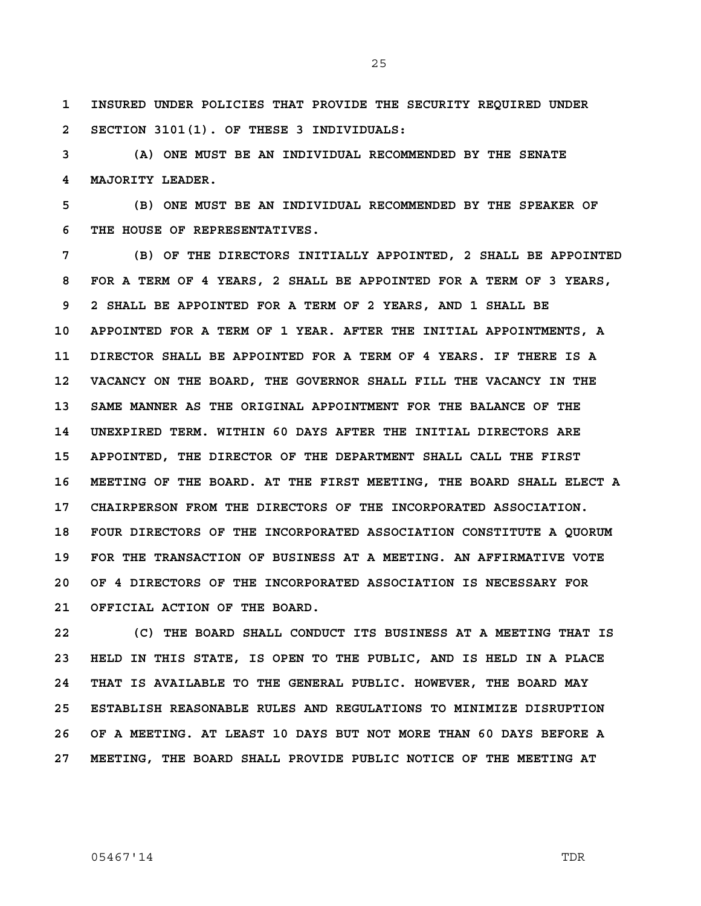INSURED UNDER POLICIES THAT PROVIDE THE SECURITY REQUIRED UNDER SECTION 3101(1). OF THESE 3 INDIVIDUALS:

(A) ONE MUST BE AN INDIVIDUAL RECOMMENDED BY THE SENATE MAJORITY LEADER.

(B) ONE MUST BE AN INDIVIDUAL RECOMMENDED BY THE SPEAKER OF THE HOUSE OF REPRESENTATIVES.

(B) OF THE DIRECTORS INITIALLY APPOINTED, 2 SHALL BE APPOINTED FOR A TERM OF 4 YEARS, 2 SHALL BE APPOINTED FOR A TERM OF 3 YEARS, 2 SHALL BE APPOINTED FOR A TERM OF 2 YEARS, AND 1 SHALL BE APPOINTED FOR A TERM OF 1 YEAR. AFTER THE INITIAL APPOINTMENTS, A DIRECTOR SHALL BE APPOINTED FOR A TERM OF 4 YEARS. IF THERE IS A VACANCY ON THE BOARD, THE GOVERNOR SHALL FILL THE VACANCY IN THE SAME MANNER AS THE ORIGINAL APPOINTMENT FOR THE BALANCE OF THE UNEXPIRED TERM. WITHIN 60 DAYS AFTER THE INITIAL DIRECTORS ARE APPOINTED, THE DIRECTOR OF THE DEPARTMENT SHALL CALL THE FIRST MEETING OF THE BOARD. AT THE FIRST MEETING, THE BOARD SHALL ELECT A CHAIRPERSON FROM THE DIRECTORS OF THE INCORPORATED ASSOCIATION. FOUR DIRECTORS OF THE INCORPORATED ASSOCIATION CONSTITUTE A QUORUM FOR THE TRANSACTION OF BUSINESS AT A MEETING. AN AFFIRMATIVE VOTE OF 4 DIRECTORS OF THE INCORPORATED ASSOCIATION IS NECESSARY FOR OFFICIAL ACTION OF THE BOARD.

(C) THE BOARD SHALL CONDUCT ITS BUSINESS AT A MEETING THAT IS HELD IN THIS STATE, IS OPEN TO THE PUBLIC, AND IS HELD IN A PLACE THAT IS AVAILABLE TO THE GENERAL PUBLIC. HOWEVER, THE BOARD MAY ESTABLISH REASONABLE RULES AND REGULATIONS TO MINIMIZE DISRUPTION OF A MEETING. AT LEAST 10 DAYS BUT NOT MORE THAN 60 DAYS BEFORE A MEETING, THE BOARD SHALL PROVIDE PUBLIC NOTICE OF THE MEETING AT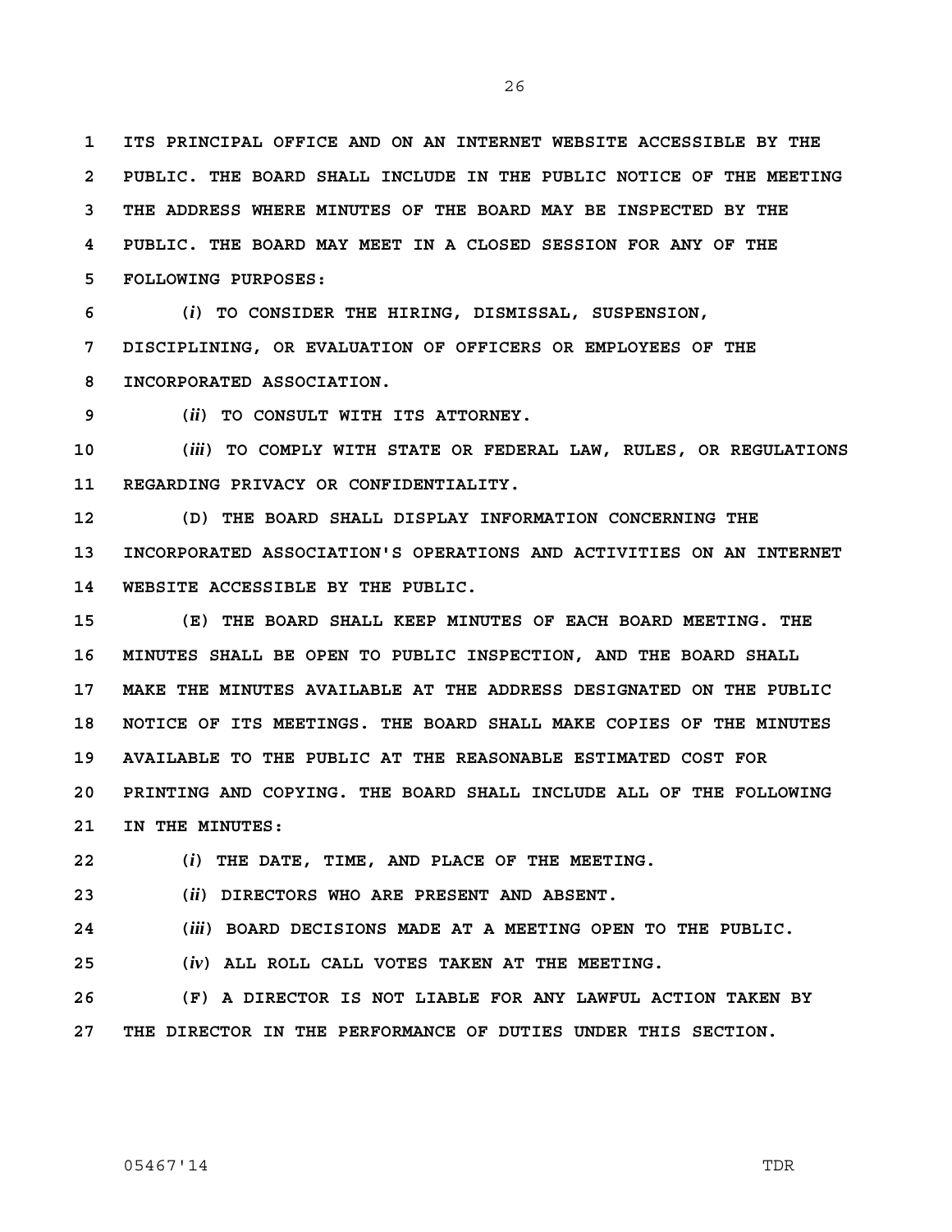**ITS PRINCIPAL OFFICE AND ON AN INTERNET WEBSITE ACCESSIBLE BY THE PUBLIC. THE BOARD SHALL INCLUDE IN THE PUBLIC NOTICE OF THE MEETING THE ADDRESS WHERE MINUTES OF THE BOARD MAY BE INSPECTED BY THE PUBLIC. THE BOARD MAY MEET IN A CLOSED SESSION FOR ANY OF THE FOLLOWING PURPOSES:**

**(*i*) TO CONSIDER THE HIRING, DISMISSAL, SUSPENSION, DISCIPLINING, OR EVALUATION OF OFFICERS OR EMPLOYEES OF THE INCORPORATED ASSOCIATION.**

**(*ii*) TO CONSULT WITH ITS ATTORNEY.**

**(*iii*) TO COMPLY WITH STATE OR FEDERAL LAW, RULES, OR REGULATIONS REGARDING PRIVACY OR CONFIDENTIALITY.**

**(D) THE BOARD SHALL DISPLAY INFORMATION CONCERNING THE INCORPORATED ASSOCIATION'S OPERATIONS AND ACTIVITIES ON AN INTERNET WEBSITE ACCESSIBLE BY THE PUBLIC.**

**(E) THE BOARD SHALL KEEP MINUTES OF EACH BOARD MEETING. THE MINUTES SHALL BE OPEN TO PUBLIC INSPECTION, AND THE BOARD SHALL MAKE THE MINUTES AVAILABLE AT THE ADDRESS DESIGNATED ON THE PUBLIC NOTICE OF ITS MEETINGS. THE BOARD SHALL MAKE COPIES OF THE MINUTES AVAILABLE TO THE PUBLIC AT THE REASONABLE ESTIMATED COST FOR PRINTING AND COPYING. THE BOARD SHALL INCLUDE ALL OF THE FOLLOWING IN THE MINUTES:**

**(*i*) THE DATE, TIME, AND PLACE OF THE MEETING.**

**(*ii*) DIRECTORS WHO ARE PRESENT AND ABSENT.**

**(*iii*) BOARD DECISIONS MADE AT A MEETING OPEN TO THE PUBLIC.**

**(*iv*) ALL ROLL CALL VOTES TAKEN AT THE MEETING.**

**(F) A DIRECTOR IS NOT LIABLE FOR ANY LAWFUL ACTION TAKEN BY THE DIRECTOR IN THE PERFORMANCE OF DUTIES UNDER THIS SECTION.**

05467'14 TDR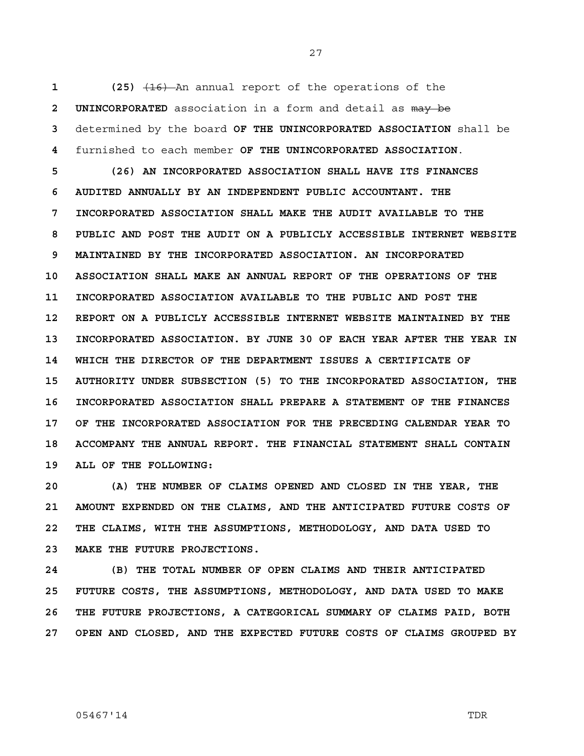**(25)** ~~(16)~~ An annual report of the operations of the **UNINCORPORATED** association in a form and detail as ~~may be~~ determined by the board **OF THE UNINCORPORATED ASSOCIATION** shall be furnished to each member **OF THE UNINCORPORATED ASSOCIATION**.

**(26) AN INCORPORATED ASSOCIATION SHALL HAVE ITS FINANCES AUDITED ANNUALLY BY AN INDEPENDENT PUBLIC ACCOUNTANT. THE INCORPORATED ASSOCIATION SHALL MAKE THE AUDIT AVAILABLE TO THE PUBLIC AND POST THE AUDIT ON A PUBLICLY ACCESSIBLE INTERNET WEBSITE MAINTAINED BY THE INCORPORATED ASSOCIATION. AN INCORPORATED ASSOCIATION SHALL MAKE AN ANNUAL REPORT OF THE OPERATIONS OF THE INCORPORATED ASSOCIATION AVAILABLE TO THE PUBLIC AND POST THE REPORT ON A PUBLICLY ACCESSIBLE INTERNET WEBSITE MAINTAINED BY THE INCORPORATED ASSOCIATION. BY JUNE 30 OF EACH YEAR AFTER THE YEAR IN WHICH THE DIRECTOR OF THE DEPARTMENT ISSUES A CERTIFICATE OF AUTHORITY UNDER SUBSECTION (5) TO THE INCORPORATED ASSOCIATION, THE INCORPORATED ASSOCIATION SHALL PREPARE A STATEMENT OF THE FINANCES OF THE INCORPORATED ASSOCIATION FOR THE PRECEDING CALENDAR YEAR TO ACCOMPANY THE ANNUAL REPORT. THE FINANCIAL STATEMENT SHALL CONTAIN ALL OF THE FOLLOWING:**

**(A) THE NUMBER OF CLAIMS OPENED AND CLOSED IN THE YEAR, THE AMOUNT EXPENDED ON THE CLAIMS, AND THE ANTICIPATED FUTURE COSTS OF THE CLAIMS, WITH THE ASSUMPTIONS, METHODOLOGY, AND DATA USED TO MAKE THE FUTURE PROJECTIONS.**

**(B) THE TOTAL NUMBER OF OPEN CLAIMS AND THEIR ANTICIPATED FUTURE COSTS, THE ASSUMPTIONS, METHODOLOGY, AND DATA USED TO MAKE THE FUTURE PROJECTIONS, A CATEGORICAL SUMMARY OF CLAIMS PAID, BOTH OPEN AND CLOSED, AND THE EXPECTED FUTURE COSTS OF CLAIMS GROUPED BY**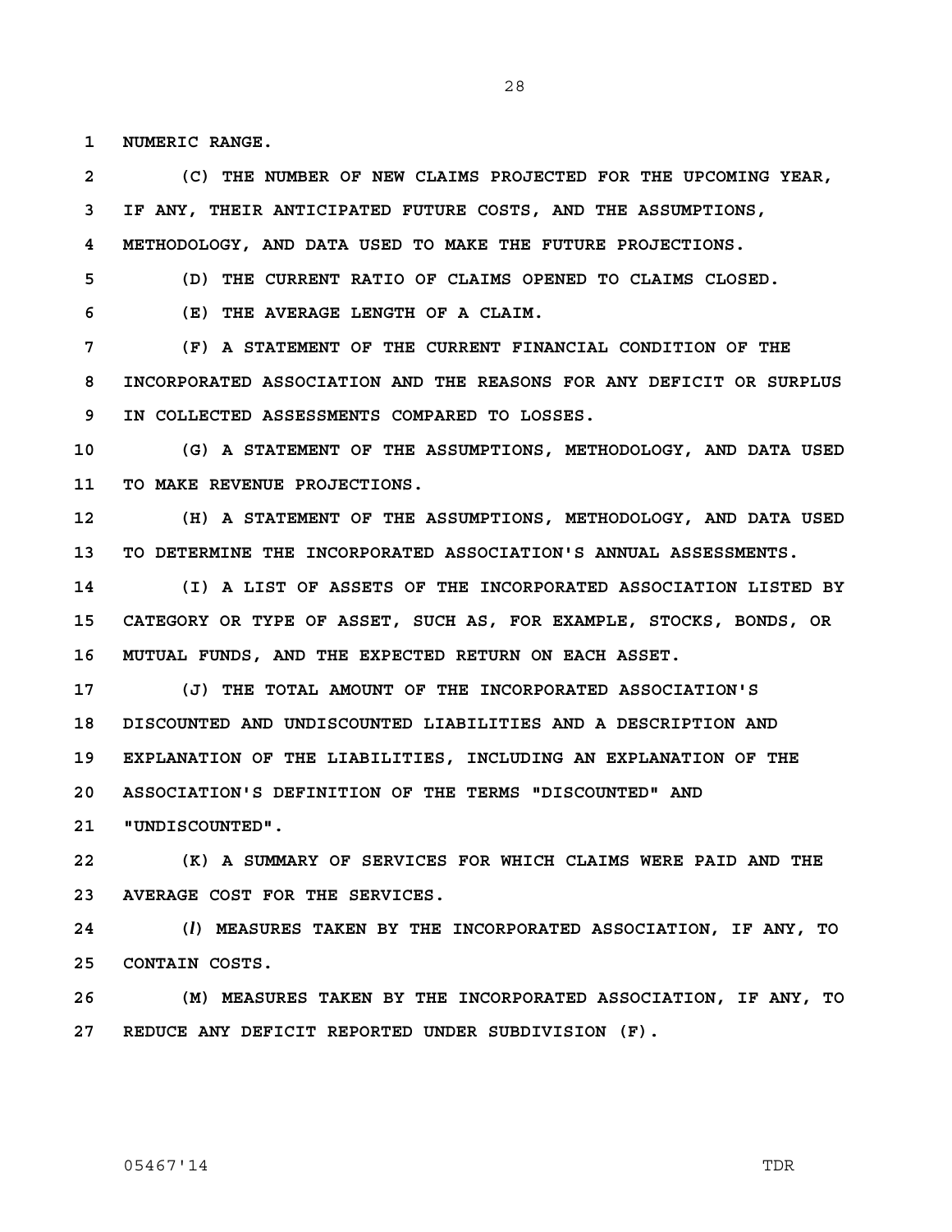**NUMERIC RANGE.**

**(C) THE NUMBER OF NEW CLAIMS PROJECTED FOR THE UPCOMING YEAR, IF ANY, THEIR ANTICIPATED FUTURE COSTS, AND THE ASSUMPTIONS, METHODOLOGY, AND DATA USED TO MAKE THE FUTURE PROJECTIONS.**

**(D) THE CURRENT RATIO OF CLAIMS OPENED TO CLAIMS CLOSED.**

**(E) THE AVERAGE LENGTH OF A CLAIM.**

**(F) A STATEMENT OF THE CURRENT FINANCIAL CONDITION OF THE INCORPORATED ASSOCIATION AND THE REASONS FOR ANY DEFICIT OR SURPLUS IN COLLECTED ASSESSMENTS COMPARED TO LOSSES.**

**(G) A STATEMENT OF THE ASSUMPTIONS, METHODOLOGY, AND DATA USED TO MAKE REVENUE PROJECTIONS.**

**(H) A STATEMENT OF THE ASSUMPTIONS, METHODOLOGY, AND DATA USED TO DETERMINE THE INCORPORATED ASSOCIATION'S ANNUAL ASSESSMENTS.**

**(I) A LIST OF ASSETS OF THE INCORPORATED ASSOCIATION LISTED BY CATEGORY OR TYPE OF ASSET, SUCH AS, FOR EXAMPLE, STOCKS, BONDS, OR MUTUAL FUNDS, AND THE EXPECTED RETURN ON EACH ASSET.**

**(J) THE TOTAL AMOUNT OF THE INCORPORATED ASSOCIATION'S DISCOUNTED AND UNDISCOUNTED LIABILITIES AND A DESCRIPTION AND EXPLANATION OF THE LIABILITIES, INCLUDING AN EXPLANATION OF THE ASSOCIATION'S DEFINITION OF THE TERMS "DISCOUNTED" AND "UNDISCOUNTED".**

**(K) A SUMMARY OF SERVICES FOR WHICH CLAIMS WERE PAID AND THE AVERAGE COST FOR THE SERVICES.**

**(*l*) MEASURES TAKEN BY THE INCORPORATED ASSOCIATION, IF ANY, TO CONTAIN COSTS.**

**(M) MEASURES TAKEN BY THE INCORPORATED ASSOCIATION, IF ANY, TO REDUCE ANY DEFICIT REPORTED UNDER SUBDIVISION (F).**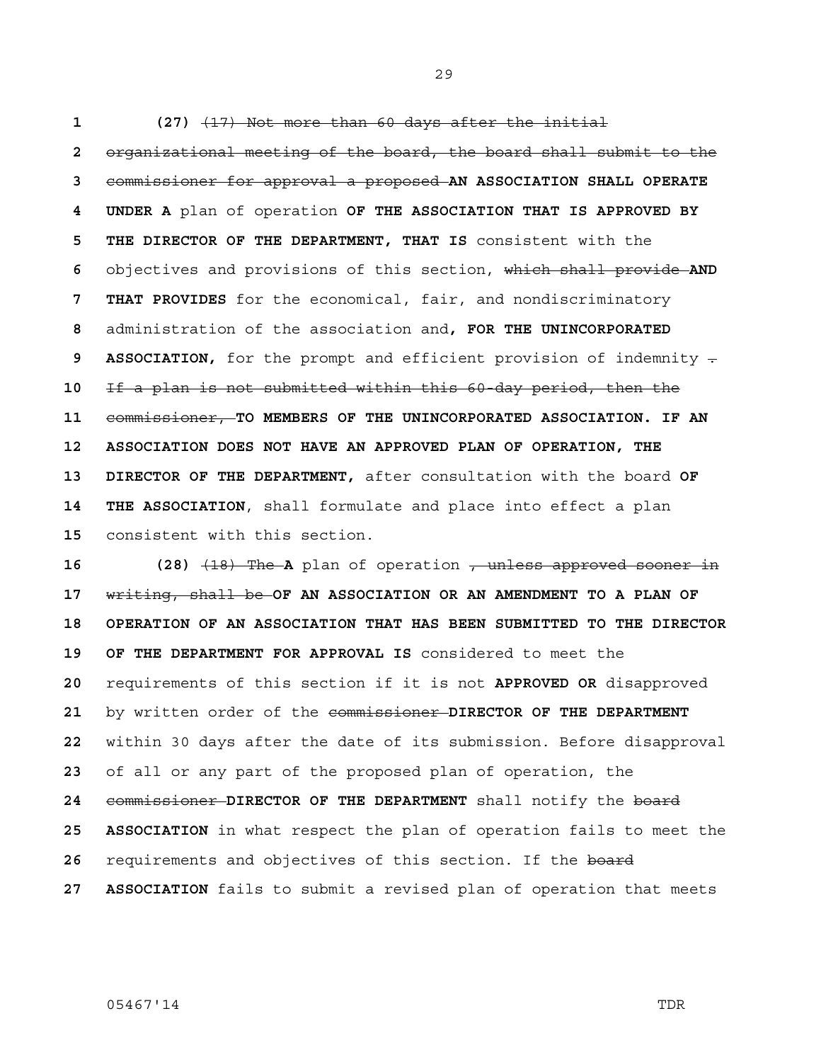**(27)** ~~(17) Not more than 60 days after the initial organizational meeting of the board, the board shall submit to the commissioner for approval a proposed~~ **AN ASSOCIATION SHALL OPERATE UNDER A** plan of operation **OF THE ASSOCIATION THAT IS APPROVED BY THE DIRECTOR OF THE DEPARTMENT, THAT IS** consistent with the objectives and provisions of this section, ~~which shall provide~~ **AND THAT PROVIDES** for the economical, fair, and nondiscriminatory administration of the association and**, FOR THE UNINCORPORATED ASSOCIATION,** for the prompt and efficient provision of indemnity ~~. If a plan is not submitted within this 60-day period, then the commissioner,~~ **TO MEMBERS OF THE UNINCORPORATED ASSOCIATION. IF AN ASSOCIATION DOES NOT HAVE AN APPROVED PLAN OF OPERATION, THE DIRECTOR OF THE DEPARTMENT,** after consultation with the board **OF THE ASSOCIATION**, shall formulate and place into effect a plan consistent with this section.

**(28)** ~~(18) The~~ **A** plan of operation ~~, unless approved sooner in writing, shall be~~ **OF AN ASSOCIATION OR AN AMENDMENT TO A PLAN OF OPERATION OF AN ASSOCIATION THAT HAS BEEN SUBMITTED TO THE DIRECTOR OF THE DEPARTMENT FOR APPROVAL IS** considered to meet the requirements of this section if it is not **APPROVED OR** disapproved by written order of the ~~commissioner~~ **DIRECTOR OF THE DEPARTMENT** within 30 days after the date of its submission. Before disapproval of all or any part of the proposed plan of operation, the ~~commissioner~~ **DIRECTOR OF THE DEPARTMENT** shall notify the ~~board~~ **ASSOCIATION** in what respect the plan of operation fails to meet the requirements and objectives of this section. If the ~~board~~ **ASSOCIATION** fails to submit a revised plan of operation that meets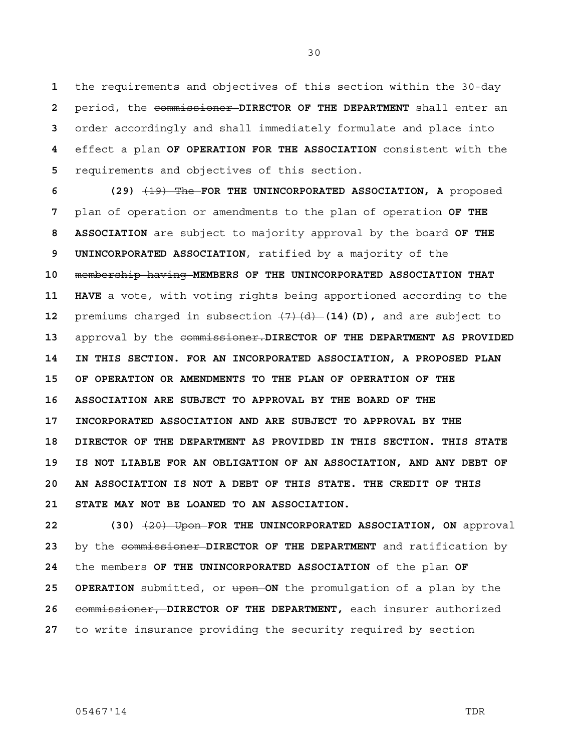the requirements and objectives of this section within the 30-day period, the ~~commissioner~~ **DIRECTOR OF THE DEPARTMENT** shall enter an order accordingly and shall immediately formulate and place into effect a plan **OF OPERATION FOR THE ASSOCIATION** consistent with the requirements and objectives of this section.

**(29)** ~~(19) The~~ **FOR THE UNINCORPORATED ASSOCIATION, A** proposed plan of operation or amendments to the plan of operation **OF THE ASSOCIATION** are subject to majority approval by the board **OF THE UNINCORPORATED ASSOCIATION**, ratified by a majority of the ~~membership having~~ **MEMBERS OF THE UNINCORPORATED ASSOCIATION THAT HAVE** a vote, with voting rights being apportioned according to the premiums charged in subsection ~~(7)(d)~~ **(14)(D),** and are subject to approval by the ~~commissioner.~~ **DIRECTOR OF THE DEPARTMENT AS PROVIDED IN THIS SECTION. FOR AN INCORPORATED ASSOCIATION, A PROPOSED PLAN OF OPERATION OR AMENDMENTS TO THE PLAN OF OPERATION OF THE ASSOCIATION ARE SUBJECT TO APPROVAL BY THE BOARD OF THE INCORPORATED ASSOCIATION AND ARE SUBJECT TO APPROVAL BY THE DIRECTOR OF THE DEPARTMENT AS PROVIDED IN THIS SECTION. THIS STATE IS NOT LIABLE FOR AN OBLIGATION OF AN ASSOCIATION, AND ANY DEBT OF AN ASSOCIATION IS NOT A DEBT OF THIS STATE. THE CREDIT OF THIS STATE MAY NOT BE LOANED TO AN ASSOCIATION.**

**(30)** ~~(20) Upon~~ **FOR THE UNINCORPORATED ASSOCIATION, ON** approval by the ~~commissioner~~ **DIRECTOR OF THE DEPARTMENT** and ratification by the members **OF THE UNINCORPORATED ASSOCIATION** of the plan **OF OPERATION** submitted, or ~~upon~~ **ON** the promulgation of a plan by the ~~commissioner,~~ **DIRECTOR OF THE DEPARTMENT,** each insurer authorized to write insurance providing the security required by section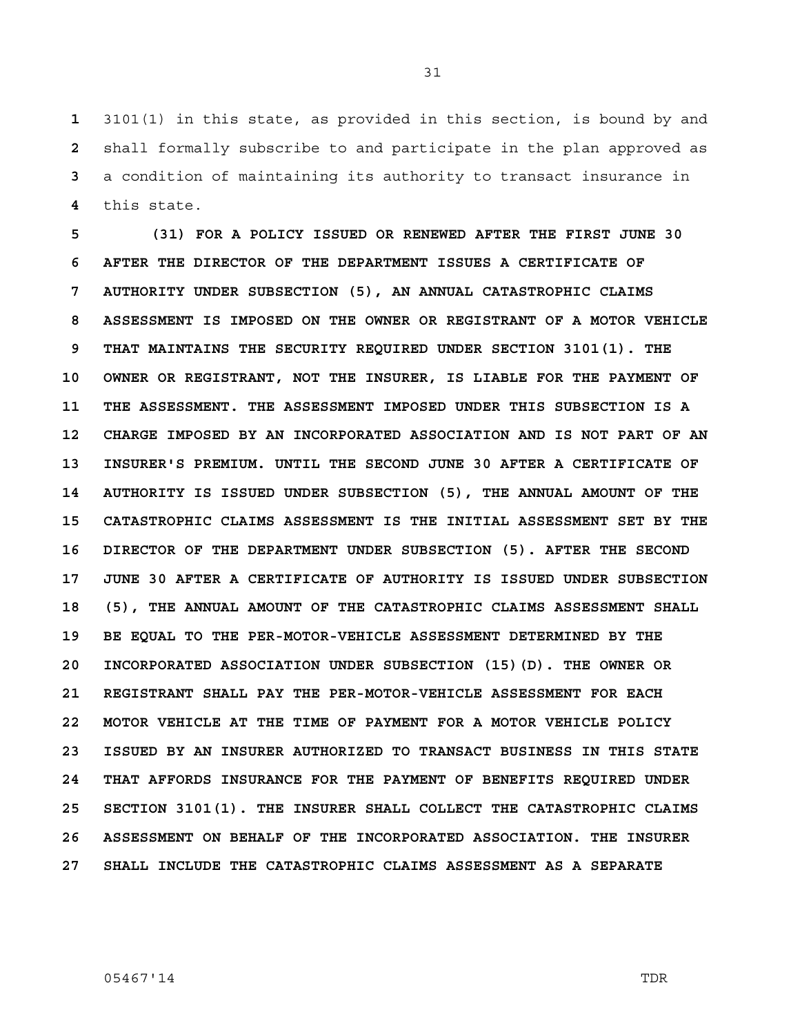3101(1) in this state, as provided in this section, is bound by and shall formally subscribe to and participate in the plan approved as a condition of maintaining its authority to transact insurance in this state.

**(31) FOR A POLICY ISSUED OR RENEWED AFTER THE FIRST JUNE 30 AFTER THE DIRECTOR OF THE DEPARTMENT ISSUES A CERTIFICATE OF AUTHORITY UNDER SUBSECTION (5), AN ANNUAL CATASTROPHIC CLAIMS ASSESSMENT IS IMPOSED ON THE OWNER OR REGISTRANT OF A MOTOR VEHICLE THAT MAINTAINS THE SECURITY REQUIRED UNDER SECTION 3101(1). THE OWNER OR REGISTRANT, NOT THE INSURER, IS LIABLE FOR THE PAYMENT OF THE ASSESSMENT. THE ASSESSMENT IMPOSED UNDER THIS SUBSECTION IS A CHARGE IMPOSED BY AN INCORPORATED ASSOCIATION AND IS NOT PART OF AN INSURER'S PREMIUM. UNTIL THE SECOND JUNE 30 AFTER A CERTIFICATE OF AUTHORITY IS ISSUED UNDER SUBSECTION (5), THE ANNUAL AMOUNT OF THE CATASTROPHIC CLAIMS ASSESSMENT IS THE INITIAL ASSESSMENT SET BY THE DIRECTOR OF THE DEPARTMENT UNDER SUBSECTION (5). AFTER THE SECOND JUNE 30 AFTER A CERTIFICATE OF AUTHORITY IS ISSUED UNDER SUBSECTION (5), THE ANNUAL AMOUNT OF THE CATASTROPHIC CLAIMS ASSESSMENT SHALL BE EQUAL TO THE PER-MOTOR-VEHICLE ASSESSMENT DETERMINED BY THE INCORPORATED ASSOCIATION UNDER SUBSECTION (15)(D). THE OWNER OR REGISTRANT SHALL PAY THE PER-MOTOR-VEHICLE ASSESSMENT FOR EACH MOTOR VEHICLE AT THE TIME OF PAYMENT FOR A MOTOR VEHICLE POLICY ISSUED BY AN INSURER AUTHORIZED TO TRANSACT BUSINESS IN THIS STATE THAT AFFORDS INSURANCE FOR THE PAYMENT OF BENEFITS REQUIRED UNDER SECTION 3101(1). THE INSURER SHALL COLLECT THE CATASTROPHIC CLAIMS ASSESSMENT ON BEHALF OF THE INCORPORATED ASSOCIATION. THE INSURER SHALL INCLUDE THE CATASTROPHIC CLAIMS ASSESSMENT AS A SEPARATE**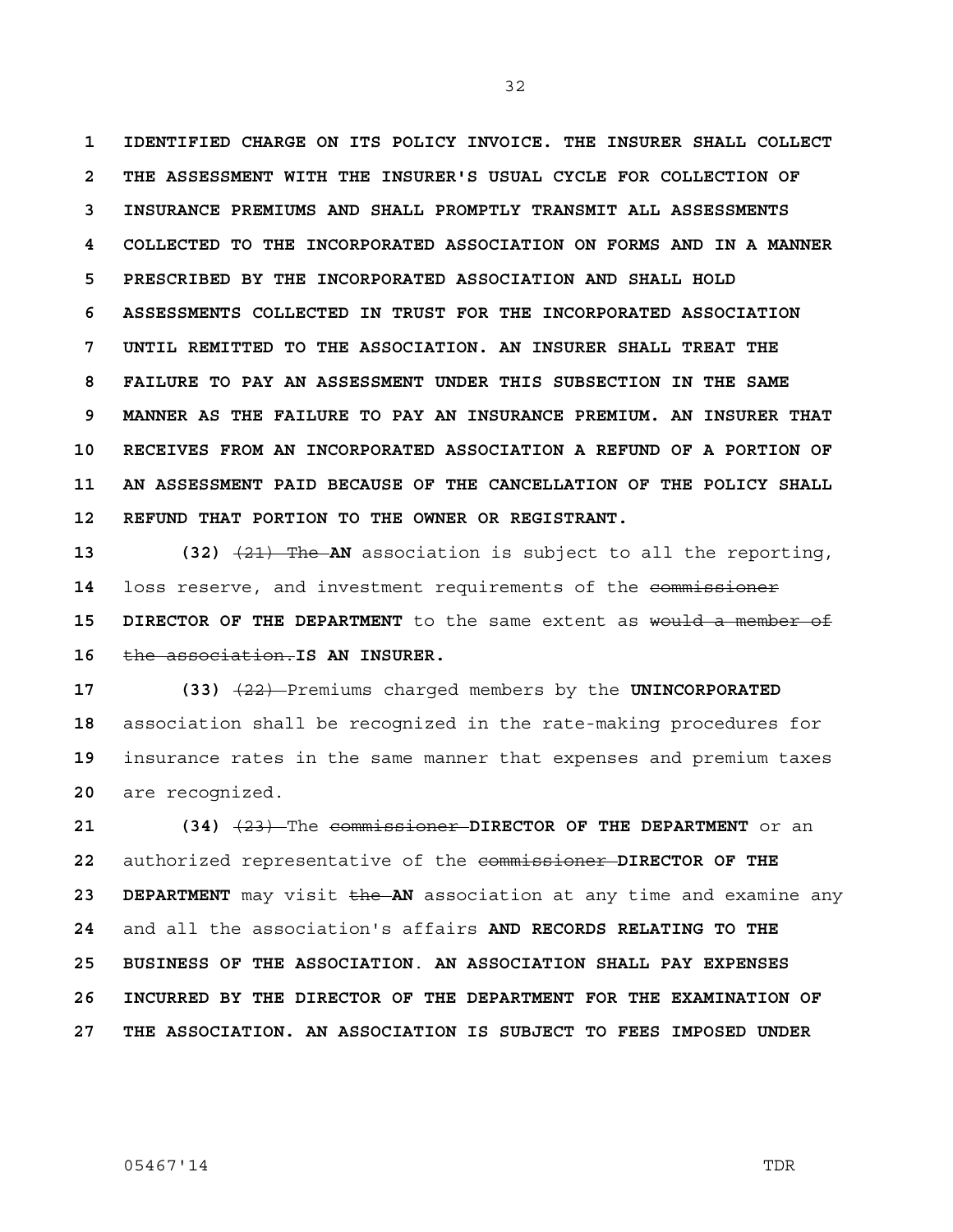IDENTIFIED CHARGE ON ITS POLICY INVOICE. THE INSURER SHALL COLLECT THE ASSESSMENT WITH THE INSURER'S USUAL CYCLE FOR COLLECTION OF INSURANCE PREMIUMS AND SHALL PROMPTLY TRANSMIT ALL ASSESSMENTS COLLECTED TO THE INCORPORATED ASSOCIATION ON FORMS AND IN A MANNER PRESCRIBED BY THE INCORPORATED ASSOCIATION AND SHALL HOLD ASSESSMENTS COLLECTED IN TRUST FOR THE INCORPORATED ASSOCIATION UNTIL REMITTED TO THE ASSOCIATION. AN INSURER SHALL TREAT THE FAILURE TO PAY AN ASSESSMENT UNDER THIS SUBSECTION IN THE SAME MANNER AS THE FAILURE TO PAY AN INSURANCE PREMIUM. AN INSURER THAT RECEIVES FROM AN INCORPORATED ASSOCIATION A REFUND OF A PORTION OF AN ASSESSMENT PAID BECAUSE OF THE CANCELLATION OF THE POLICY SHALL REFUND THAT PORTION TO THE OWNER OR REGISTRANT.

**(32)** ~~(21) The~~ **AN** association is subject to all the reporting, loss reserve, and investment requirements of the ~~commissioner~~ **DIRECTOR OF THE DEPARTMENT** to the same extent as ~~would a member of the association.~~ **IS AN INSURER.**

**(33)** ~~(22)~~ Premiums charged members by the **UNINCORPORATED** association shall be recognized in the rate-making procedures for insurance rates in the same manner that expenses and premium taxes are recognized.

**(34)** ~~(23)~~ The ~~commissioner~~ **DIRECTOR OF THE DEPARTMENT** or an authorized representative of the ~~commissioner~~ **DIRECTOR OF THE DEPARTMENT** may visit ~~the~~ **AN** association at any time and examine any and all the association's affairs **AND RECORDS RELATING TO THE BUSINESS OF THE ASSOCIATION. AN ASSOCIATION SHALL PAY EXPENSES INCURRED BY THE DIRECTOR OF THE DEPARTMENT FOR THE EXAMINATION OF THE ASSOCIATION. AN ASSOCIATION IS SUBJECT TO FEES IMPOSED UNDER**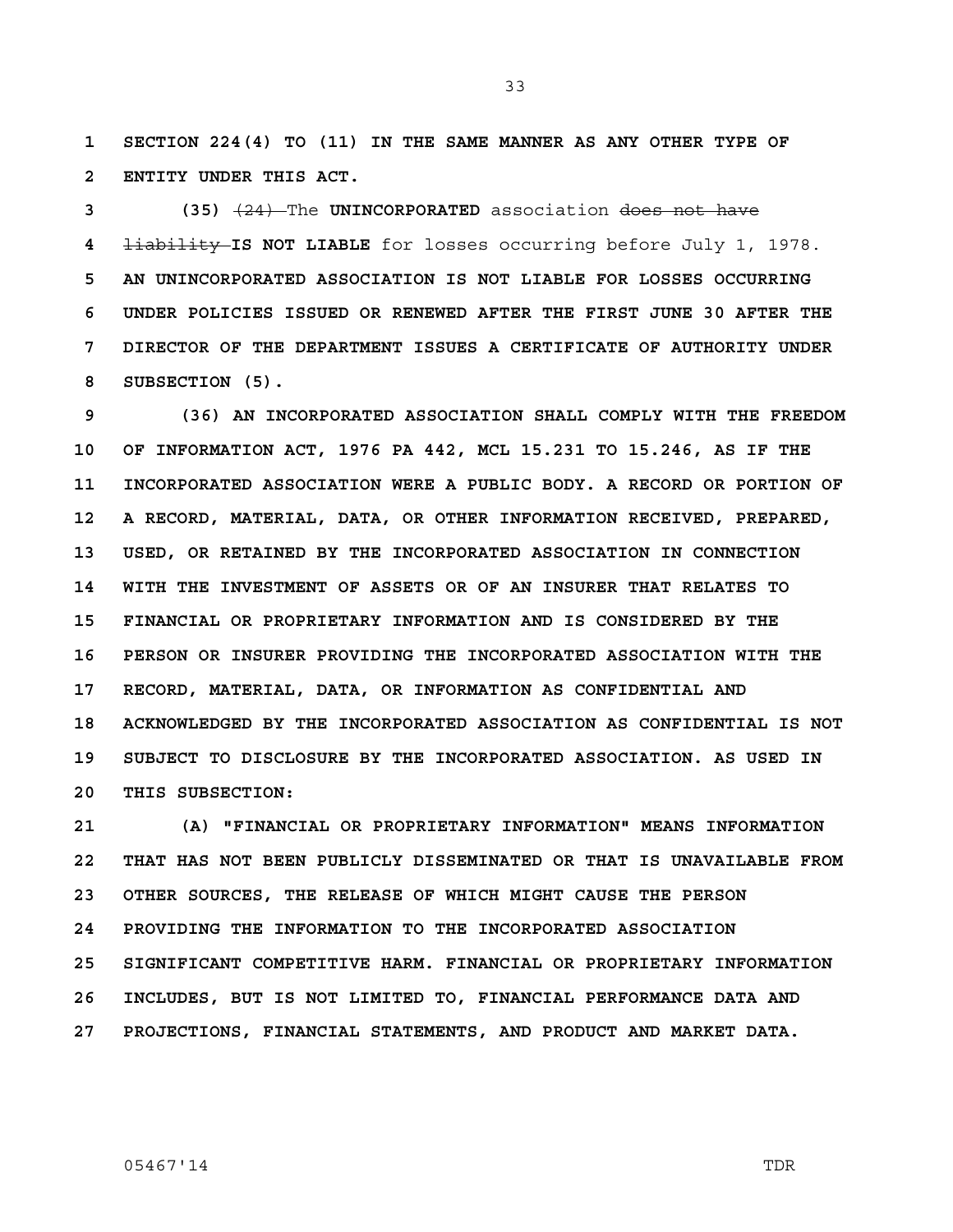SECTION 224(4) TO (11) IN THE SAME MANNER AS ANY OTHER TYPE OF ENTITY UNDER THIS ACT.

**(35)** ~~(24)~~ The **UNINCORPORATED** association ~~does not have liability~~ **IS NOT LIABLE** for losses occurring before July 1, 1978. **AN UNINCORPORATED ASSOCIATION IS NOT LIABLE FOR LOSSES OCCURRING UNDER POLICIES ISSUED OR RENEWED AFTER THE FIRST JUNE 30 AFTER THE DIRECTOR OF THE DEPARTMENT ISSUES A CERTIFICATE OF AUTHORITY UNDER SUBSECTION (5).**

**(36) AN INCORPORATED ASSOCIATION SHALL COMPLY WITH THE FREEDOM OF INFORMATION ACT, 1976 PA 442, MCL 15.231 TO 15.246, AS IF THE INCORPORATED ASSOCIATION WERE A PUBLIC BODY. A RECORD OR PORTION OF A RECORD, MATERIAL, DATA, OR OTHER INFORMATION RECEIVED, PREPARED, USED, OR RETAINED BY THE INCORPORATED ASSOCIATION IN CONNECTION WITH THE INVESTMENT OF ASSETS OR OF AN INSURER THAT RELATES TO FINANCIAL OR PROPRIETARY INFORMATION AND IS CONSIDERED BY THE PERSON OR INSURER PROVIDING THE INCORPORATED ASSOCIATION WITH THE RECORD, MATERIAL, DATA, OR INFORMATION AS CONFIDENTIAL AND ACKNOWLEDGED BY THE INCORPORATED ASSOCIATION AS CONFIDENTIAL IS NOT SUBJECT TO DISCLOSURE BY THE INCORPORATED ASSOCIATION. AS USED IN THIS SUBSECTION:**

**(A) "FINANCIAL OR PROPRIETARY INFORMATION" MEANS INFORMATION THAT HAS NOT BEEN PUBLICLY DISSEMINATED OR THAT IS UNAVAILABLE FROM OTHER SOURCES, THE RELEASE OF WHICH MIGHT CAUSE THE PERSON PROVIDING THE INFORMATION TO THE INCORPORATED ASSOCIATION SIGNIFICANT COMPETITIVE HARM. FINANCIAL OR PROPRIETARY INFORMATION INCLUDES, BUT IS NOT LIMITED TO, FINANCIAL PERFORMANCE DATA AND PROJECTIONS, FINANCIAL STATEMENTS, AND PRODUCT AND MARKET DATA.**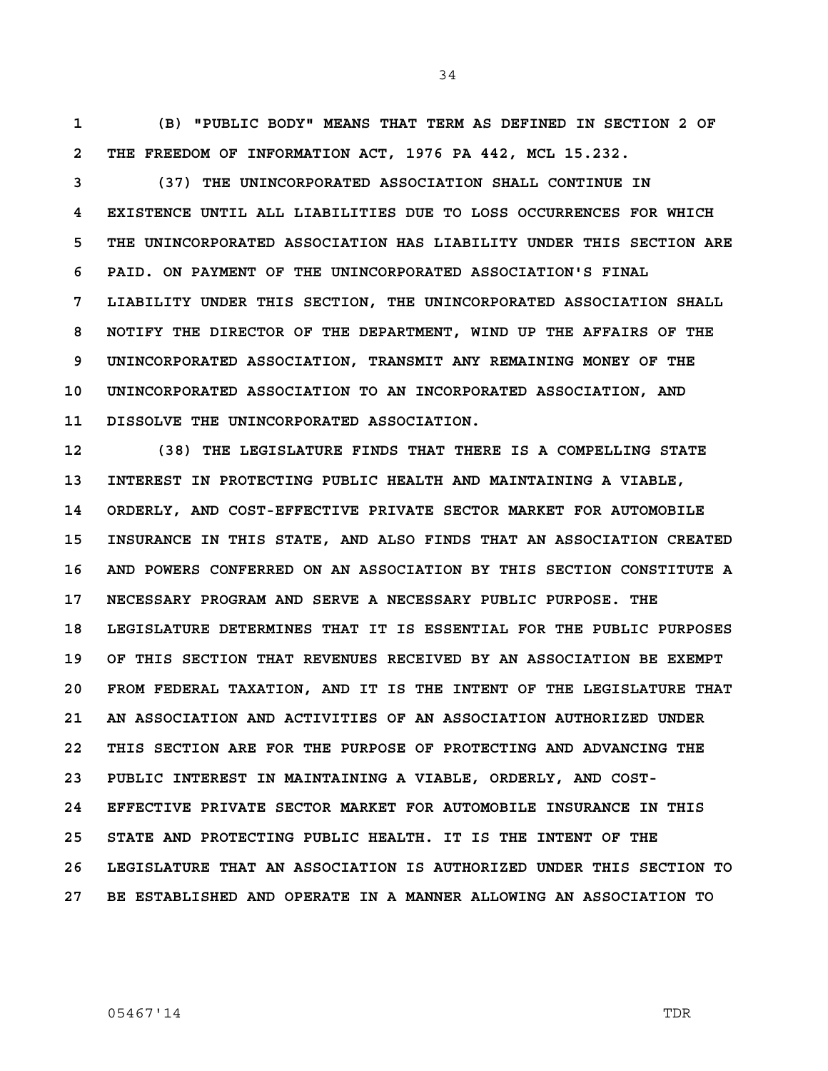(B) "PUBLIC BODY" MEANS THAT TERM AS DEFINED IN SECTION 2 OF THE FREEDOM OF INFORMATION ACT, 1976 PA 442, MCL 15.232.

(37) THE UNINCORPORATED ASSOCIATION SHALL CONTINUE IN EXISTENCE UNTIL ALL LIABILITIES DUE TO LOSS OCCURRENCES FOR WHICH THE UNINCORPORATED ASSOCIATION HAS LIABILITY UNDER THIS SECTION ARE PAID. ON PAYMENT OF THE UNINCORPORATED ASSOCIATION'S FINAL LIABILITY UNDER THIS SECTION, THE UNINCORPORATED ASSOCIATION SHALL NOTIFY THE DIRECTOR OF THE DEPARTMENT, WIND UP THE AFFAIRS OF THE UNINCORPORATED ASSOCIATION, TRANSMIT ANY REMAINING MONEY OF THE UNINCORPORATED ASSOCIATION TO AN INCORPORATED ASSOCIATION, AND DISSOLVE THE UNINCORPORATED ASSOCIATION.

(38) THE LEGISLATURE FINDS THAT THERE IS A COMPELLING STATE INTEREST IN PROTECTING PUBLIC HEALTH AND MAINTAINING A VIABLE, ORDERLY, AND COST-EFFECTIVE PRIVATE SECTOR MARKET FOR AUTOMOBILE INSURANCE IN THIS STATE, AND ALSO FINDS THAT AN ASSOCIATION CREATED AND POWERS CONFERRED ON AN ASSOCIATION BY THIS SECTION CONSTITUTE A NECESSARY PROGRAM AND SERVE A NECESSARY PUBLIC PURPOSE. THE LEGISLATURE DETERMINES THAT IT IS ESSENTIAL FOR THE PUBLIC PURPOSES OF THIS SECTION THAT REVENUES RECEIVED BY AN ASSOCIATION BE EXEMPT FROM FEDERAL TAXATION, AND IT IS THE INTENT OF THE LEGISLATURE THAT AN ASSOCIATION AND ACTIVITIES OF AN ASSOCIATION AUTHORIZED UNDER THIS SECTION ARE FOR THE PURPOSE OF PROTECTING AND ADVANCING THE PUBLIC INTEREST IN MAINTAINING A VIABLE, ORDERLY, AND COST-EFFECTIVE PRIVATE SECTOR MARKET FOR AUTOMOBILE INSURANCE IN THIS STATE AND PROTECTING PUBLIC HEALTH. IT IS THE INTENT OF THE LEGISLATURE THAT AN ASSOCIATION IS AUTHORIZED UNDER THIS SECTION TO BE ESTABLISHED AND OPERATE IN A MANNER ALLOWING AN ASSOCIATION TO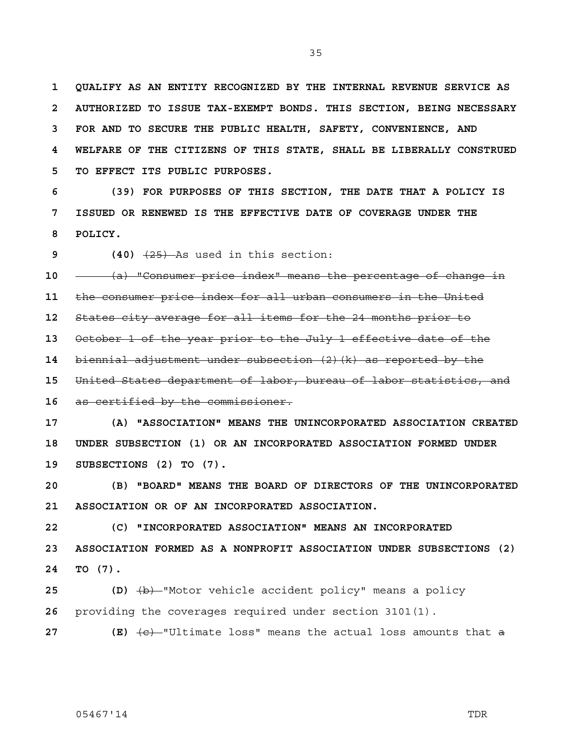QUALIFY AS AN ENTITY RECOGNIZED BY THE INTERNAL REVENUE SERVICE AS AUTHORIZED TO ISSUE TAX-EXEMPT BONDS. THIS SECTION, BEING NECESSARY FOR AND TO SECURE THE PUBLIC HEALTH, SAFETY, CONVENIENCE, AND WELFARE OF THE CITIZENS OF THIS STATE, SHALL BE LIBERALLY CONSTRUED TO EFFECT ITS PUBLIC PURPOSES.

**(39) FOR PURPOSES OF THIS SECTION, THE DATE THAT A POLICY IS ISSUED OR RENEWED IS THE EFFECTIVE DATE OF COVERAGE UNDER THE POLICY.**

**(40)** ~~(25)~~ As used in this section:

~~(a) "Consumer price index" means the percentage of change in the consumer price index for all urban consumers in the United States city average for all items for the 24 months prior to October 1 of the year prior to the July 1 effective date of the biennial adjustment under subsection (2)(k) as reported by the United States department of labor, bureau of labor statistics, and as certified by the commissioner.~~

**(A) "ASSOCIATION" MEANS THE UNINCORPORATED ASSOCIATION CREATED UNDER SUBSECTION (1) OR AN INCORPORATED ASSOCIATION FORMED UNDER SUBSECTIONS (2) TO (7).**

**(B) "BOARD" MEANS THE BOARD OF DIRECTORS OF THE UNINCORPORATED ASSOCIATION OR OF AN INCORPORATED ASSOCIATION.**

**(C) "INCORPORATED ASSOCIATION" MEANS AN INCORPORATED ASSOCIATION FORMED AS A NONPROFIT ASSOCIATION UNDER SUBSECTIONS (2) TO (7).**

**(D)** ~~(b)~~ "Motor vehicle accident policy" means a policy providing the coverages required under section 3101(1).

**(E)** ~~(c)~~ "Ultimate loss" means the actual loss amounts that ~~a~~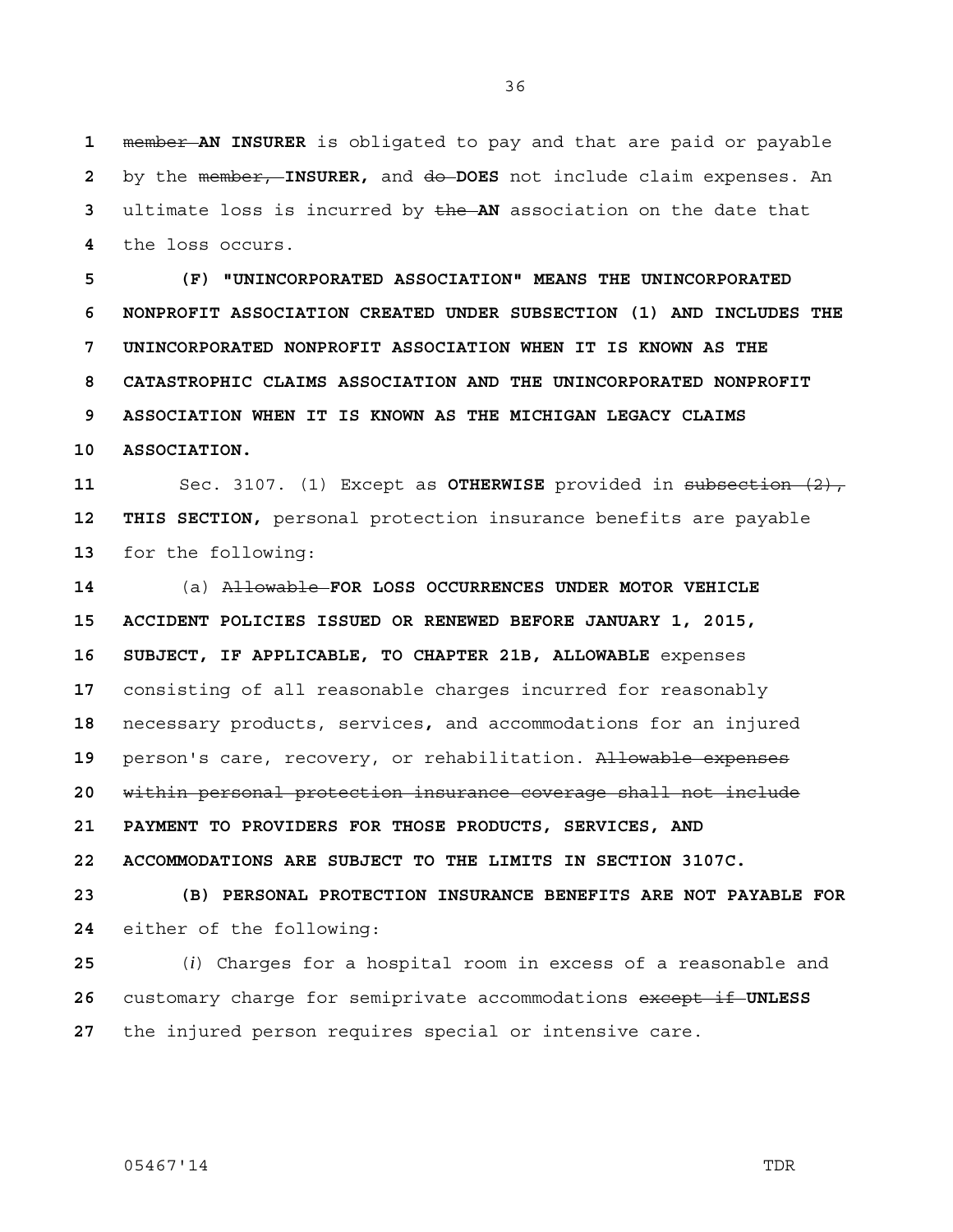member AN INSURER is obligated to pay and that are paid or payable by the member, INSURER, and do DOES not include claim expenses. An ultimate loss is incurred by the AN association on the date that the loss occurs.

**(F) "UNINCORPORATED ASSOCIATION" MEANS THE UNINCORPORATED NONPROFIT ASSOCIATION CREATED UNDER SUBSECTION (1) AND INCLUDES THE UNINCORPORATED NONPROFIT ASSOCIATION WHEN IT IS KNOWN AS THE CATASTROPHIC CLAIMS ASSOCIATION AND THE UNINCORPORATED NONPROFIT ASSOCIATION WHEN IT IS KNOWN AS THE MICHIGAN LEGACY CLAIMS ASSOCIATION.**

Sec. 3107. (1) Except as **OTHERWISE** provided in ~~subsection (2),~~ **THIS SECTION,** personal protection insurance benefits are payable for the following:

(a) ~~Allowable~~ **FOR LOSS OCCURRENCES UNDER MOTOR VEHICLE ACCIDENT POLICIES ISSUED OR RENEWED BEFORE JANUARY 1, 2015, SUBJECT, IF APPLICABLE, TO CHAPTER 21B, ALLOWABLE** expenses consisting of all reasonable charges incurred for reasonably necessary products, services**,** and accommodations for an injured person's care, recovery, or rehabilitation. ~~Allowable expenses within personal protection insurance coverage shall not include~~ **PAYMENT TO PROVIDERS FOR THOSE PRODUCTS, SERVICES, AND ACCOMMODATIONS ARE SUBJECT TO THE LIMITS IN SECTION 3107C.**

**(B) PERSONAL PROTECTION INSURANCE BENEFITS ARE NOT PAYABLE FOR** either of the following:

(*i*) Charges for a hospital room in excess of a reasonable and customary charge for semiprivate accommodations ~~except if~~ **UNLESS** the injured person requires special or intensive care.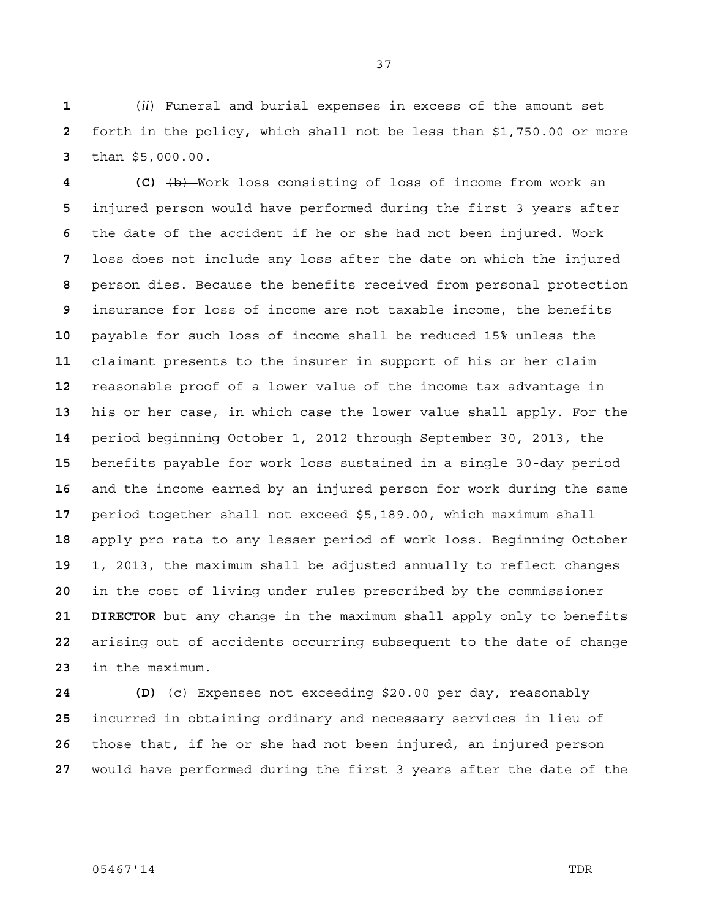(*ii*) Funeral and burial expenses in excess of the amount set forth in the policy, which shall not be less than $1,750.00 or more than $5,000.00.

**(C)** ~~(b)~~ Work loss consisting of loss of income from work an injured person would have performed during the first 3 years after the date of the accident if he or she had not been injured. Work loss does not include any loss after the date on which the injured person dies. Because the benefits received from personal protection insurance for loss of income are not taxable income, the benefits payable for such loss of income shall be reduced 15% unless the claimant presents to the insurer in support of his or her claim reasonable proof of a lower value of the income tax advantage in his or her case, in which case the lower value shall apply. For the period beginning October 1, 2012 through September 30, 2013, the benefits payable for work loss sustained in a single 30-day period and the income earned by an injured person for work during the same period together shall not exceed $5,189.00, which maximum shall apply pro rata to any lesser period of work loss. Beginning October 1, 2013, the maximum shall be adjusted annually to reflect changes in the cost of living under rules prescribed by the ~~commissioner~~ **DIRECTOR** but any change in the maximum shall apply only to benefits arising out of accidents occurring subsequent to the date of change in the maximum.

**(D)** ~~(c)~~ Expenses not exceeding $20.00 per day, reasonably incurred in obtaining ordinary and necessary services in lieu of those that, if he or she had not been injured, an injured person would have performed during the first 3 years after the date of the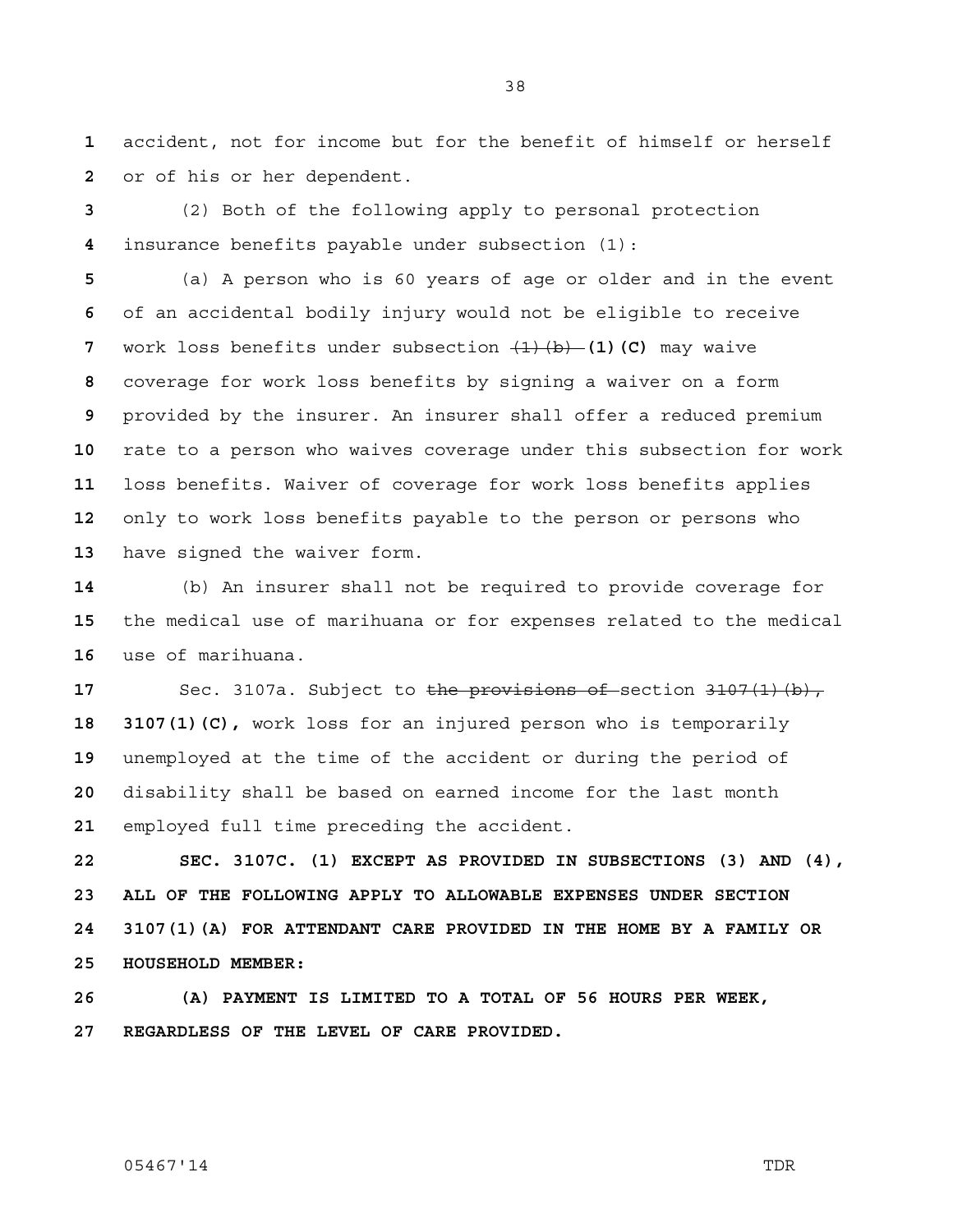accident, not for income but for the benefit of himself or herself or of his or her dependent.

(2) Both of the following apply to personal protection insurance benefits payable under subsection (1):

(a) A person who is 60 years of age or older and in the event of an accidental bodily injury would not be eligible to receive work loss benefits under subsection ~~(1)(b)~~ **(1)(C)** may waive coverage for work loss benefits by signing a waiver on a form provided by the insurer. An insurer shall offer a reduced premium rate to a person who waives coverage under this subsection for work loss benefits. Waiver of coverage for work loss benefits applies only to work loss benefits payable to the person or persons who have signed the waiver form.

(b) An insurer shall not be required to provide coverage for the medical use of marihuana or for expenses related to the medical use of marihuana.

Sec. 3107a. Subject to ~~the provisions of~~ section ~~3107(1)(b),~~ **3107(1)(C),** work loss for an injured person who is temporarily unemployed at the time of the accident or during the period of disability shall be based on earned income for the last month employed full time preceding the accident.

**SEC. 3107C. (1) EXCEPT AS PROVIDED IN SUBSECTIONS (3) AND (4), ALL OF THE FOLLOWING APPLY TO ALLOWABLE EXPENSES UNDER SECTION 3107(1)(A) FOR ATTENDANT CARE PROVIDED IN THE HOME BY A FAMILY OR HOUSEHOLD MEMBER:**

**(A) PAYMENT IS LIMITED TO A TOTAL OF 56 HOURS PER WEEK, REGARDLESS OF THE LEVEL OF CARE PROVIDED.**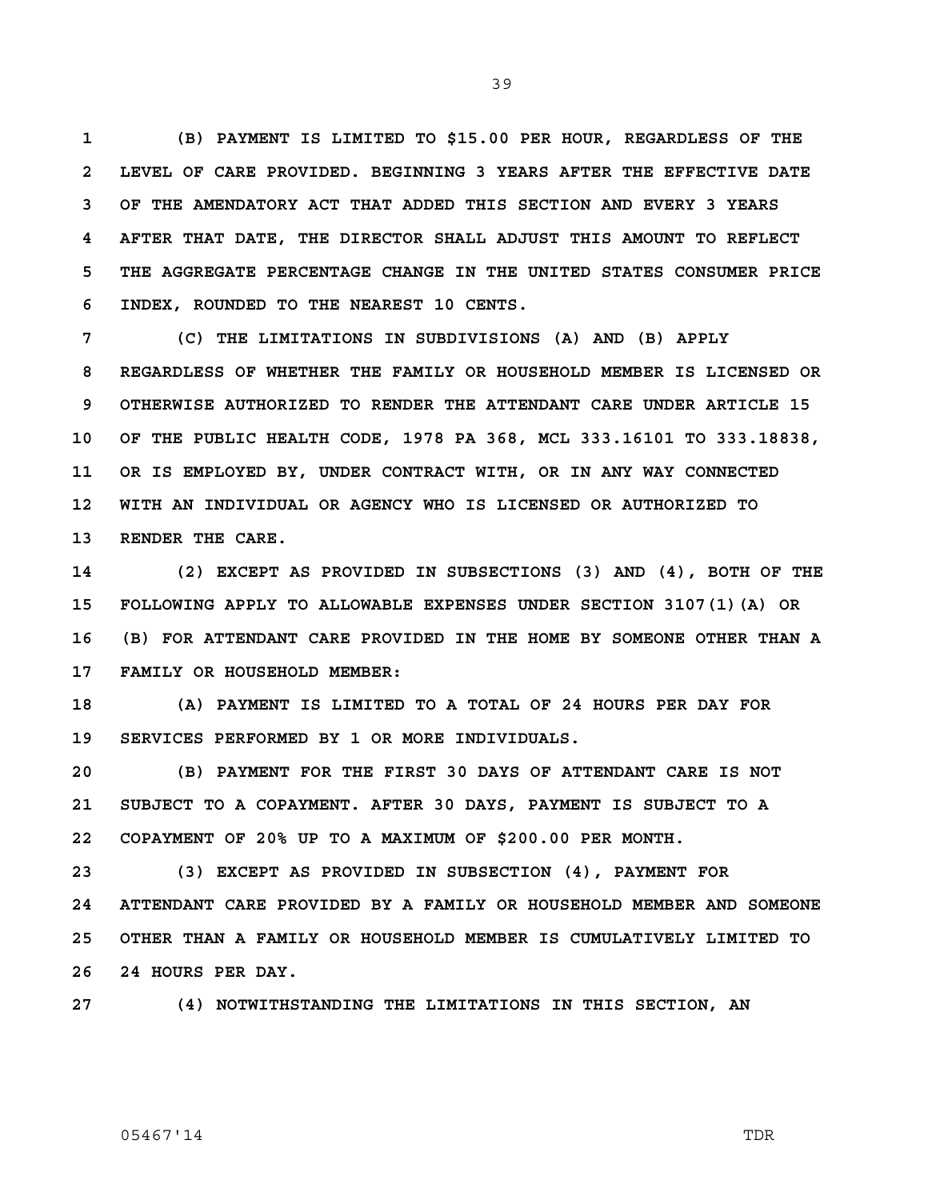**(B) PAYMENT IS LIMITED TO $15.00 PER HOUR, REGARDLESS OF THE LEVEL OF CARE PROVIDED. BEGINNING 3 YEARS AFTER THE EFFECTIVE DATE OF THE AMENDATORY ACT THAT ADDED THIS SECTION AND EVERY 3 YEARS AFTER THAT DATE, THE DIRECTOR SHALL ADJUST THIS AMOUNT TO REFLECT THE AGGREGATE PERCENTAGE CHANGE IN THE UNITED STATES CONSUMER PRICE INDEX, ROUNDED TO THE NEAREST 10 CENTS.**

**(C) THE LIMITATIONS IN SUBDIVISIONS (A) AND (B) APPLY REGARDLESS OF WHETHER THE FAMILY OR HOUSEHOLD MEMBER IS LICENSED OR OTHERWISE AUTHORIZED TO RENDER THE ATTENDANT CARE UNDER ARTICLE 15 OF THE PUBLIC HEALTH CODE, 1978 PA 368, MCL 333.16101 TO 333.18838, OR IS EMPLOYED BY, UNDER CONTRACT WITH, OR IN ANY WAY CONNECTED WITH AN INDIVIDUAL OR AGENCY WHO IS LICENSED OR AUTHORIZED TO RENDER THE CARE.**

**(2) EXCEPT AS PROVIDED IN SUBSECTIONS (3) AND (4), BOTH OF THE FOLLOWING APPLY TO ALLOWABLE EXPENSES UNDER SECTION 3107(1)(A) OR (B) FOR ATTENDANT CARE PROVIDED IN THE HOME BY SOMEONE OTHER THAN A FAMILY OR HOUSEHOLD MEMBER:**

**(A) PAYMENT IS LIMITED TO A TOTAL OF 24 HOURS PER DAY FOR SERVICES PERFORMED BY 1 OR MORE INDIVIDUALS.**

**(B) PAYMENT FOR THE FIRST 30 DAYS OF ATTENDANT CARE IS NOT SUBJECT TO A COPAYMENT. AFTER 30 DAYS, PAYMENT IS SUBJECT TO A COPAYMENT OF 20% UP TO A MAXIMUM OF $200.00 PER MONTH.**

**(3) EXCEPT AS PROVIDED IN SUBSECTION (4), PAYMENT FOR ATTENDANT CARE PROVIDED BY A FAMILY OR HOUSEHOLD MEMBER AND SOMEONE OTHER THAN A FAMILY OR HOUSEHOLD MEMBER IS CUMULATIVELY LIMITED TO 24 HOURS PER DAY.**

**(4) NOTWITHSTANDING THE LIMITATIONS IN THIS SECTION, AN**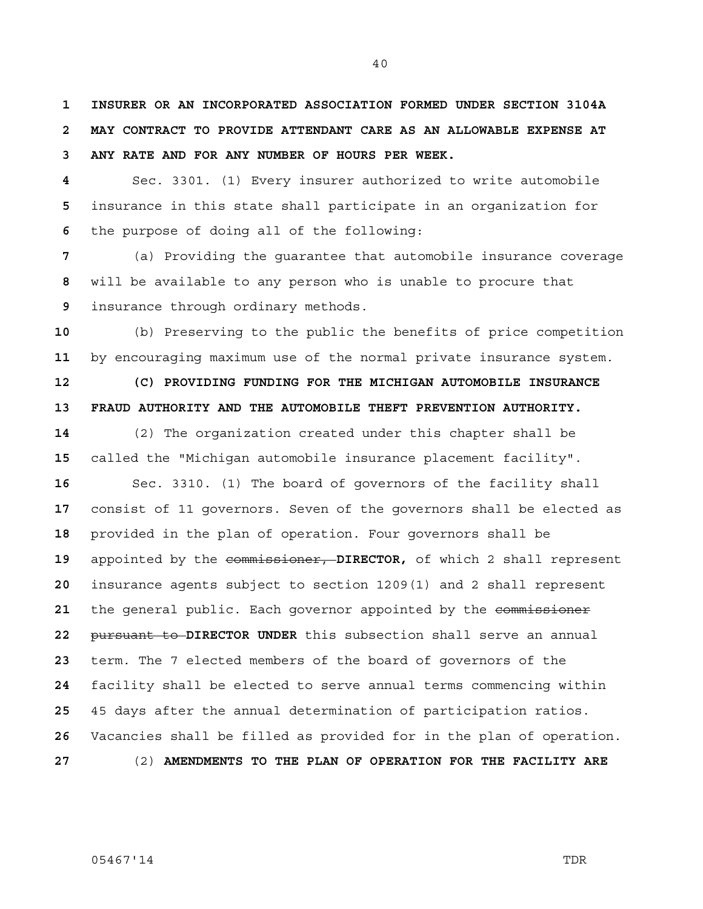**INSURER OR AN INCORPORATED ASSOCIATION FORMED UNDER SECTION 3104A MAY CONTRACT TO PROVIDE ATTENDANT CARE AS AN ALLOWABLE EXPENSE AT ANY RATE AND FOR ANY NUMBER OF HOURS PER WEEK.**

Sec. 3301. (1) Every insurer authorized to write automobile insurance in this state shall participate in an organization for the purpose of doing all of the following:

(a) Providing the guarantee that automobile insurance coverage will be available to any person who is unable to procure that insurance through ordinary methods.

(b) Preserving to the public the benefits of price competition by encouraging maximum use of the normal private insurance system.

**(C) PROVIDING FUNDING FOR THE MICHIGAN AUTOMOBILE INSURANCE FRAUD AUTHORITY AND THE AUTOMOBILE THEFT PREVENTION AUTHORITY.**

(2) The organization created under this chapter shall be called the "Michigan automobile insurance placement facility".

Sec. 3310. (1) The board of governors of the facility shall consist of 11 governors. Seven of the governors shall be elected as provided in the plan of operation. Four governors shall be appointed by the ~~commissioner,~~ **DIRECTOR,** of which 2 shall represent insurance agents subject to section 1209(1) and 2 shall represent the general public. Each governor appointed by the ~~commissioner pursuant to~~ **DIRECTOR UNDER** this subsection shall serve an annual term. The 7 elected members of the board of governors of the facility shall be elected to serve annual terms commencing within 45 days after the annual determination of participation ratios. Vacancies shall be filled as provided for in the plan of operation.

(2) **AMENDMENTS TO THE PLAN OF OPERATION FOR THE FACILITY ARE**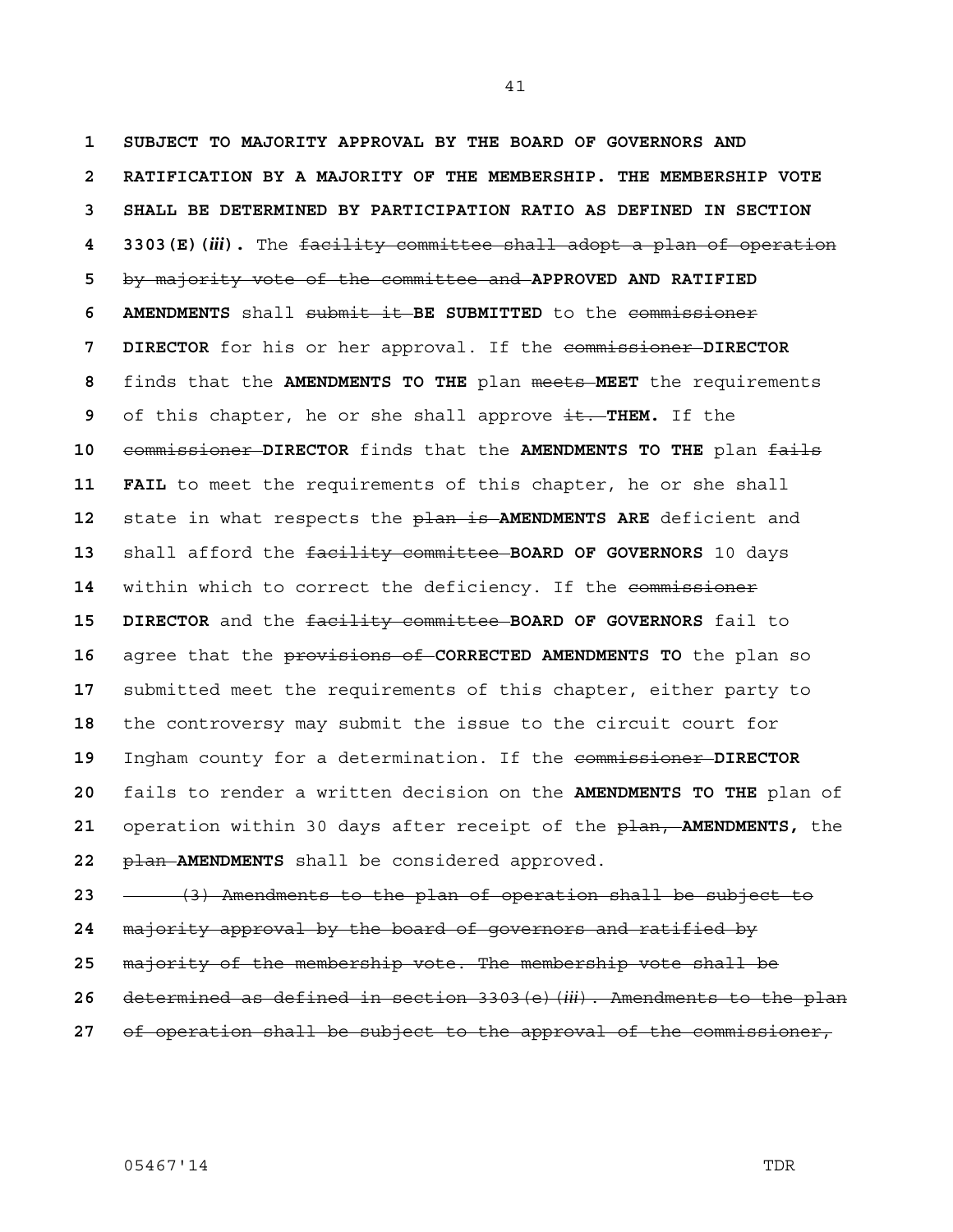**SUBJECT TO MAJORITY APPROVAL BY THE BOARD OF GOVERNORS AND RATIFICATION BY A MAJORITY OF THE MEMBERSHIP. THE MEMBERSHIP VOTE SHALL BE DETERMINED BY PARTICIPATION RATIO AS DEFINED IN SECTION 3303(E)(*iii*).** The ~~facility committee shall adopt a plan of operation by majority vote of the committee and~~ **APPROVED AND RATIFIED AMENDMENTS** shall ~~submit it~~ **BE SUBMITTED** to the ~~commissioner~~ **DIRECTOR** for his or her approval. If the ~~commissioner~~ **DIRECTOR** finds that the **AMENDMENTS TO THE** plan ~~meets~~ **MEET** the requirements of this chapter, he or she shall approve ~~it.~~ **THEM.** If the ~~commissioner~~ **DIRECTOR** finds that the **AMENDMENTS TO THE** plan ~~fails~~ **FAIL** to meet the requirements of this chapter, he or she shall state in what respects the ~~plan is~~ **AMENDMENTS ARE** deficient and shall afford the ~~facility committee~~ **BOARD OF GOVERNORS** 10 days within which to correct the deficiency. If the ~~commissioner~~ **DIRECTOR** and the ~~facility committee~~ **BOARD OF GOVERNORS** fail to agree that the ~~provisions of~~ **CORRECTED AMENDMENTS TO** the plan so submitted meet the requirements of this chapter, either party to the controversy may submit the issue to the circuit court for Ingham county for a determination. If the ~~commissioner~~ **DIRECTOR** fails to render a written decision on the **AMENDMENTS TO THE** plan of operation within 30 days after receipt of the ~~plan,~~ **AMENDMENTS,** the ~~plan~~ **AMENDMENTS** shall be considered approved.

~~(3) Amendments to the plan of operation shall be subject to majority approval by the board of governors and ratified by majority of the membership vote. The membership vote shall be determined as defined in section 3303(e)(*iii*). Amendments to the plan of operation shall be subject to the approval of the commissioner,~~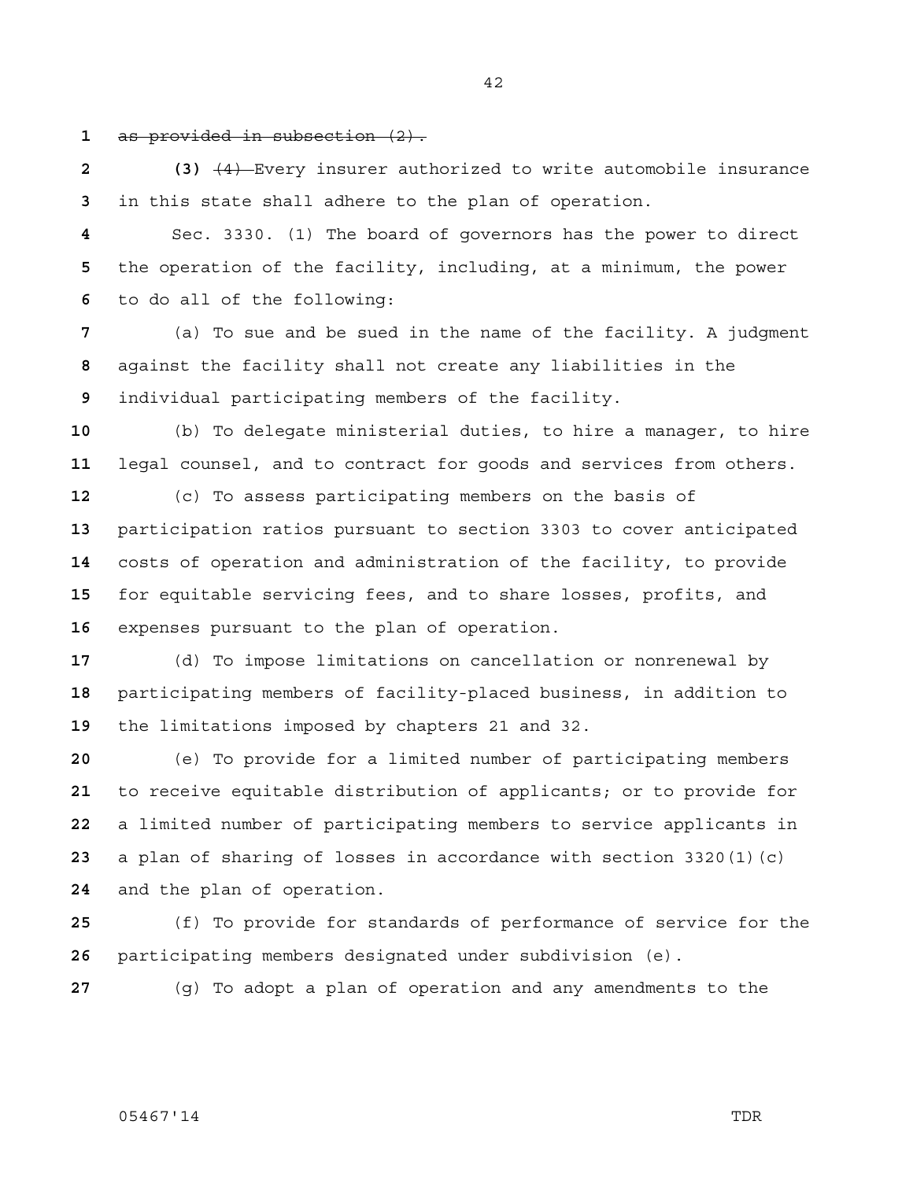~~as provided in subsection (2).~~

**(3)** ~~(4)~~ Every insurer authorized to write automobile insurance in this state shall adhere to the plan of operation.

Sec. 3330. (1) The board of governors has the power to direct the operation of the facility, including, at a minimum, the power to do all of the following:

(a) To sue and be sued in the name of the facility. A judgment against the facility shall not create any liabilities in the individual participating members of the facility.

(b) To delegate ministerial duties, to hire a manager, to hire legal counsel, and to contract for goods and services from others.

(c) To assess participating members on the basis of participation ratios pursuant to section 3303 to cover anticipated costs of operation and administration of the facility, to provide for equitable servicing fees, and to share losses, profits, and expenses pursuant to the plan of operation.

(d) To impose limitations on cancellation or nonrenewal by participating members of facility-placed business, in addition to the limitations imposed by chapters 21 and 32.

(e) To provide for a limited number of participating members to receive equitable distribution of applicants; or to provide for a limited number of participating members to service applicants in a plan of sharing of losses in accordance with section 3320(1)(c) and the plan of operation.

(f) To provide for standards of performance of service for the participating members designated under subdivision (e).

(g) To adopt a plan of operation and any amendments to the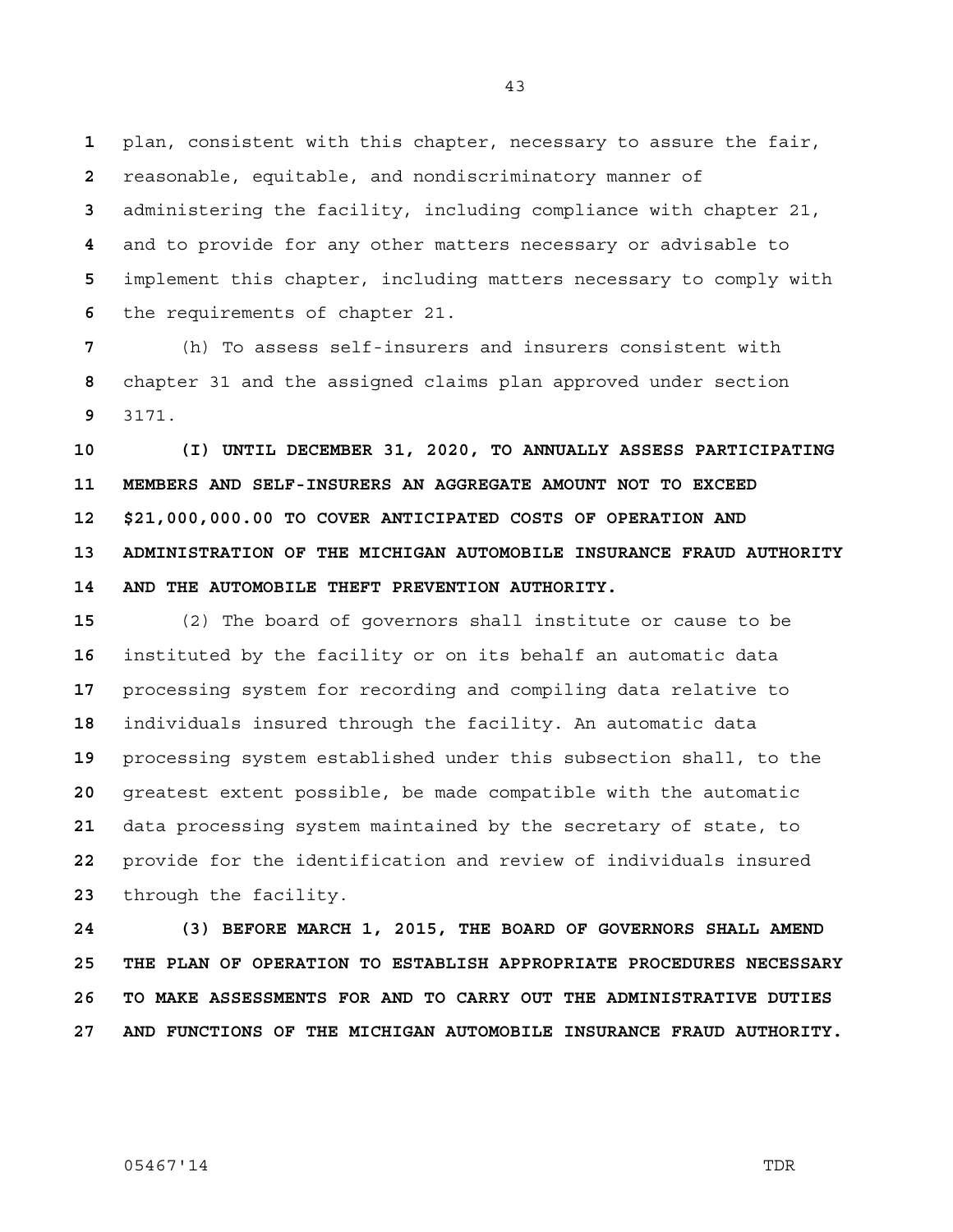plan, consistent with this chapter, necessary to assure the fair, reasonable, equitable, and nondiscriminatory manner of administering the facility, including compliance with chapter 21, and to provide for any other matters necessary or advisable to implement this chapter, including matters necessary to comply with the requirements of chapter 21.

(h) To assess self-insurers and insurers consistent with chapter 31 and the assigned claims plan approved under section 3171.

**(I) UNTIL DECEMBER 31, 2020, TO ANNUALLY ASSESS PARTICIPATING MEMBERS AND SELF-INSURERS AN AGGREGATE AMOUNT NOT TO EXCEED $21,000,000.00 TO COVER ANTICIPATED COSTS OF OPERATION AND ADMINISTRATION OF THE MICHIGAN AUTOMOBILE INSURANCE FRAUD AUTHORITY AND THE AUTOMOBILE THEFT PREVENTION AUTHORITY.**

(2) The board of governors shall institute or cause to be instituted by the facility or on its behalf an automatic data processing system for recording and compiling data relative to individuals insured through the facility. An automatic data processing system established under this subsection shall, to the greatest extent possible, be made compatible with the automatic data processing system maintained by the secretary of state, to provide for the identification and review of individuals insured through the facility.

**(3) BEFORE MARCH 1, 2015, THE BOARD OF GOVERNORS SHALL AMEND THE PLAN OF OPERATION TO ESTABLISH APPROPRIATE PROCEDURES NECESSARY TO MAKE ASSESSMENTS FOR AND TO CARRY OUT THE ADMINISTRATIVE DUTIES AND FUNCTIONS OF THE MICHIGAN AUTOMOBILE INSURANCE FRAUD AUTHORITY.**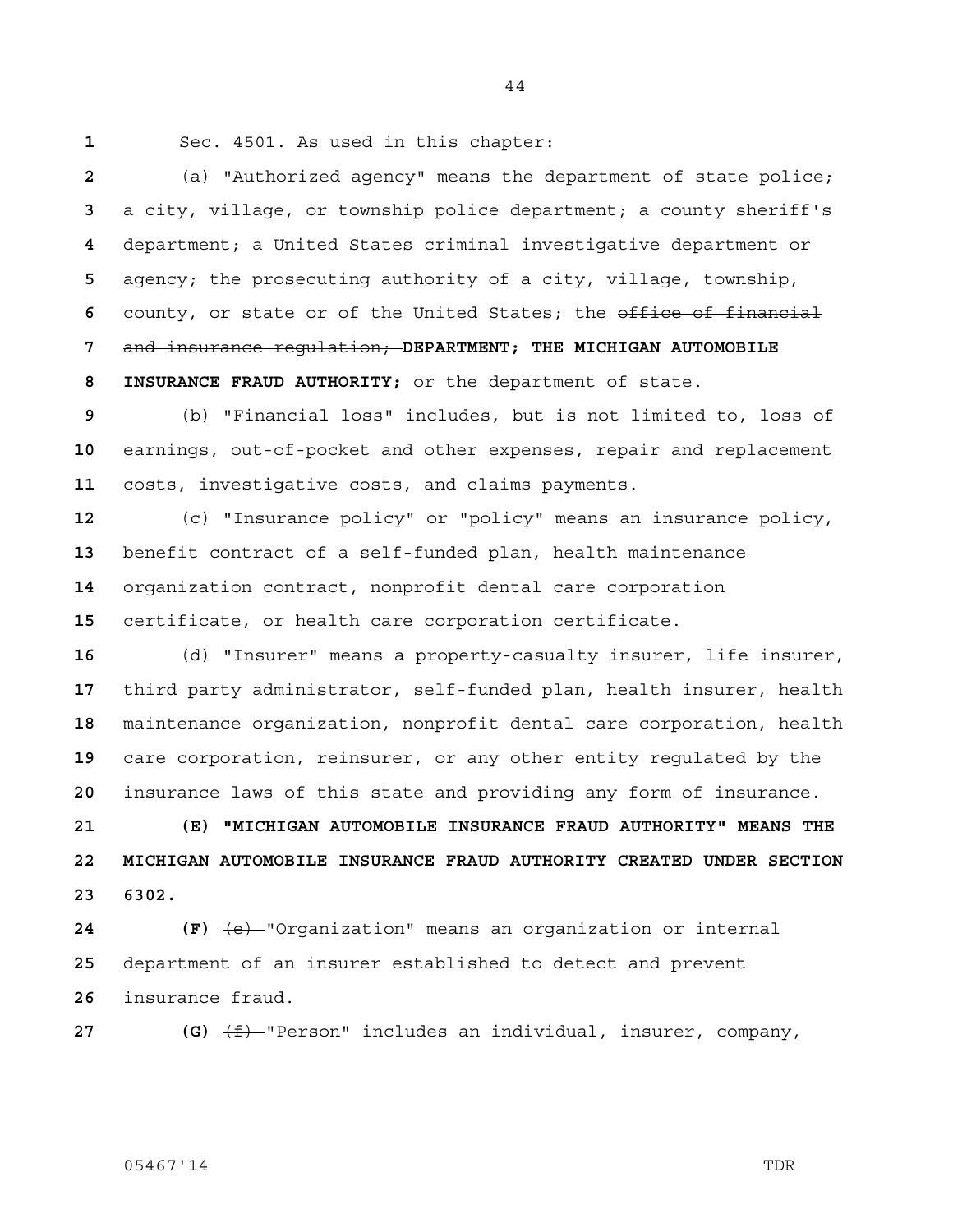Sec. 4501. As used in this chapter:

(a) "Authorized agency" means the department of state police; a city, village, or township police department; a county sheriff's department; a United States criminal investigative department or agency; the prosecuting authority of a city, village, township, county, or state or of the United States; the ~~office of financial and insurance regulation;~~ **DEPARTMENT; THE MICHIGAN AUTOMOBILE INSURANCE FRAUD AUTHORITY;** or the department of state.

(b) "Financial loss" includes, but is not limited to, loss of earnings, out-of-pocket and other expenses, repair and replacement costs, investigative costs, and claims payments.

(c) "Insurance policy" or "policy" means an insurance policy, benefit contract of a self-funded plan, health maintenance organization contract, nonprofit dental care corporation certificate, or health care corporation certificate.

(d) "Insurer" means a property-casualty insurer, life insurer, third party administrator, self-funded plan, health insurer, health maintenance organization, nonprofit dental care corporation, health care corporation, reinsurer, or any other entity regulated by the insurance laws of this state and providing any form of insurance.

**(E) "MICHIGAN AUTOMOBILE INSURANCE FRAUD AUTHORITY" MEANS THE MICHIGAN AUTOMOBILE INSURANCE FRAUD AUTHORITY CREATED UNDER SECTION 6302.**

**(F)** ~~(e)~~ "Organization" means an organization or internal department of an insurer established to detect and prevent insurance fraud.

**(G)** ~~(f)~~ "Person" includes an individual, insurer, company,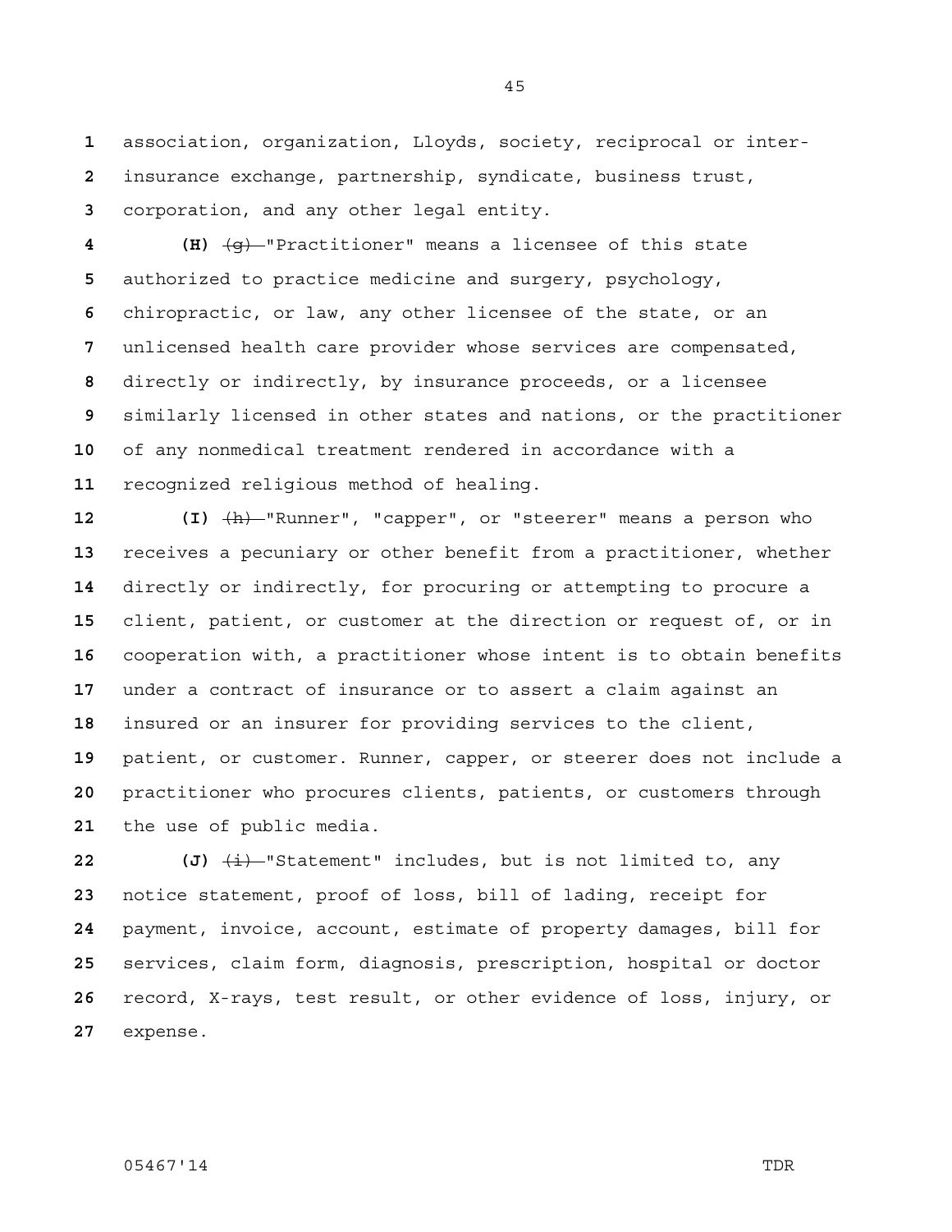association, organization, Lloyds, society, reciprocal or inter-insurance exchange, partnership, syndicate, business trust, corporation, and any other legal entity.

**(H)** ~~(g)~~ "Practitioner" means a licensee of this state authorized to practice medicine and surgery, psychology, chiropractic, or law, any other licensee of the state, or an unlicensed health care provider whose services are compensated, directly or indirectly, by insurance proceeds, or a licensee similarly licensed in other states and nations, or the practitioner of any nonmedical treatment rendered in accordance with a recognized religious method of healing.

**(I)** ~~(h)~~ "Runner", "capper", or "steerer" means a person who receives a pecuniary or other benefit from a practitioner, whether directly or indirectly, for procuring or attempting to procure a client, patient, or customer at the direction or request of, or in cooperation with, a practitioner whose intent is to obtain benefits under a contract of insurance or to assert a claim against an insured or an insurer for providing services to the client, patient, or customer. Runner, capper, or steerer does not include a practitioner who procures clients, patients, or customers through the use of public media.

**(J)** ~~(i)~~ "Statement" includes, but is not limited to, any notice statement, proof of loss, bill of lading, receipt for payment, invoice, account, estimate of property damages, bill for services, claim form, diagnosis, prescription, hospital or doctor record, X-rays, test result, or other evidence of loss, injury, or expense.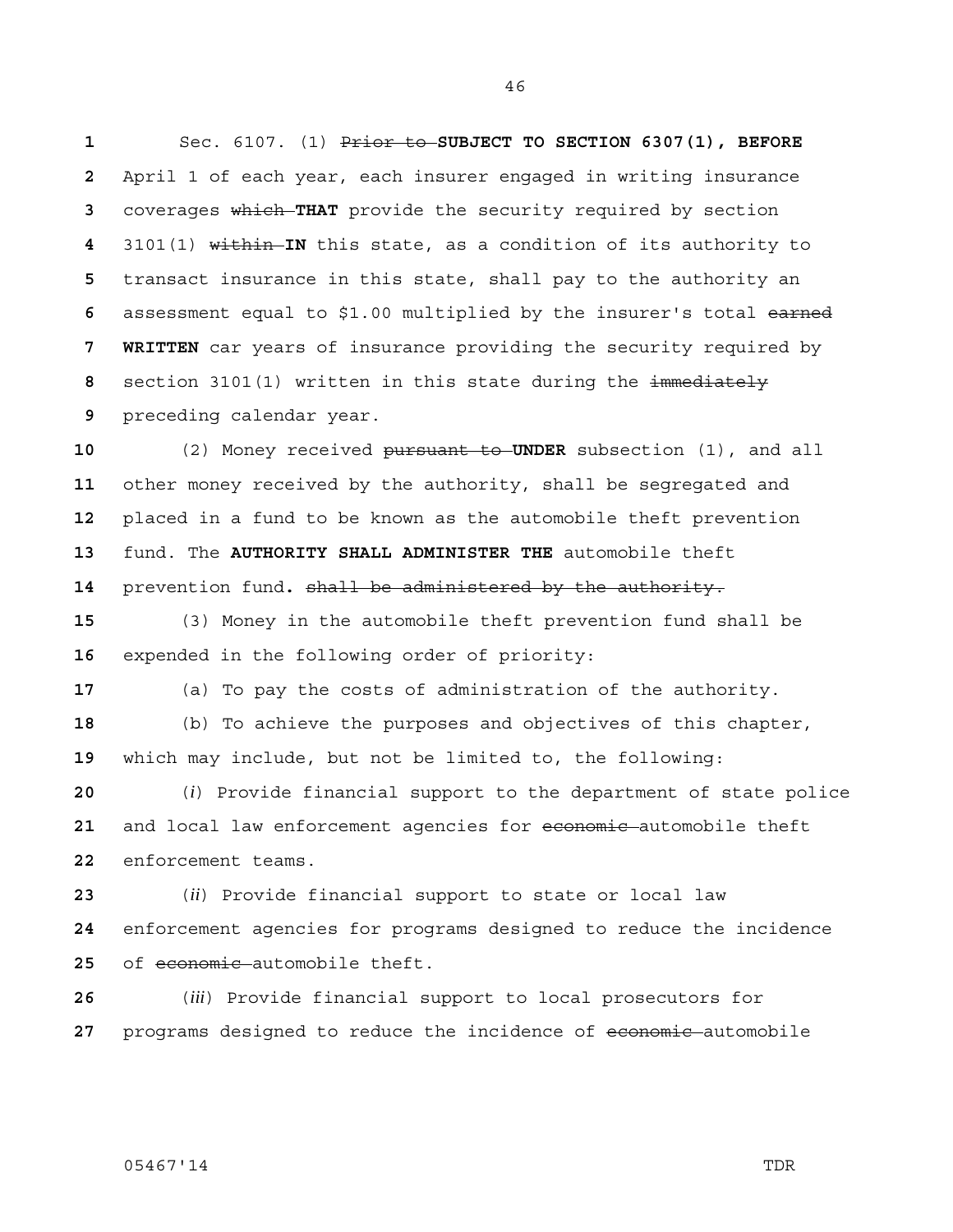Sec. 6107. (1) ~~Prior to~~ **SUBJECT TO SECTION 6307(1), BEFORE** April 1 of each year, each insurer engaged in writing insurance coverages ~~which~~ **THAT** provide the security required by section 3101(1) ~~within~~ **IN** this state, as a condition of its authority to transact insurance in this state, shall pay to the authority an assessment equal to $1.00 multiplied by the insurer's total ~~earned~~ **WRITTEN** car years of insurance providing the security required by section 3101(1) written in this state during the ~~immediately~~ preceding calendar year.

(2) Money received ~~pursuant to~~ **UNDER** subsection (1), and all other money received by the authority, shall be segregated and placed in a fund to be known as the automobile theft prevention fund. The **AUTHORITY SHALL ADMINISTER THE** automobile theft prevention fund**.** ~~shall be administered by the authority.~~

(3) Money in the automobile theft prevention fund shall be expended in the following order of priority:

(a) To pay the costs of administration of the authority.

(b) To achieve the purposes and objectives of this chapter, which may include, but not be limited to, the following:

(*i*) Provide financial support to the department of state police and local law enforcement agencies for ~~economic~~ automobile theft enforcement teams.

(*ii*) Provide financial support to state or local law enforcement agencies for programs designed to reduce the incidence of ~~economic~~ automobile theft.

(*iii*) Provide financial support to local prosecutors for programs designed to reduce the incidence of ~~economic~~ automobile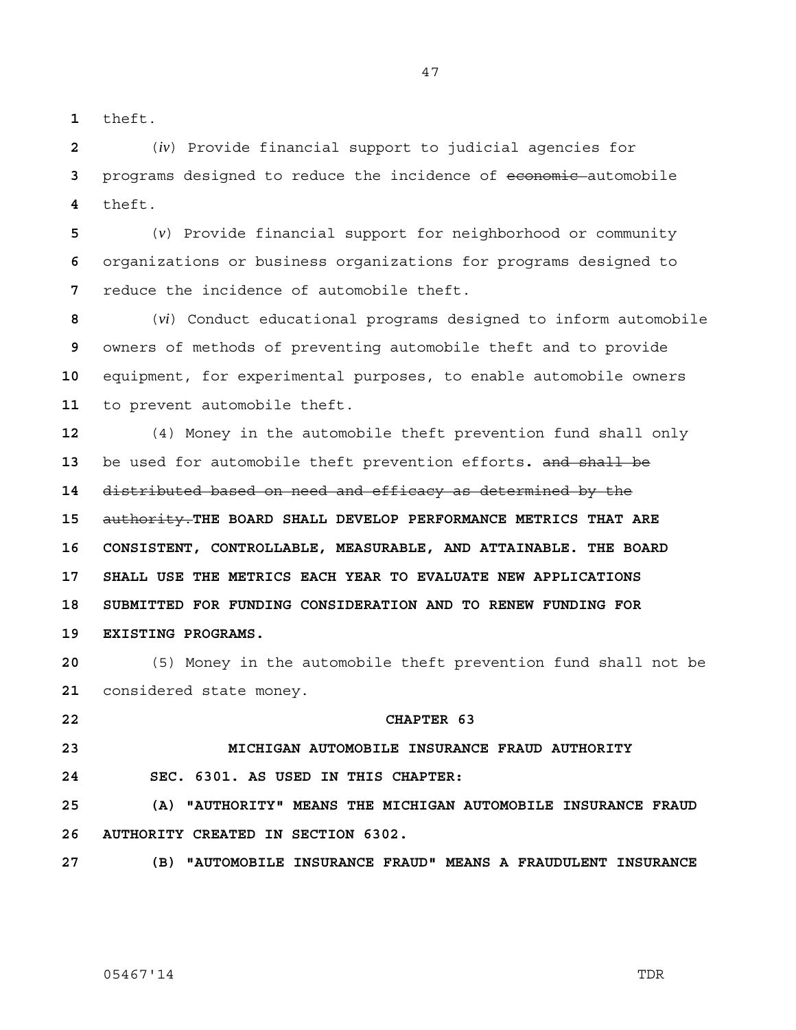theft.

(*iv*) Provide financial support to judicial agencies for programs designed to reduce the incidence of ~~economic~~ automobile theft.

(*v*) Provide financial support for neighborhood or community organizations or business organizations for programs designed to reduce the incidence of automobile theft.

(*vi*) Conduct educational programs designed to inform automobile owners of methods of preventing automobile theft and to provide equipment, for experimental purposes, to enable automobile owners to prevent automobile theft.

(4) Money in the automobile theft prevention fund shall only be used for automobile theft prevention efforts**.** ~~and shall be distributed based on need and efficacy as determined by the authority.~~**THE BOARD SHALL DEVELOP PERFORMANCE METRICS THAT ARE CONSISTENT, CONTROLLABLE, MEASURABLE, AND ATTAINABLE. THE BOARD SHALL USE THE METRICS EACH YEAR TO EVALUATE NEW APPLICATIONS SUBMITTED FOR FUNDING CONSIDERATION AND TO RENEW FUNDING FOR EXISTING PROGRAMS.**

(5) Money in the automobile theft prevention fund shall not be considered state money.

**CHAPTER 63**

**MICHIGAN AUTOMOBILE INSURANCE FRAUD AUTHORITY**

**SEC. 6301. AS USED IN THIS CHAPTER:**

**(A) "AUTHORITY" MEANS THE MICHIGAN AUTOMOBILE INSURANCE FRAUD AUTHORITY CREATED IN SECTION 6302.**

**(B) "AUTOMOBILE INSURANCE FRAUD" MEANS A FRAUDULENT INSURANCE**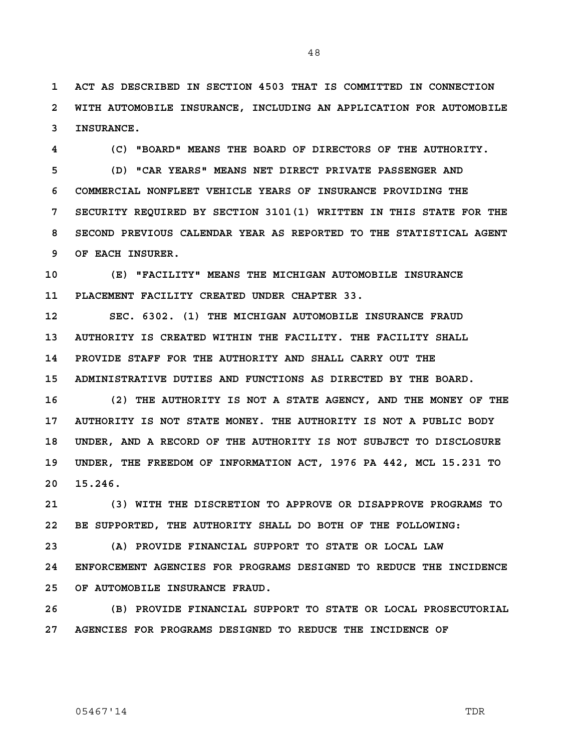**ACT AS DESCRIBED IN SECTION 4503 THAT IS COMMITTED IN CONNECTION WITH AUTOMOBILE INSURANCE, INCLUDING AN APPLICATION FOR AUTOMOBILE INSURANCE.**

**(C) "BOARD" MEANS THE BOARD OF DIRECTORS OF THE AUTHORITY.**

**(D) "CAR YEARS" MEANS NET DIRECT PRIVATE PASSENGER AND COMMERCIAL NONFLEET VEHICLE YEARS OF INSURANCE PROVIDING THE SECURITY REQUIRED BY SECTION 3101(1) WRITTEN IN THIS STATE FOR THE SECOND PREVIOUS CALENDAR YEAR AS REPORTED TO THE STATISTICAL AGENT OF EACH INSURER.**

**(E) "FACILITY" MEANS THE MICHIGAN AUTOMOBILE INSURANCE PLACEMENT FACILITY CREATED UNDER CHAPTER 33.**

**SEC. 6302. (1) THE MICHIGAN AUTOMOBILE INSURANCE FRAUD AUTHORITY IS CREATED WITHIN THE FACILITY. THE FACILITY SHALL PROVIDE STAFF FOR THE AUTHORITY AND SHALL CARRY OUT THE ADMINISTRATIVE DUTIES AND FUNCTIONS AS DIRECTED BY THE BOARD.**

**(2) THE AUTHORITY IS NOT A STATE AGENCY, AND THE MONEY OF THE AUTHORITY IS NOT STATE MONEY. THE AUTHORITY IS NOT A PUBLIC BODY UNDER, AND A RECORD OF THE AUTHORITY IS NOT SUBJECT TO DISCLOSURE UNDER, THE FREEDOM OF INFORMATION ACT, 1976 PA 442, MCL 15.231 TO 15.246.**

**(3) WITH THE DISCRETION TO APPROVE OR DISAPPROVE PROGRAMS TO BE SUPPORTED, THE AUTHORITY SHALL DO BOTH OF THE FOLLOWING:**

**(A) PROVIDE FINANCIAL SUPPORT TO STATE OR LOCAL LAW ENFORCEMENT AGENCIES FOR PROGRAMS DESIGNED TO REDUCE THE INCIDENCE OF AUTOMOBILE INSURANCE FRAUD.**

**(B) PROVIDE FINANCIAL SUPPORT TO STATE OR LOCAL PROSECUTORIAL AGENCIES FOR PROGRAMS DESIGNED TO REDUCE THE INCIDENCE OF**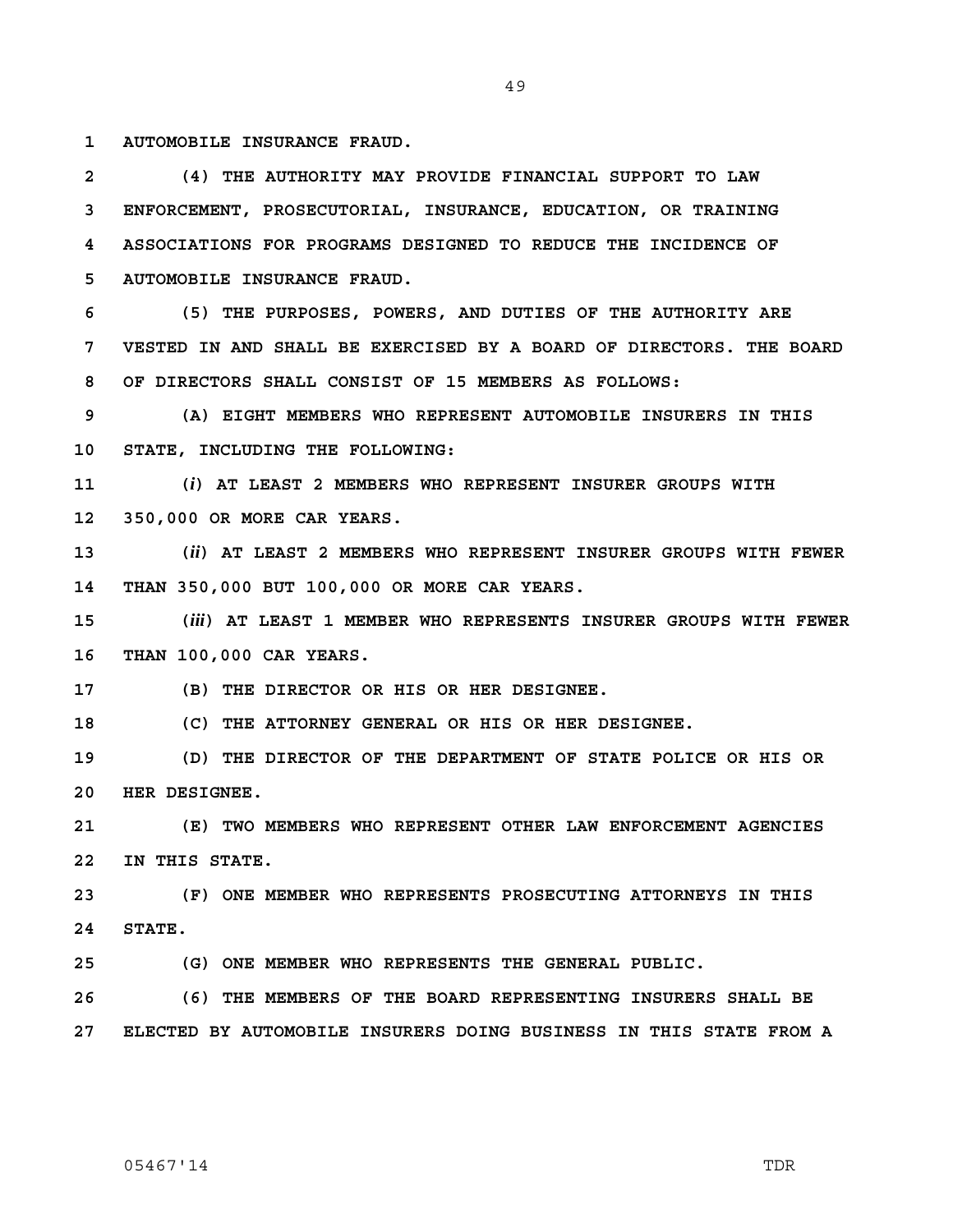**AUTOMOBILE INSURANCE FRAUD.**

**(4) THE AUTHORITY MAY PROVIDE FINANCIAL SUPPORT TO LAW ENFORCEMENT, PROSECUTORIAL, INSURANCE, EDUCATION, OR TRAINING ASSOCIATIONS FOR PROGRAMS DESIGNED TO REDUCE THE INCIDENCE OF AUTOMOBILE INSURANCE FRAUD.**

**(5) THE PURPOSES, POWERS, AND DUTIES OF THE AUTHORITY ARE VESTED IN AND SHALL BE EXERCISED BY A BOARD OF DIRECTORS. THE BOARD OF DIRECTORS SHALL CONSIST OF 15 MEMBERS AS FOLLOWS:**

**(A) EIGHT MEMBERS WHO REPRESENT AUTOMOBILE INSURERS IN THIS STATE, INCLUDING THE FOLLOWING:**

**(*i*) AT LEAST 2 MEMBERS WHO REPRESENT INSURER GROUPS WITH 350,000 OR MORE CAR YEARS.**

**(*ii*) AT LEAST 2 MEMBERS WHO REPRESENT INSURER GROUPS WITH FEWER THAN 350,000 BUT 100,000 OR MORE CAR YEARS.**

**(*iii*) AT LEAST 1 MEMBER WHO REPRESENTS INSURER GROUPS WITH FEWER THAN 100,000 CAR YEARS.**

**(B) THE DIRECTOR OR HIS OR HER DESIGNEE.**

**(C) THE ATTORNEY GENERAL OR HIS OR HER DESIGNEE.**

**(D) THE DIRECTOR OF THE DEPARTMENT OF STATE POLICE OR HIS OR HER DESIGNEE.**

**(E) TWO MEMBERS WHO REPRESENT OTHER LAW ENFORCEMENT AGENCIES IN THIS STATE.**

**(F) ONE MEMBER WHO REPRESENTS PROSECUTING ATTORNEYS IN THIS STATE.**

**(G) ONE MEMBER WHO REPRESENTS THE GENERAL PUBLIC.**

**(6) THE MEMBERS OF THE BOARD REPRESENTING INSURERS SHALL BE ELECTED BY AUTOMOBILE INSURERS DOING BUSINESS IN THIS STATE FROM A**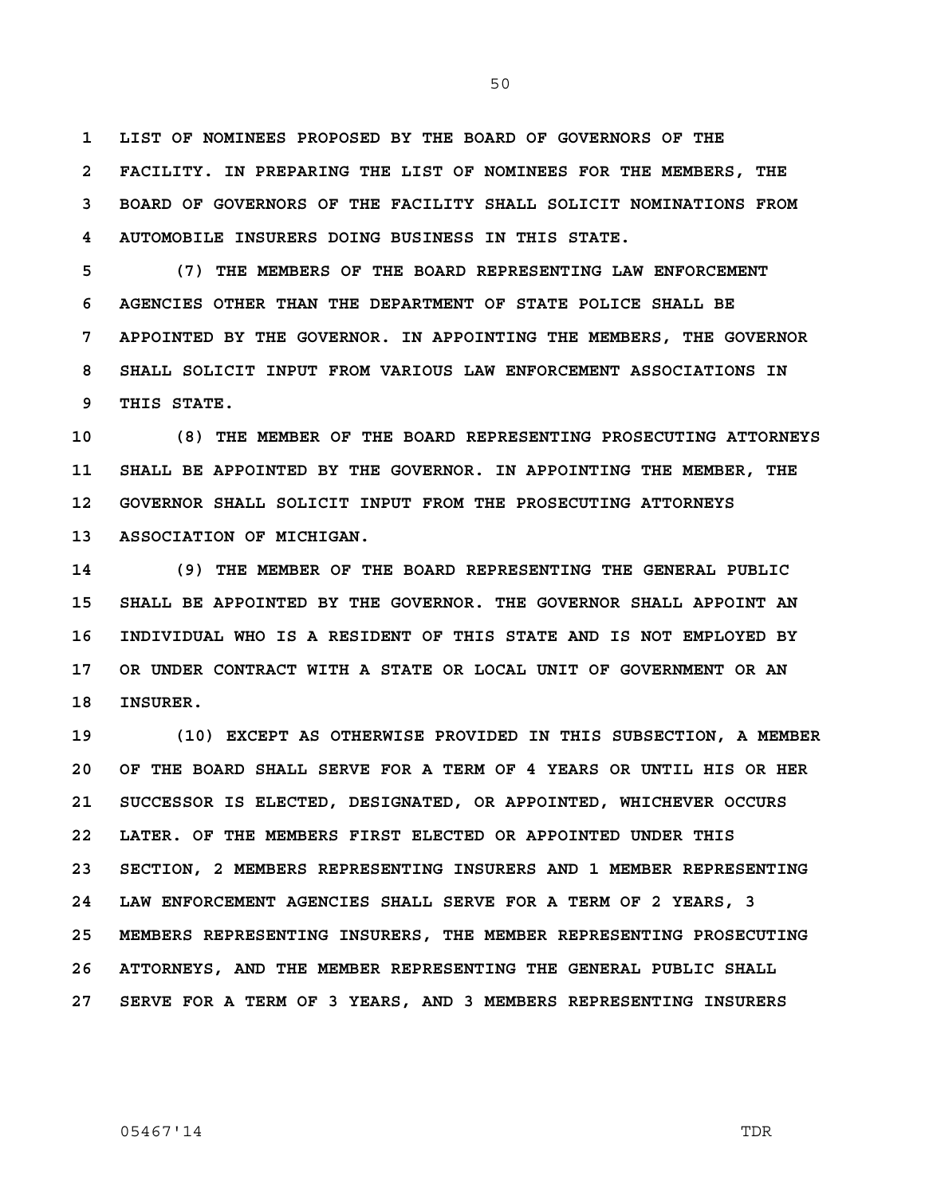**LIST OF NOMINEES PROPOSED BY THE BOARD OF GOVERNORS OF THE FACILITY. IN PREPARING THE LIST OF NOMINEES FOR THE MEMBERS, THE BOARD OF GOVERNORS OF THE FACILITY SHALL SOLICIT NOMINATIONS FROM AUTOMOBILE INSURERS DOING BUSINESS IN THIS STATE.**

**(7) THE MEMBERS OF THE BOARD REPRESENTING LAW ENFORCEMENT AGENCIES OTHER THAN THE DEPARTMENT OF STATE POLICE SHALL BE APPOINTED BY THE GOVERNOR. IN APPOINTING THE MEMBERS, THE GOVERNOR SHALL SOLICIT INPUT FROM VARIOUS LAW ENFORCEMENT ASSOCIATIONS IN THIS STATE.**

**(8) THE MEMBER OF THE BOARD REPRESENTING PROSECUTING ATTORNEYS SHALL BE APPOINTED BY THE GOVERNOR. IN APPOINTING THE MEMBER, THE GOVERNOR SHALL SOLICIT INPUT FROM THE PROSECUTING ATTORNEYS ASSOCIATION OF MICHIGAN.**

**(9) THE MEMBER OF THE BOARD REPRESENTING THE GENERAL PUBLIC SHALL BE APPOINTED BY THE GOVERNOR. THE GOVERNOR SHALL APPOINT AN INDIVIDUAL WHO IS A RESIDENT OF THIS STATE AND IS NOT EMPLOYED BY OR UNDER CONTRACT WITH A STATE OR LOCAL UNIT OF GOVERNMENT OR AN INSURER.**

**(10) EXCEPT AS OTHERWISE PROVIDED IN THIS SUBSECTION, A MEMBER OF THE BOARD SHALL SERVE FOR A TERM OF 4 YEARS OR UNTIL HIS OR HER SUCCESSOR IS ELECTED, DESIGNATED, OR APPOINTED, WHICHEVER OCCURS LATER. OF THE MEMBERS FIRST ELECTED OR APPOINTED UNDER THIS SECTION, 2 MEMBERS REPRESENTING INSURERS AND 1 MEMBER REPRESENTING LAW ENFORCEMENT AGENCIES SHALL SERVE FOR A TERM OF 2 YEARS, 3 MEMBERS REPRESENTING INSURERS, THE MEMBER REPRESENTING PROSECUTING ATTORNEYS, AND THE MEMBER REPRESENTING THE GENERAL PUBLIC SHALL SERVE FOR A TERM OF 3 YEARS, AND 3 MEMBERS REPRESENTING INSURERS**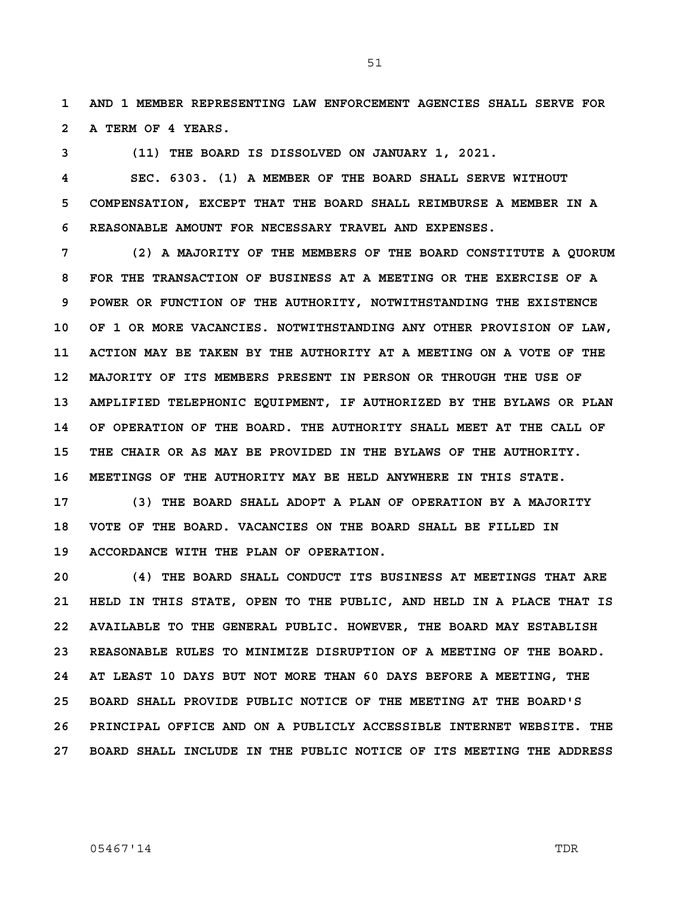AND 1 MEMBER REPRESENTING LAW ENFORCEMENT AGENCIES SHALL SERVE FOR A TERM OF 4 YEARS.

(11) THE BOARD IS DISSOLVED ON JANUARY 1, 2021.

SEC. 6303. (1) A MEMBER OF THE BOARD SHALL SERVE WITHOUT COMPENSATION, EXCEPT THAT THE BOARD SHALL REIMBURSE A MEMBER IN A REASONABLE AMOUNT FOR NECESSARY TRAVEL AND EXPENSES.

(2) A MAJORITY OF THE MEMBERS OF THE BOARD CONSTITUTE A QUORUM FOR THE TRANSACTION OF BUSINESS AT A MEETING OR THE EXERCISE OF A POWER OR FUNCTION OF THE AUTHORITY, NOTWITHSTANDING THE EXISTENCE OF 1 OR MORE VACANCIES. NOTWITHSTANDING ANY OTHER PROVISION OF LAW, ACTION MAY BE TAKEN BY THE AUTHORITY AT A MEETING ON A VOTE OF THE MAJORITY OF ITS MEMBERS PRESENT IN PERSON OR THROUGH THE USE OF AMPLIFIED TELEPHONIC EQUIPMENT, IF AUTHORIZED BY THE BYLAWS OR PLAN OF OPERATION OF THE BOARD. THE AUTHORITY SHALL MEET AT THE CALL OF THE CHAIR OR AS MAY BE PROVIDED IN THE BYLAWS OF THE AUTHORITY. MEETINGS OF THE AUTHORITY MAY BE HELD ANYWHERE IN THIS STATE.

(3) THE BOARD SHALL ADOPT A PLAN OF OPERATION BY A MAJORITY VOTE OF THE BOARD. VACANCIES ON THE BOARD SHALL BE FILLED IN ACCORDANCE WITH THE PLAN OF OPERATION.

(4) THE BOARD SHALL CONDUCT ITS BUSINESS AT MEETINGS THAT ARE HELD IN THIS STATE, OPEN TO THE PUBLIC, AND HELD IN A PLACE THAT IS AVAILABLE TO THE GENERAL PUBLIC. HOWEVER, THE BOARD MAY ESTABLISH REASONABLE RULES TO MINIMIZE DISRUPTION OF A MEETING OF THE BOARD. AT LEAST 10 DAYS BUT NOT MORE THAN 60 DAYS BEFORE A MEETING, THE BOARD SHALL PROVIDE PUBLIC NOTICE OF THE MEETING AT THE BOARD'S PRINCIPAL OFFICE AND ON A PUBLICLY ACCESSIBLE INTERNET WEBSITE. THE BOARD SHALL INCLUDE IN THE PUBLIC NOTICE OF ITS MEETING THE ADDRESS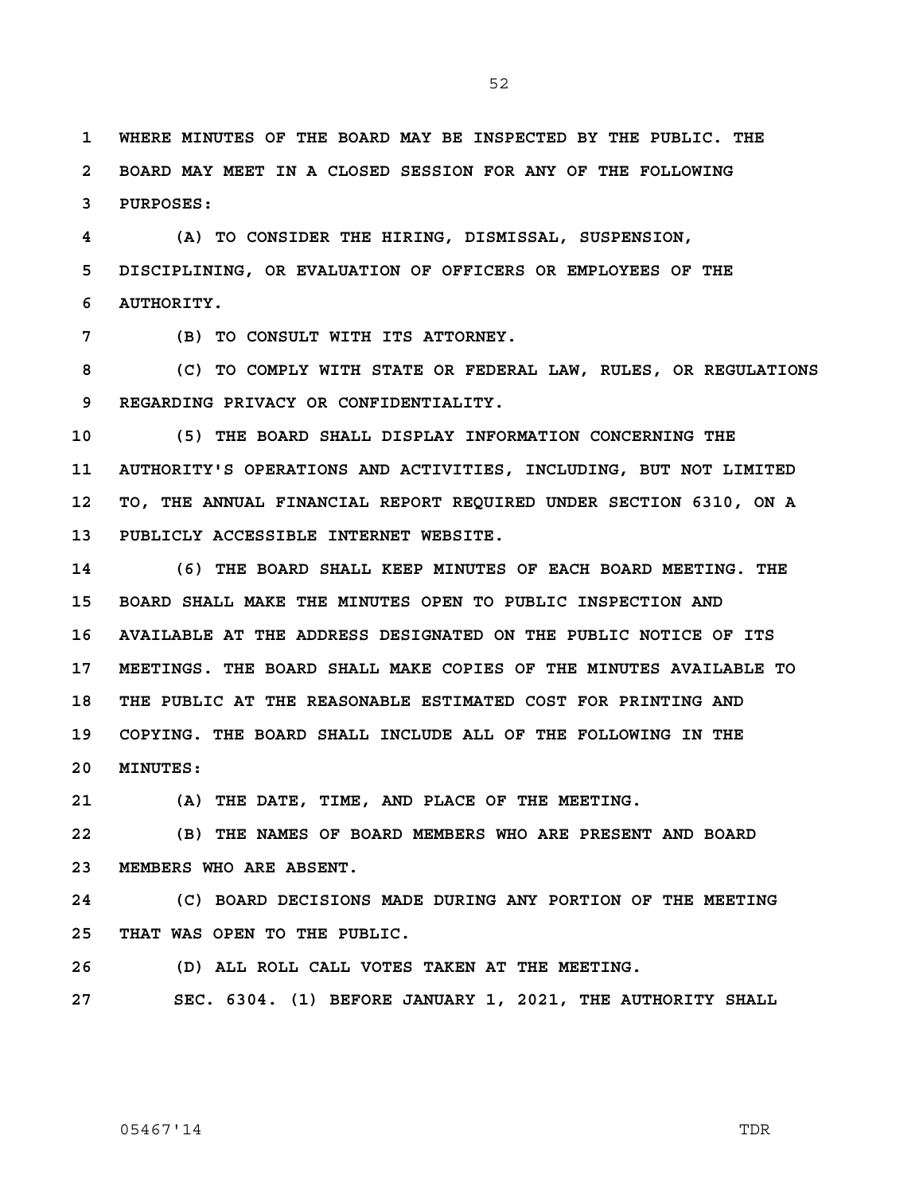WHERE MINUTES OF THE BOARD MAY BE INSPECTED BY THE PUBLIC. THE BOARD MAY MEET IN A CLOSED SESSION FOR ANY OF THE FOLLOWING PURPOSES:

(A) TO CONSIDER THE HIRING, DISMISSAL, SUSPENSION, DISCIPLINING, OR EVALUATION OF OFFICERS OR EMPLOYEES OF THE AUTHORITY.

(B) TO CONSULT WITH ITS ATTORNEY.

(C) TO COMPLY WITH STATE OR FEDERAL LAW, RULES, OR REGULATIONS REGARDING PRIVACY OR CONFIDENTIALITY.

(5) THE BOARD SHALL DISPLAY INFORMATION CONCERNING THE AUTHORITY'S OPERATIONS AND ACTIVITIES, INCLUDING, BUT NOT LIMITED TO, THE ANNUAL FINANCIAL REPORT REQUIRED UNDER SECTION 6310, ON A PUBLICLY ACCESSIBLE INTERNET WEBSITE.

(6) THE BOARD SHALL KEEP MINUTES OF EACH BOARD MEETING. THE BOARD SHALL MAKE THE MINUTES OPEN TO PUBLIC INSPECTION AND AVAILABLE AT THE ADDRESS DESIGNATED ON THE PUBLIC NOTICE OF ITS MEETINGS. THE BOARD SHALL MAKE COPIES OF THE MINUTES AVAILABLE TO THE PUBLIC AT THE REASONABLE ESTIMATED COST FOR PRINTING AND COPYING. THE BOARD SHALL INCLUDE ALL OF THE FOLLOWING IN THE MINUTES:

(A) THE DATE, TIME, AND PLACE OF THE MEETING.

(B) THE NAMES OF BOARD MEMBERS WHO ARE PRESENT AND BOARD MEMBERS WHO ARE ABSENT.

(C) BOARD DECISIONS MADE DURING ANY PORTION OF THE MEETING THAT WAS OPEN TO THE PUBLIC.

(D) ALL ROLL CALL VOTES TAKEN AT THE MEETING.

SEC. 6304. (1) BEFORE JANUARY 1, 2021, THE AUTHORITY SHALL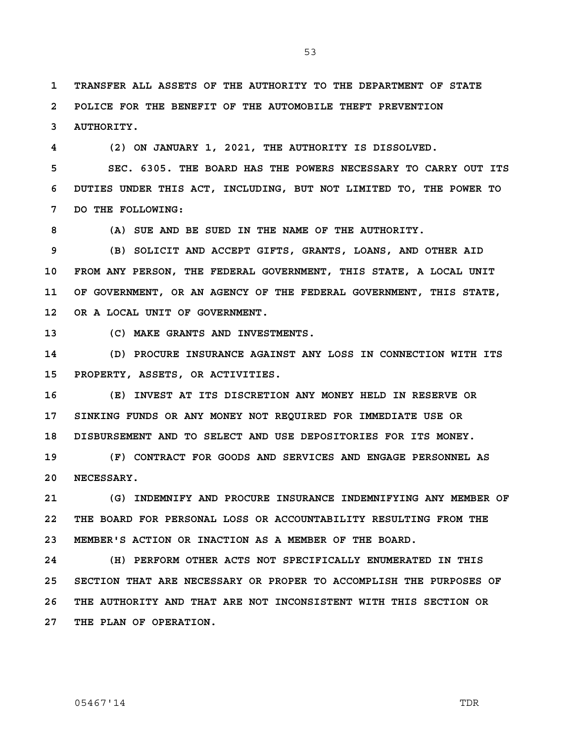TRANSFER ALL ASSETS OF THE AUTHORITY TO THE DEPARTMENT OF STATE POLICE FOR THE BENEFIT OF THE AUTOMOBILE THEFT PREVENTION AUTHORITY.

(2) ON JANUARY 1, 2021, THE AUTHORITY IS DISSOLVED.

SEC. 6305. THE BOARD HAS THE POWERS NECESSARY TO CARRY OUT ITS DUTIES UNDER THIS ACT, INCLUDING, BUT NOT LIMITED TO, THE POWER TO DO THE FOLLOWING:

(A) SUE AND BE SUED IN THE NAME OF THE AUTHORITY.

(B) SOLICIT AND ACCEPT GIFTS, GRANTS, LOANS, AND OTHER AID FROM ANY PERSON, THE FEDERAL GOVERNMENT, THIS STATE, A LOCAL UNIT OF GOVERNMENT, OR AN AGENCY OF THE FEDERAL GOVERNMENT, THIS STATE, OR A LOCAL UNIT OF GOVERNMENT.

(C) MAKE GRANTS AND INVESTMENTS.

(D) PROCURE INSURANCE AGAINST ANY LOSS IN CONNECTION WITH ITS PROPERTY, ASSETS, OR ACTIVITIES.

(E) INVEST AT ITS DISCRETION ANY MONEY HELD IN RESERVE OR SINKING FUNDS OR ANY MONEY NOT REQUIRED FOR IMMEDIATE USE OR DISBURSEMENT AND TO SELECT AND USE DEPOSITORIES FOR ITS MONEY.

(F) CONTRACT FOR GOODS AND SERVICES AND ENGAGE PERSONNEL AS NECESSARY.

(G) INDEMNIFY AND PROCURE INSURANCE INDEMNIFYING ANY MEMBER OF THE BOARD FOR PERSONAL LOSS OR ACCOUNTABILITY RESULTING FROM THE MEMBER'S ACTION OR INACTION AS A MEMBER OF THE BOARD.

(H) PERFORM OTHER ACTS NOT SPECIFICALLY ENUMERATED IN THIS SECTION THAT ARE NECESSARY OR PROPER TO ACCOMPLISH THE PURPOSES OF THE AUTHORITY AND THAT ARE NOT INCONSISTENT WITH THIS SECTION OR THE PLAN OF OPERATION.

05467'14 TDR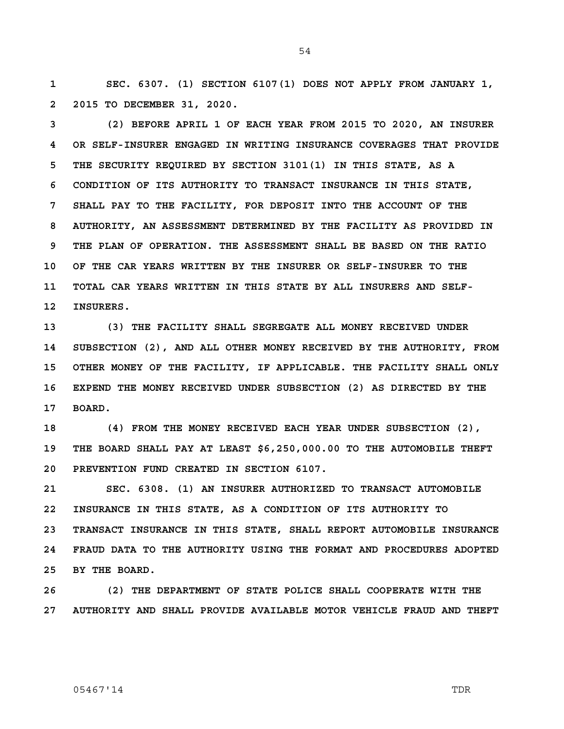**SEC. 6307. (1) SECTION 6107(1) DOES NOT APPLY FROM JANUARY 1, 2015 TO DECEMBER 31, 2020.**

**(2) BEFORE APRIL 1 OF EACH YEAR FROM 2015 TO 2020, AN INSURER OR SELF-INSURER ENGAGED IN WRITING INSURANCE COVERAGES THAT PROVIDE THE SECURITY REQUIRED BY SECTION 3101(1) IN THIS STATE, AS A CONDITION OF ITS AUTHORITY TO TRANSACT INSURANCE IN THIS STATE, SHALL PAY TO THE FACILITY, FOR DEPOSIT INTO THE ACCOUNT OF THE AUTHORITY, AN ASSESSMENT DETERMINED BY THE FACILITY AS PROVIDED IN THE PLAN OF OPERATION. THE ASSESSMENT SHALL BE BASED ON THE RATIO OF THE CAR YEARS WRITTEN BY THE INSURER OR SELF-INSURER TO THE TOTAL CAR YEARS WRITTEN IN THIS STATE BY ALL INSURERS AND SELF-INSURERS.**

**(3) THE FACILITY SHALL SEGREGATE ALL MONEY RECEIVED UNDER SUBSECTION (2), AND ALL OTHER MONEY RECEIVED BY THE AUTHORITY, FROM OTHER MONEY OF THE FACILITY, IF APPLICABLE. THE FACILITY SHALL ONLY EXPEND THE MONEY RECEIVED UNDER SUBSECTION (2) AS DIRECTED BY THE BOARD.**

**(4) FROM THE MONEY RECEIVED EACH YEAR UNDER SUBSECTION (2), THE BOARD SHALL PAY AT LEAST $6,250,000.00 TO THE AUTOMOBILE THEFT PREVENTION FUND CREATED IN SECTION 6107.**

**SEC. 6308. (1) AN INSURER AUTHORIZED TO TRANSACT AUTOMOBILE INSURANCE IN THIS STATE, AS A CONDITION OF ITS AUTHORITY TO TRANSACT INSURANCE IN THIS STATE, SHALL REPORT AUTOMOBILE INSURANCE FRAUD DATA TO THE AUTHORITY USING THE FORMAT AND PROCEDURES ADOPTED BY THE BOARD.**

**(2) THE DEPARTMENT OF STATE POLICE SHALL COOPERATE WITH THE AUTHORITY AND SHALL PROVIDE AVAILABLE MOTOR VEHICLE FRAUD AND THEFT**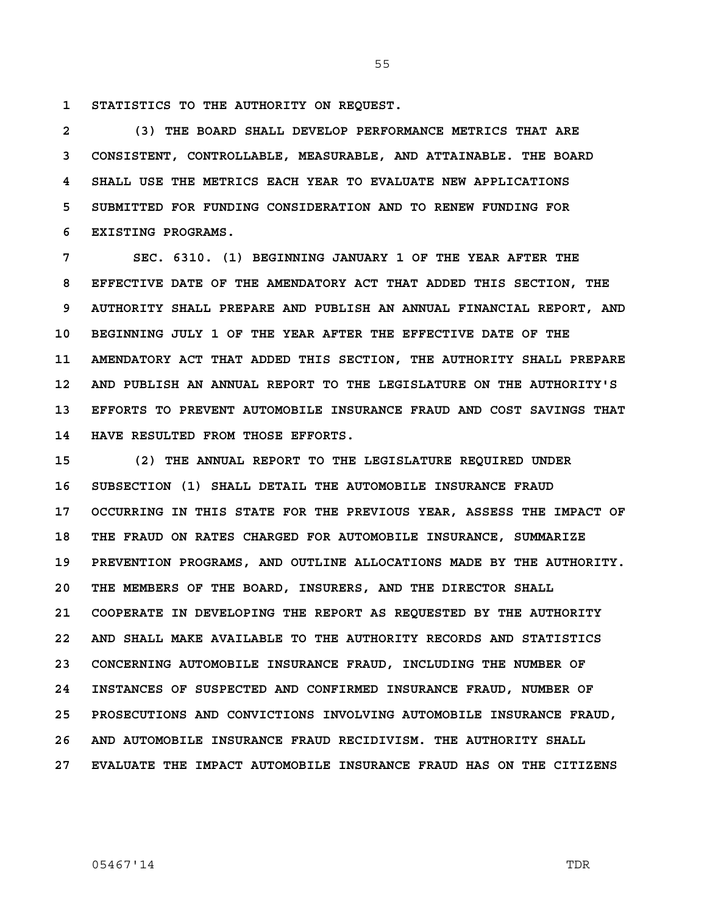STATISTICS TO THE AUTHORITY ON REQUEST.

(3) THE BOARD SHALL DEVELOP PERFORMANCE METRICS THAT ARE CONSISTENT, CONTROLLABLE, MEASURABLE, AND ATTAINABLE. THE BOARD SHALL USE THE METRICS EACH YEAR TO EVALUATE NEW APPLICATIONS SUBMITTED FOR FUNDING CONSIDERATION AND TO RENEW FUNDING FOR EXISTING PROGRAMS.

SEC. 6310. (1) BEGINNING JANUARY 1 OF THE YEAR AFTER THE EFFECTIVE DATE OF THE AMENDATORY ACT THAT ADDED THIS SECTION, THE AUTHORITY SHALL PREPARE AND PUBLISH AN ANNUAL FINANCIAL REPORT, AND BEGINNING JULY 1 OF THE YEAR AFTER THE EFFECTIVE DATE OF THE AMENDATORY ACT THAT ADDED THIS SECTION, THE AUTHORITY SHALL PREPARE AND PUBLISH AN ANNUAL REPORT TO THE LEGISLATURE ON THE AUTHORITY'S EFFORTS TO PREVENT AUTOMOBILE INSURANCE FRAUD AND COST SAVINGS THAT HAVE RESULTED FROM THOSE EFFORTS.

(2) THE ANNUAL REPORT TO THE LEGISLATURE REQUIRED UNDER SUBSECTION (1) SHALL DETAIL THE AUTOMOBILE INSURANCE FRAUD OCCURRING IN THIS STATE FOR THE PREVIOUS YEAR, ASSESS THE IMPACT OF THE FRAUD ON RATES CHARGED FOR AUTOMOBILE INSURANCE, SUMMARIZE PREVENTION PROGRAMS, AND OUTLINE ALLOCATIONS MADE BY THE AUTHORITY. THE MEMBERS OF THE BOARD, INSURERS, AND THE DIRECTOR SHALL COOPERATE IN DEVELOPING THE REPORT AS REQUESTED BY THE AUTHORITY AND SHALL MAKE AVAILABLE TO THE AUTHORITY RECORDS AND STATISTICS CONCERNING AUTOMOBILE INSURANCE FRAUD, INCLUDING THE NUMBER OF INSTANCES OF SUSPECTED AND CONFIRMED INSURANCE FRAUD, NUMBER OF PROSECUTIONS AND CONVICTIONS INVOLVING AUTOMOBILE INSURANCE FRAUD, AND AUTOMOBILE INSURANCE FRAUD RECIDIVISM. THE AUTHORITY SHALL EVALUATE THE IMPACT AUTOMOBILE INSURANCE FRAUD HAS ON THE CITIZENS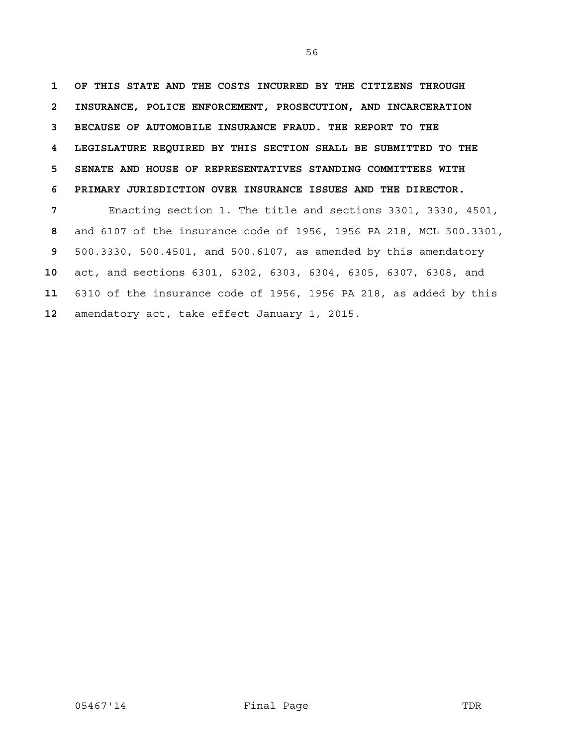**OF THIS STATE AND THE COSTS INCURRED BY THE CITIZENS THROUGH INSURANCE, POLICE ENFORCEMENT, PROSECUTION, AND INCARCERATION BECAUSE OF AUTOMOBILE INSURANCE FRAUD. THE REPORT TO THE LEGISLATURE REQUIRED BY THIS SECTION SHALL BE SUBMITTED TO THE SENATE AND HOUSE OF REPRESENTATIVES STANDING COMMITTEES WITH PRIMARY JURISDICTION OVER INSURANCE ISSUES AND THE DIRECTOR.**

Enacting section 1. The title and sections 3301, 3330, 4501, and 6107 of the insurance code of 1956, 1956 PA 218, MCL 500.3301, 500.3330, 500.4501, and 500.6107, as amended by this amendatory act, and sections 6301, 6302, 6303, 6304, 6305, 6307, 6308, and 6310 of the insurance code of 1956, 1956 PA 218, as added by this amendatory act, take effect January 1, 2015.

05467'14 Final Page TDR